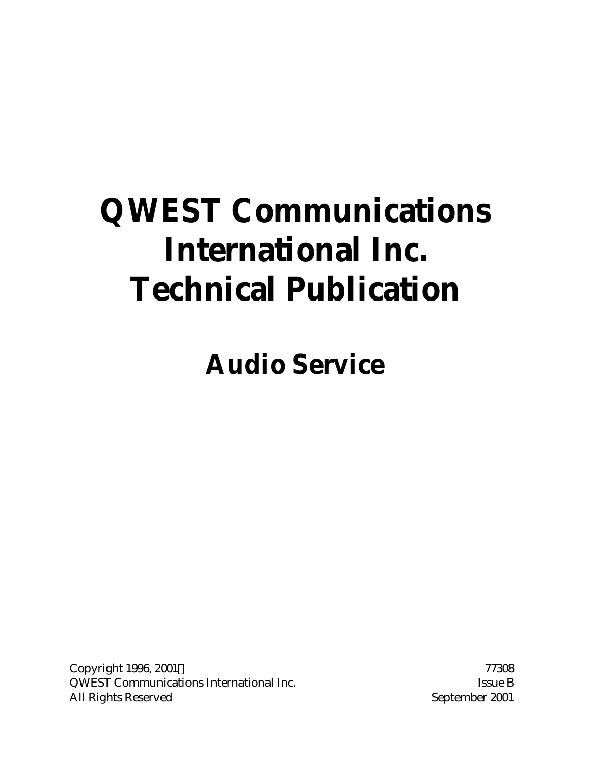# QWEST Communications International Inc. Technical Publication

## Audio Service

Copyright 1996, 2001 
QWEST Communications International Inc. 
All Rights Reserved

77308 
Issue B 
September 2001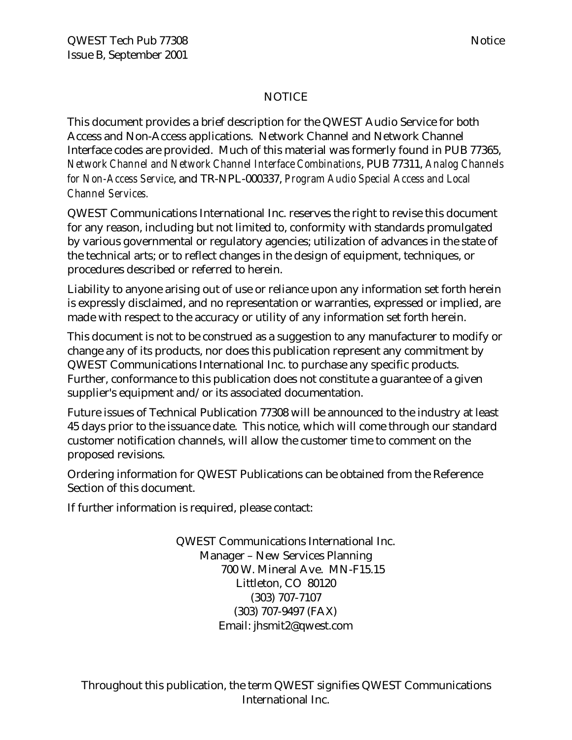# NOTICE

This document provides a brief description for the QWEST Audio Service for both Access and Non-Access applications. Network Channel and Network Channel Interface codes are provided. Much of this material was formerly found in PUB 77365, *Network Channel and Network Channel Interface Combinations*, PUB 77311, *Analog Channels for Non-Access Service*, and TR-NPL-000337, *Program Audio Special Access and Local Channel Services.*

QWEST Communications International Inc. reserves the right to revise this document for any reason, including but not limited to, conformity with standards promulgated by various governmental or regulatory agencies; utilization of advances in the state of the technical arts; or to reflect changes in the design of equipment, techniques, or procedures described or referred to herein.

Liability to anyone arising out of use or reliance upon any information set forth herein is expressly disclaimed, and no representation or warranties, expressed or implied, are made with respect to the accuracy or utility of any information set forth herein.

This document is not to be construed as a suggestion to any manufacturer to modify or change any of its products, nor does this publication represent any commitment by QWEST Communications International Inc. to purchase any specific products. Further, conformance to this publication does not constitute a guarantee of a given supplier's equipment and/or its associated documentation.

Future issues of Technical Publication 77308 will be announced to the industry at least 45 days prior to the issuance date. This notice, which will come through our standard customer notification channels, will allow the customer time to comment on the proposed revisions.

Ordering information for QWEST Publications can be obtained from the Reference Section of this document.

If further information is required, please contact:

QWEST Communications International Inc.
Manager – New Services Planning
700 W. Mineral Ave. MN-F15.15
Littleton, CO 80120
(303) 707-7107
(303) 707-9497 (FAX)
Email: jhsmit2@qwest.com

Throughout this publication, the term QWEST signifies QWEST Communications International Inc.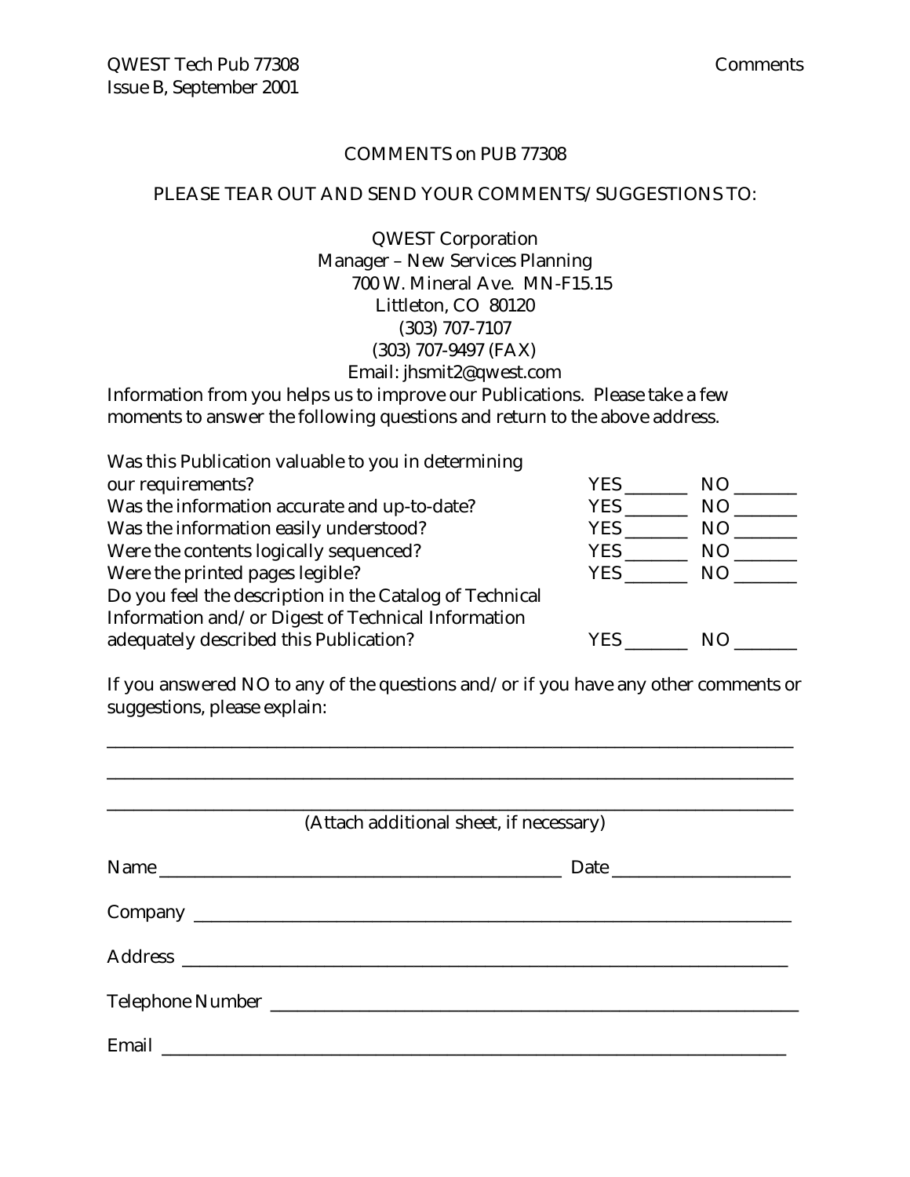# COMMENTS on PUB 77308

PLEASE TEAR OUT AND SEND YOUR COMMENTS/SUGGESTIONS TO:

QWEST Corporation
Manager – New Services Planning
700 W. Mineral Ave. MN-F15.15
Littleton, CO 80120
(303) 707-7107
(303) 707-9497 (FAX)
Email: jhsmit2@qwest.com

Information from you helps us to improve our Publications. Please take a few moments to answer the following questions and return to the above address.

| | | |
|---|---|---|
| Was this Publication valuable to you in determining our requirements? | YES _______ | NO _______ |
| Was the information accurate and up-to-date? | YES _______ | NO _______ |
| Was the information easily understood? | YES _______ | NO _______ |
| Were the contents logically sequenced? | YES _______ | NO _______ |
| Were the printed pages legible? | YES _______ | NO _______ |
| Do you feel the description in the Catalog of Technical Information and/or Digest of Technical Information adequately described this Publication? | YES _______ | NO _______ |

If you answered NO to any of the questions and/or if you have any other comments or suggestions, please explain:

______________________________________________________________________________

______________________________________________________________________________

______________________________________________________________________________

(Attach additional sheet, if necessary)

Name ____________________________________________ Date ___________________

Company ___________________________________________________________________

Address ___________________________________________________________________

Telephone Number ___________________________________________________________

Email _____________________________________________________________________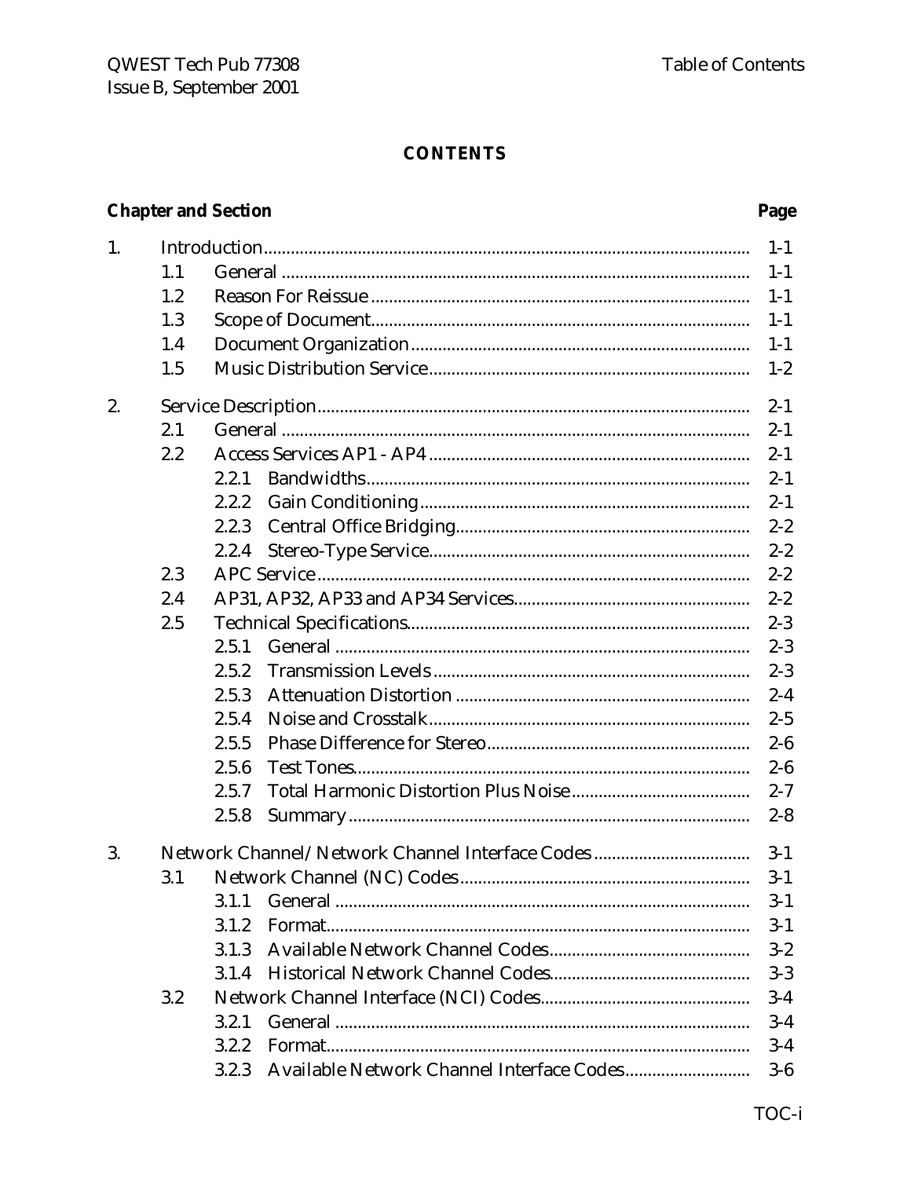**CONTENTS**

| Chapter and Section | | | Page |
|---|---|---|---|
| 1. | Introduction | | 1-1 |
| | 1.1 | General | 1-1 |
| | 1.2 | Reason For Reissue | 1-1 |
| | 1.3 | Scope of Document | 1-1 |
| | 1.4 | Document Organization | 1-1 |
| | 1.5 | Music Distribution Service | 1-2 |
| 2. | Service Description | | 2-1 |
| | 2.1 | General | 2-1 |
| | 2.2 | Access Services AP1 - AP4 | 2-1 |
| | | 2.2.1 Bandwidths | 2-1 |
| | | 2.2.2 Gain Conditioning | 2-1 |
| | | 2.2.3 Central Office Bridging | 2-2 |
| | | 2.2.4 Stereo-Type Service | 2-2 |
| | 2.3 | APC Service | 2-2 |
| | 2.4 | AP31, AP32, AP33 and AP34 Services | 2-2 |
| | 2.5 | Technical Specifications | 2-3 |
| | | 2.5.1 General | 2-3 |
| | | 2.5.2 Transmission Levels | 2-3 |
| | | 2.5.3 Attenuation Distortion | 2-4 |
| | | 2.5.4 Noise and Crosstalk | 2-5 |
| | | 2.5.5 Phase Difference for Stereo | 2-6 |
| | | 2.5.6 Test Tones | 2-6 |
| | | 2.5.7 Total Harmonic Distortion Plus Noise | 2-7 |
| | | 2.5.8 Summary | 2-8 |
| 3. | Network Channel/Network Channel Interface Codes | | 3-1 |
| | 3.1 | Network Channel (NC) Codes | 3-1 |
| | | 3.1.1 General | 3-1 |
| | | 3.1.2 Format | 3-1 |
| | | 3.1.3 Available Network Channel Codes | 3-2 |
| | | 3.1.4 Historical Network Channel Codes | 3-3 |
| | 3.2 | Network Channel Interface (NCI) Codes | 3-4 |
| | | 3.2.1 General | 3-4 |
| | | 3.2.2 Format | 3-4 |
| | | 3.2.3 Available Network Channel Interface Codes | 3-6 |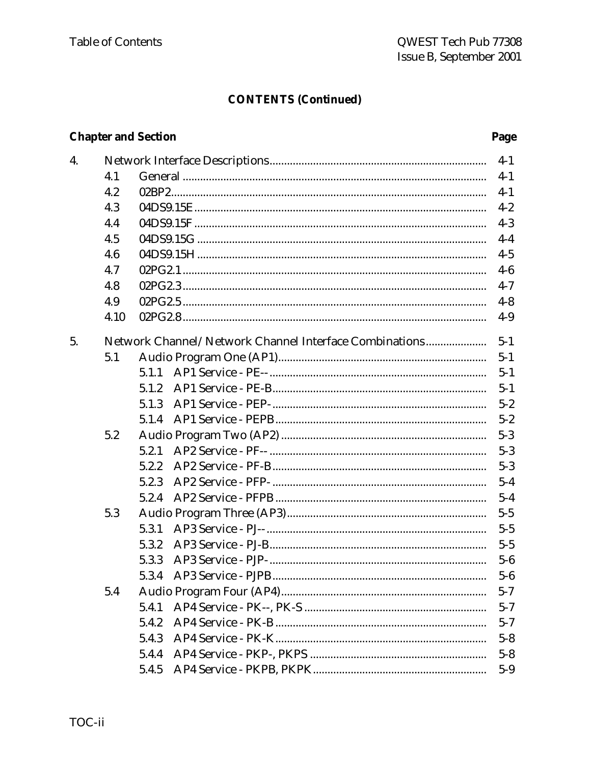## CONTENTS (Continued)

| Chapter and Section | | | Page |
|---|---|---|---|
| 4. | Network Interface Descriptions | | 4-1 |
| | 4.1 | General | 4-1 |
| | 4.2 | 02BP2 | 4-1 |
| | 4.3 | 04DS9.15E | 4-2 |
| | 4.4 | 04DS9.15F | 4-3 |
| | 4.5 | 04DS9.15G | 4-4 |
| | 4.6 | 04DS9.15H | 4-5 |
| | 4.7 | 02PG2.1 | 4-6 |
| | 4.8 | 02PG2.3 | 4-7 |
| | 4.9 | 02PG2.5 | 4-8 |
| | 4.10 | 02PG2.8 | 4-9 |
| 5. | Network Channel/Network Channel Interface Combinations | | 5-1 |
| | 5.1 | Audio Program One (AP1) | 5-1 |
| | | 5.1.1 AP1 Service - PE-- | 5-1 |
| | | 5.1.2 AP1 Service - PE-B | 5-1 |
| | | 5.1.3 AP1 Service - PEP- | 5-2 |
| | | 5.1.4 AP1 Service - PEPB | 5-2 |
| | 5.2 | Audio Program Two (AP2) | 5-3 |
| | | 5.2.1 AP2 Service - PF-- | 5-3 |
| | | 5.2.2 AP2 Service - PF-B | 5-3 |
| | | 5.2.3 AP2 Service - PFP- | 5-4 |
| | | 5.2.4 AP2 Service - PFPB | 5-4 |
| | 5.3 | Audio Program Three (AP3) | 5-5 |
| | | 5.3.1 AP3 Service - PJ-- | 5-5 |
| | | 5.3.2 AP3 Service - PJ-B | 5-5 |
| | | 5.3.3 AP3 Service - PJP- | 5-6 |
| | | 5.3.4 AP3 Service - PJPB | 5-6 |
| | 5.4 | Audio Program Four (AP4) | 5-7 |
| | | 5.4.1 AP4 Service - PK--, PK-S | 5-7 |
| | | 5.4.2 AP4 Service - PK-B | 5-7 |
| | | 5.4.3 AP4 Service - PK-K | 5-8 |
| | | 5.4.4 AP4 Service - PKP-, PKPS | 5-8 |
| | | 5.4.5 AP4 Service - PKPB, PKPK | 5-9 |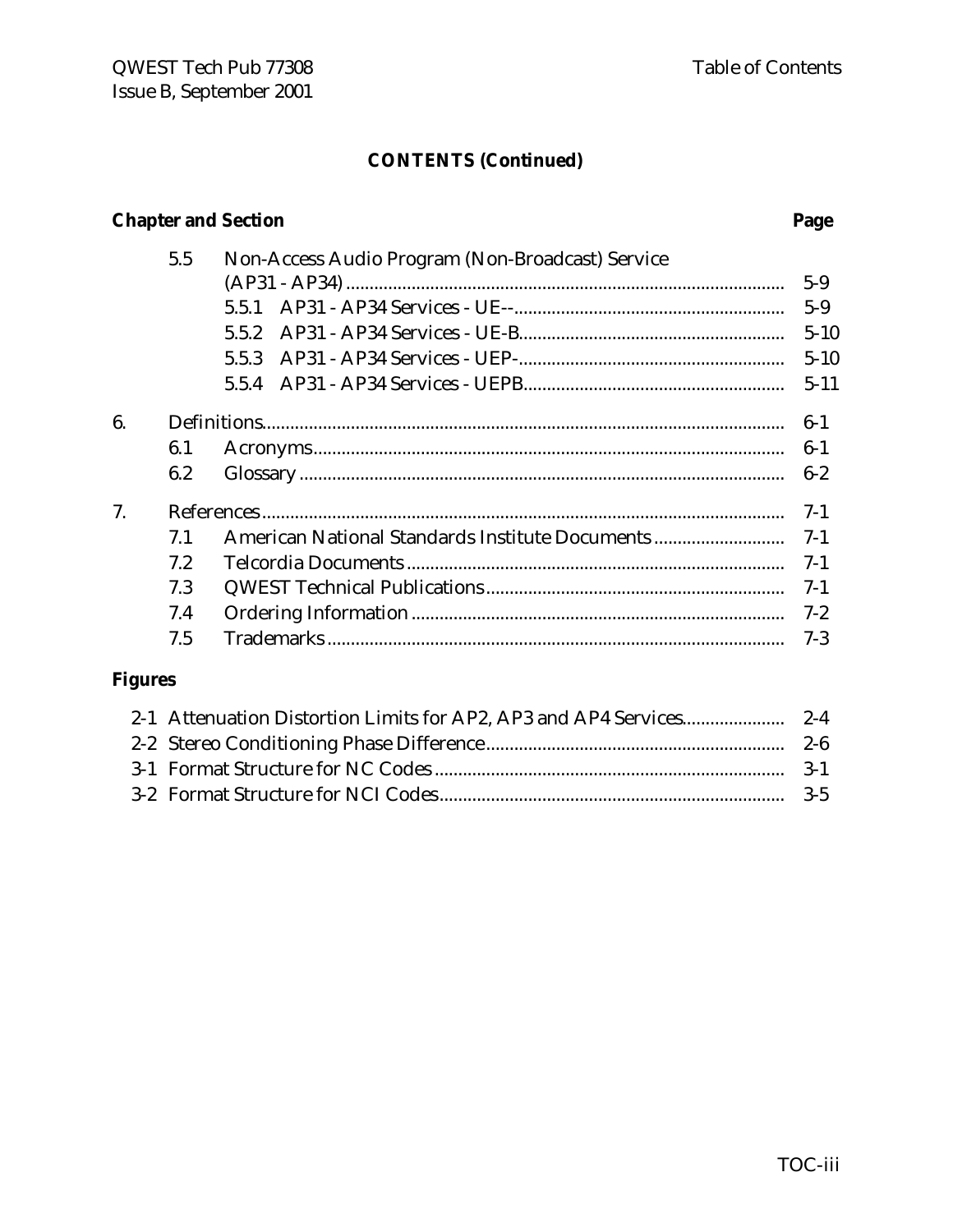## CONTENTS (Continued)

| Chapter and Section | | | Page |
|---|---|---|---|
| | 5.5 | Non-Access Audio Program (Non-Broadcast) Service (AP31 - AP34) | 5-9 |
| | | 5.5.1 AP31 - AP34 Services - UE-- | 5-9 |
| | | 5.5.2 AP31 - AP34 Services - UE-B | 5-10 |
| | | 5.5.3 AP31 - AP34 Services - UEP- | 5-10 |
| | | 5.5.4 AP31 - AP34 Services - UEPB | 5-11 |
| 6. | Definitions | | 6-1 |
| | 6.1 | Acronyms | 6-1 |
| | 6.2 | Glossary | 6-2 |
| 7. | References | | 7-1 |
| | 7.1 | American National Standards Institute Documents | 7-1 |
| | 7.2 | Telcordia Documents | 7-1 |
| | 7.3 | QWEST Technical Publications | 7-1 |
| | 7.4 | Ordering Information | 7-2 |
| | 7.5 | Trademarks | 7-3 |

**Figures**

| | | |
|---|---|---|
| 2-1 | Attenuation Distortion Limits for AP2, AP3 and AP4 Services | 2-4 |
| 2-2 | Stereo Conditioning Phase Difference | 2-6 |
| 3-1 | Format Structure for NC Codes | 3-1 |
| 3-2 | Format Structure for NCI Codes | 3-5 |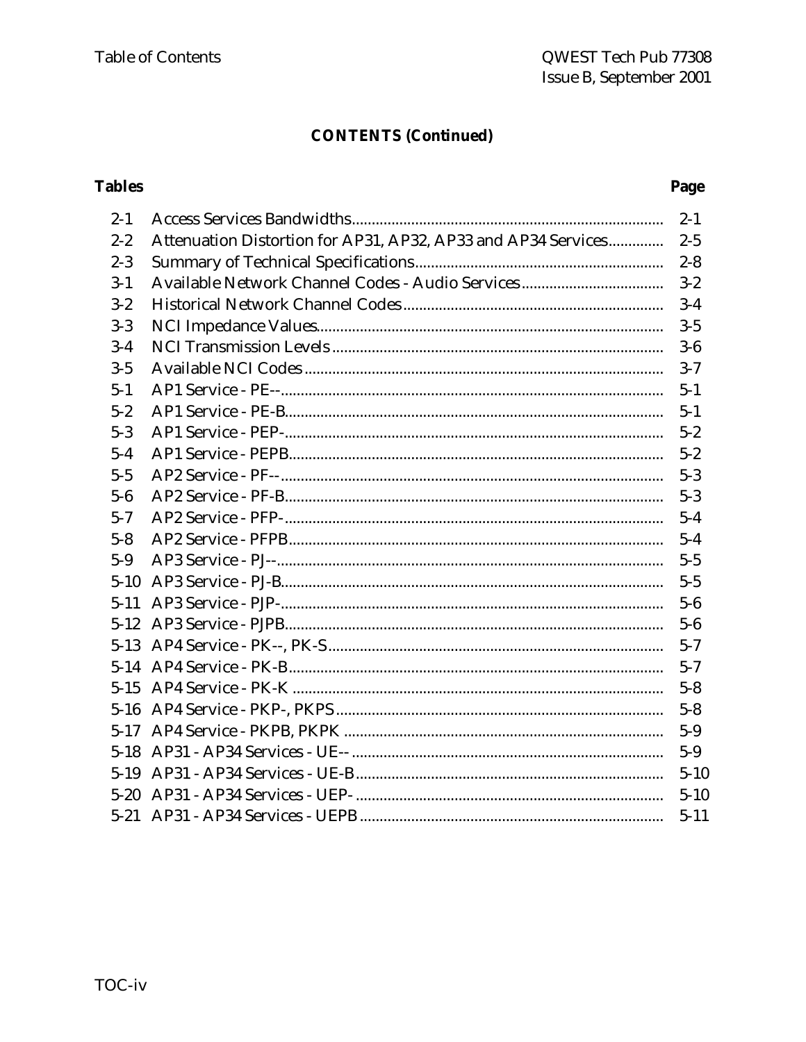## CONTENTS (Continued)

| Tables | | Page |
|---|---|---|
| 2-1 | Access Services Bandwidths | 2-1 |
| 2-2 | Attenuation Distortion for AP31, AP32, AP33 and AP34 Services | 2-5 |
| 2-3 | Summary of Technical Specifications | 2-8 |
| 3-1 | Available Network Channel Codes - Audio Services | 3-2 |
| 3-2 | Historical Network Channel Codes | 3-4 |
| 3-3 | NCI Impedance Values | 3-5 |
| 3-4 | NCI Transmission Levels | 3-6 |
| 3-5 | Available NCI Codes | 3-7 |
| 5-1 | AP1 Service - PE-- | 5-1 |
| 5-2 | AP1 Service - PE-B | 5-1 |
| 5-3 | AP1 Service - PEP- | 5-2 |
| 5-4 | AP1 Service - PEPB | 5-2 |
| 5-5 | AP2 Service - PF-- | 5-3 |
| 5-6 | AP2 Service - PF-B | 5-3 |
| 5-7 | AP2 Service - PFP- | 5-4 |
| 5-8 | AP2 Service - PFPB | 5-4 |
| 5-9 | AP3 Service - PJ-- | 5-5 |
| 5-10 | AP3 Service - PJ-B | 5-5 |
| 5-11 | AP3 Service - PJP- | 5-6 |
| 5-12 | AP3 Service - PJPB | 5-6 |
| 5-13 | AP4 Service - PK--, PK-S | 5-7 |
| 5-14 | AP4 Service - PK-B | 5-7 |
| 5-15 | AP4 Service - PK-K | 5-8 |
| 5-16 | AP4 Service - PKP-, PKPS | 5-8 |
| 5-17 | AP4 Service - PKPB, PKPK | 5-9 |
| 5-18 | AP31 - AP34 Services - UE-- | 5-9 |
| 5-19 | AP31 - AP34 Services - UE-B | 5-10 |
| 5-20 | AP31 - AP34 Services - UEP- | 5-10 |
| 5-21 | AP31 - AP34 Services - UEPB | 5-11 |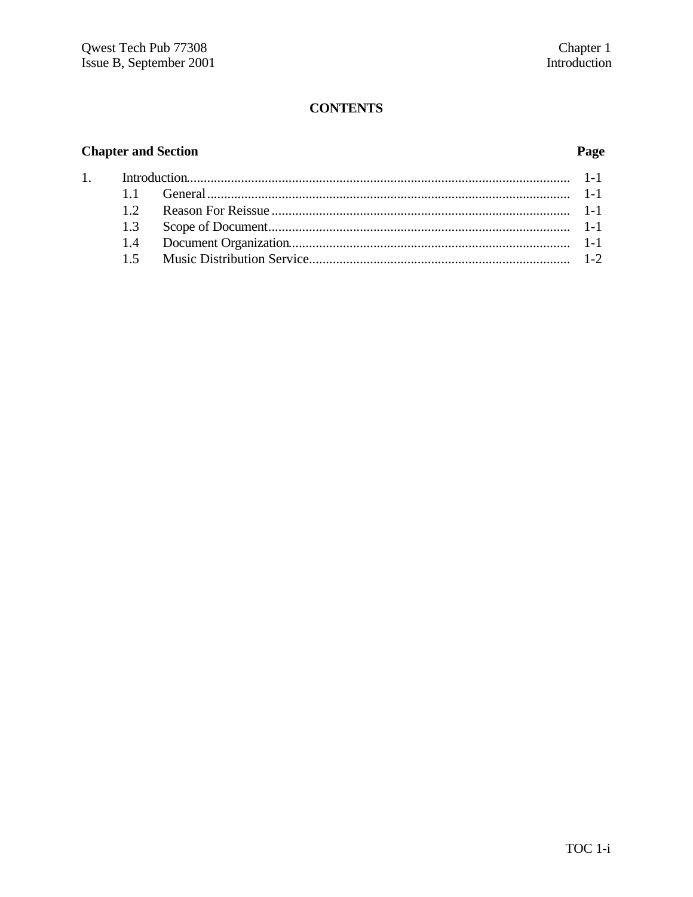# CONTENTS

| Chapter and Section | | Page |
|---|---|---|
| 1. | Introduction | 1-1 |
| 1.1 | General | 1-1 |
| 1.2 | Reason For Reissue | 1-1 |
| 1.3 | Scope of Document | 1-1 |
| 1.4 | Document Organization | 1-1 |
| 1.5 | Music Distribution Service | 1-2 |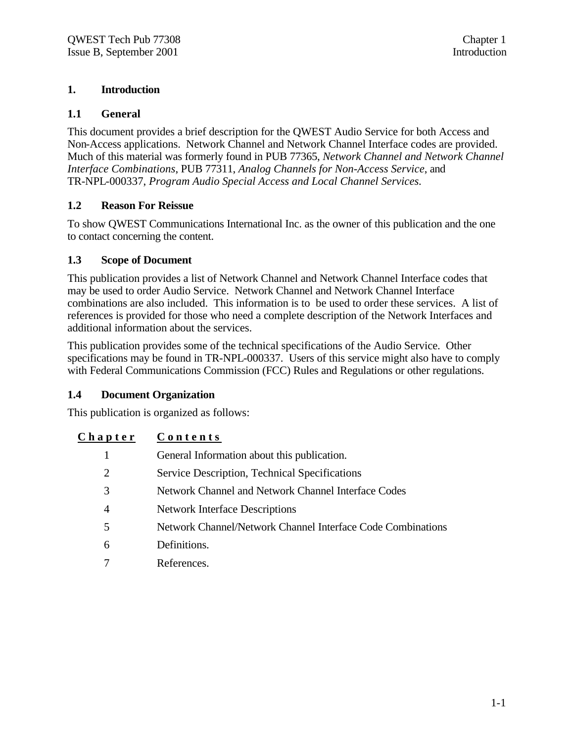# 1. Introduction

## 1.1 General

This document provides a brief description for the QWEST Audio Service for both Access and Non-Access applications. Network Channel and Network Channel Interface codes are provided. Much of this material was formerly found in PUB 77365, *Network Channel and Network Channel Interface Combinations*, PUB 77311, *Analog Channels for Non-Access Service*, and TR-NPL-000337, *Program Audio Special Access and Local Channel Services.*

## 1.2 Reason For Reissue

To show QWEST Communications International Inc. as the owner of this publication and the one to contact concerning the content.

## 1.3 Scope of Document

This publication provides a list of Network Channel and Network Channel Interface codes that may be used to order Audio Service. Network Channel and Network Channel Interface combinations are also included. This information is to be used to order these services. A list of references is provided for those who need a complete description of the Network Interfaces and additional information about the services.

This publication provides some of the technical specifications of the Audio Service. Other specifications may be found in TR-NPL-000337. Users of this service might also have to comply with Federal Communications Commission (FCC) Rules and Regulations or other regulations.

## 1.4 Document Organization

This publication is organized as follows:

| Chapter | Contents |
|---|---|
| 1 | General Information about this publication. |
| 2 | Service Description, Technical Specifications |
| 3 | Network Channel and Network Channel Interface Codes |
| 4 | Network Interface Descriptions |
| 5 | Network Channel/Network Channel Interface Code Combinations |
| 6 | Definitions. |
| 7 | References. |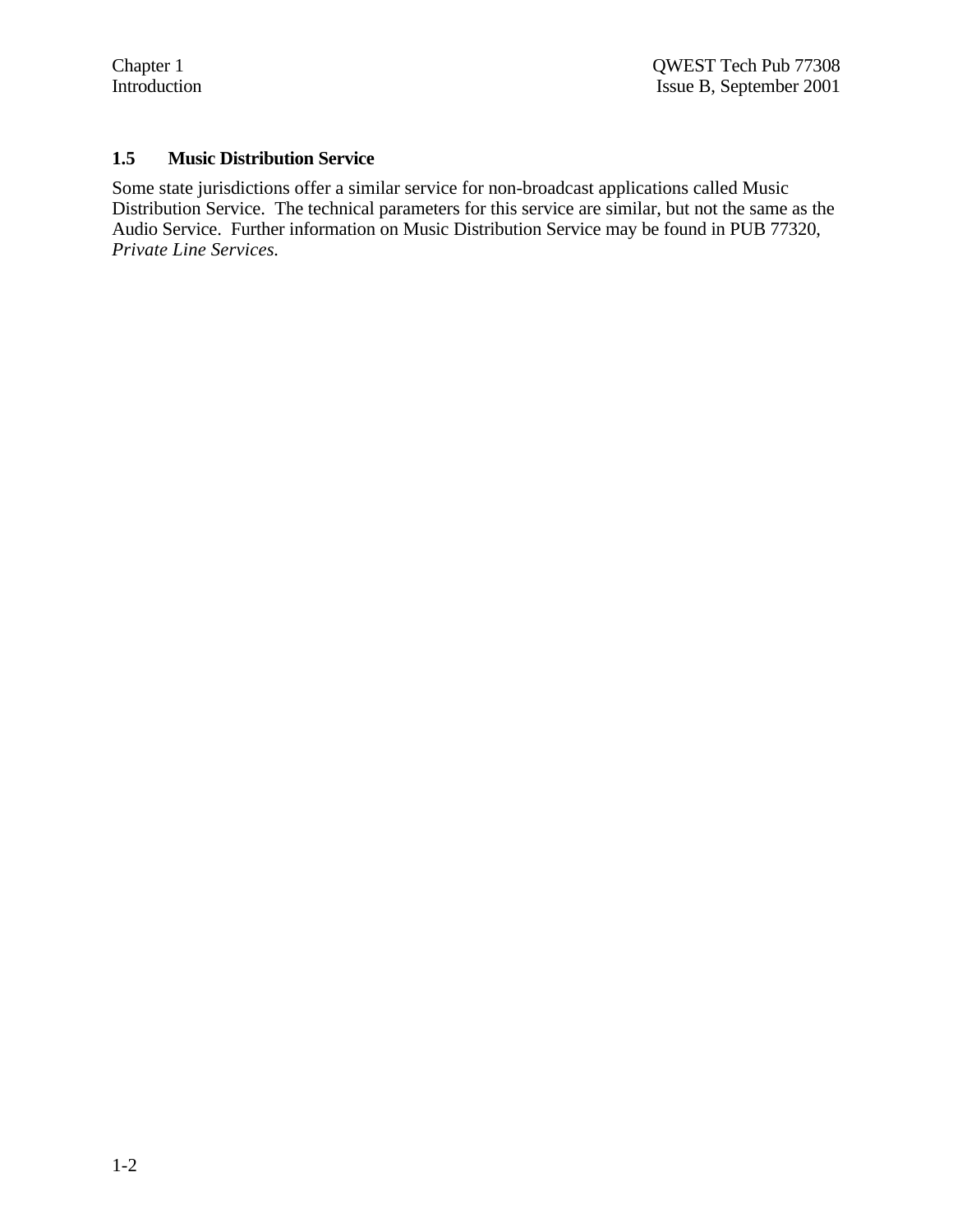### 1.5 Music Distribution Service

Some state jurisdictions offer a similar service for non-broadcast applications called Music Distribution Service. The technical parameters for this service are similar, but not the same as the Audio Service. Further information on Music Distribution Service may be found in PUB 77320, *Private Line Services.*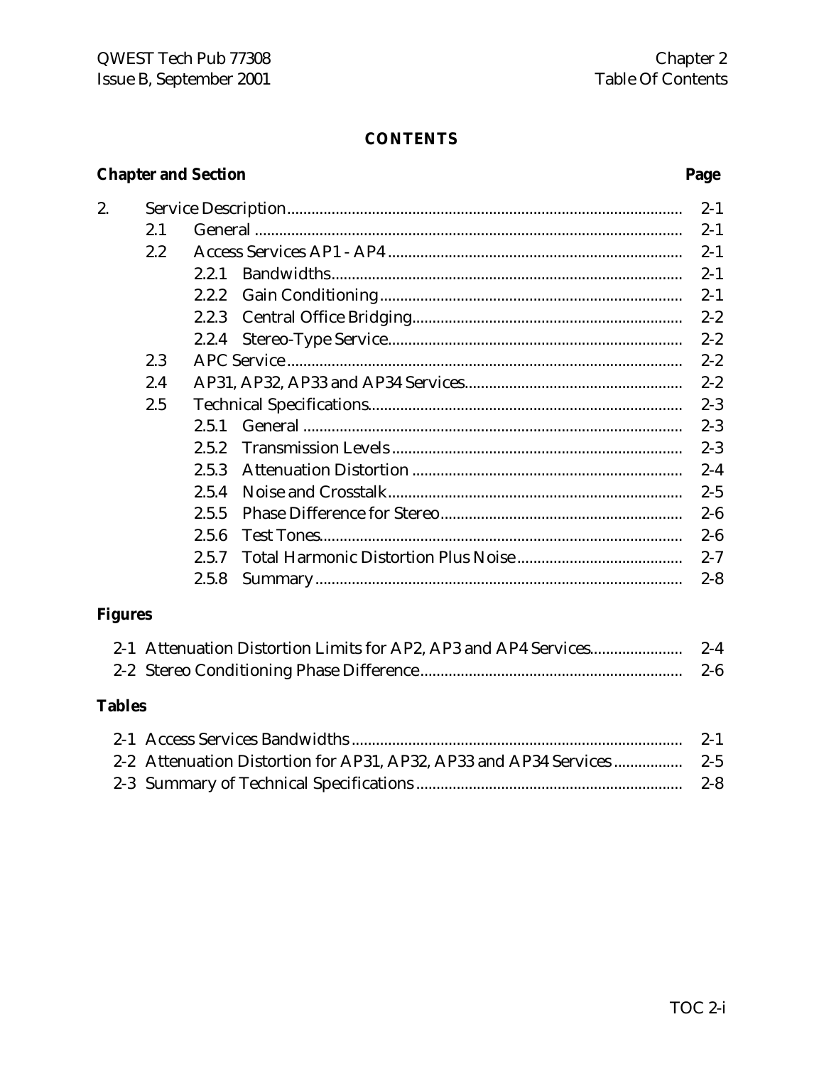## CONTENTS

| Chapter and Section | | | | Page |
|---|---|---|---|---|
| 2. | Service Description | | | 2-1 |
| | 2.1 | General | | 2-1 |
| | 2.2 | Access Services AP1 - AP4 | | 2-1 |
| | | 2.2.1 | Bandwidths | 2-1 |
| | | 2.2.2 | Gain Conditioning | 2-1 |
| | | 2.2.3 | Central Office Bridging | 2-2 |
| | | 2.2.4 | Stereo-Type Service | 2-2 |
| | 2.3 | APC Service | | 2-2 |
| | 2.4 | AP31, AP32, AP33 and AP34 Services | | 2-2 |
| | 2.5 | Technical Specifications | | 2-3 |
| | | 2.5.1 | General | 2-3 |
| | | 2.5.2 | Transmission Levels | 2-3 |
| | | 2.5.3 | Attenuation Distortion | 2-4 |
| | | 2.5.4 | Noise and Crosstalk | 2-5 |
| | | 2.5.5 | Phase Difference for Stereo | 2-6 |
| | | 2.5.6 | Test Tones | 2-6 |
| | | 2.5.7 | Total Harmonic Distortion Plus Noise | 2-7 |
| | | 2.5.8 | Summary | 2-8 |

**Figures**

| | | |
|---|---|---|
| 2-1 | Attenuation Distortion Limits for AP2, AP3 and AP4 Services | 2-4 |
| 2-2 | Stereo Conditioning Phase Difference | 2-6 |

**Tables**

| | | |
|---|---|---|
| 2-1 | Access Services Bandwidths | 2-1 |
| 2-2 | Attenuation Distortion for AP31, AP32, AP33 and AP34 Services | 2-5 |
| 2-3 | Summary of Technical Specifications | 2-8 |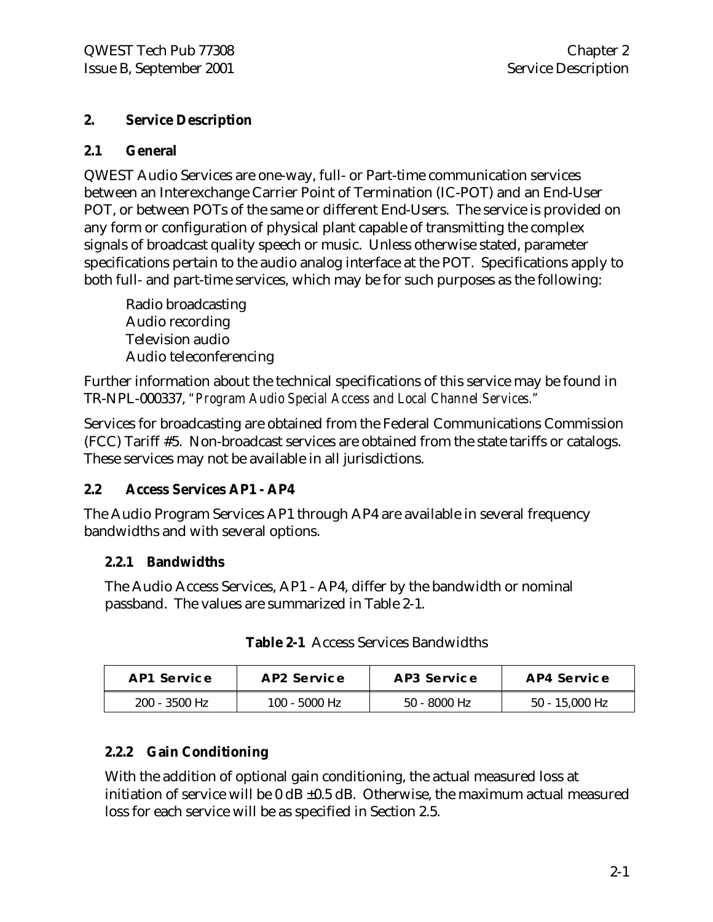## 2. Service Description

### 2.1 General

QWEST Audio Services are one-way, full- or Part-time communication services between an Interexchange Carrier Point of Termination (IC-POT) and an End-User POT, or between POTs of the same or different End-Users. The service is provided on any form or configuration of physical plant capable of transmitting the complex signals of broadcast quality speech or music. Unless otherwise stated, parameter specifications pertain to the audio analog interface at the POT. Specifications apply to both full- and part-time services, which may be for such purposes as the following:

Radio broadcasting
Audio recording
Television audio
Audio teleconferencing

Further information about the technical specifications of this service may be found in TR-NPL-000337, "*Program Audio Special Access and Local Channel Services.*"

Services for broadcasting are obtained from the Federal Communications Commission (FCC) Tariff #5. Non-broadcast services are obtained from the state tariffs or catalogs. These services may not be available in all jurisdictions.

### 2.2 Access Services AP1 - AP4

The Audio Program Services AP1 through AP4 are available in several frequency bandwidths and with several options.

#### 2.2.1 Bandwidths

The Audio Access Services, AP1 - AP4, differ by the bandwidth or nominal passband. The values are summarized in Table 2-1.

**Table 2-1** Access Services Bandwidths

| AP1 Service | AP2 Service | AP3 Service | AP4 Service |
|---|---|---|---|
| 200 - 3500 Hz | 100 - 5000 Hz | 50 - 8000 Hz | 50 - 15,000 Hz |

#### 2.2.2 Gain Conditioning

With the addition of optional gain conditioning, the actual measured loss at initiation of service will be 0 dB ±0.5 dB. Otherwise, the maximum actual measured loss for each service will be as specified in Section 2.5.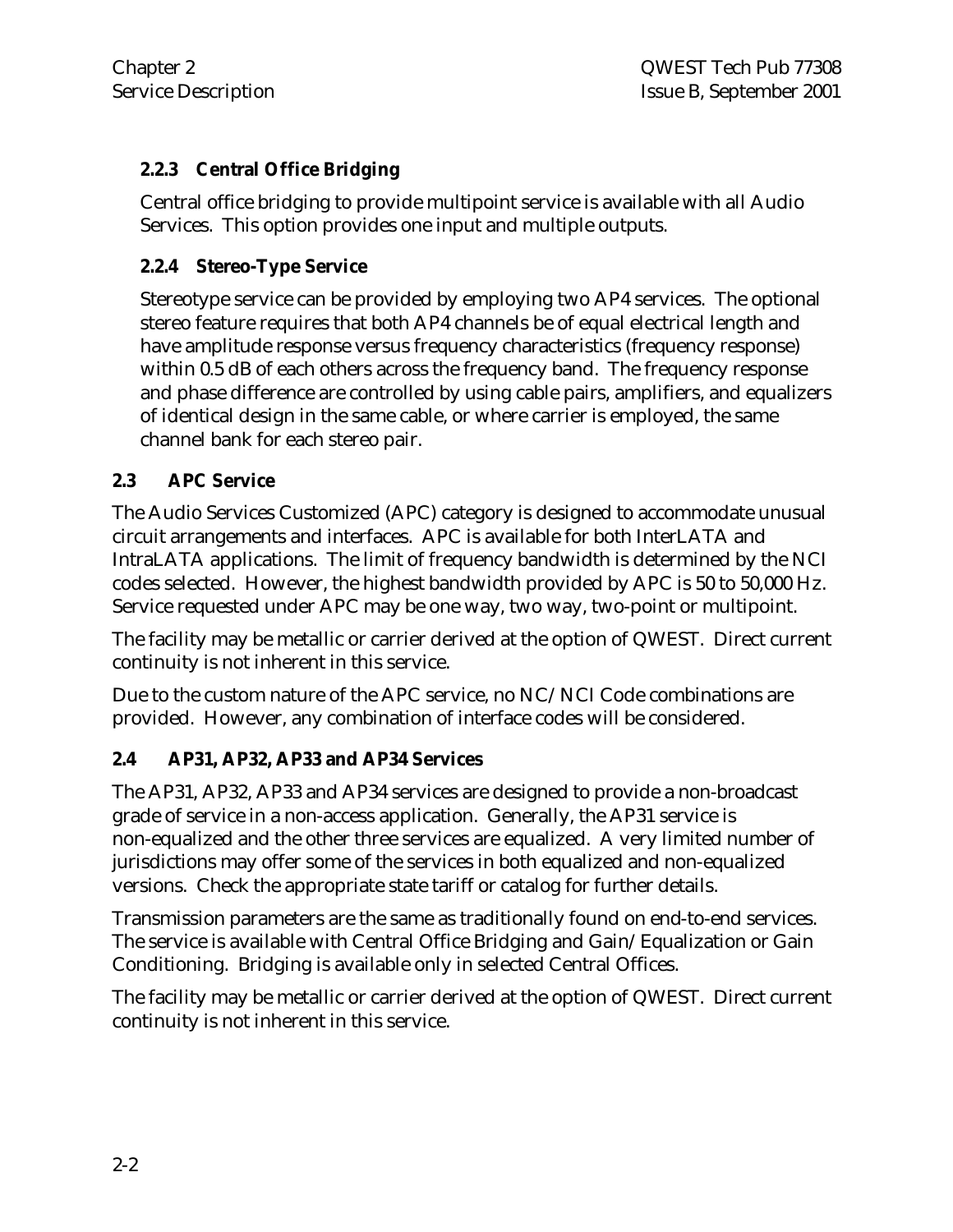### 2.2.3 Central Office Bridging

Central office bridging to provide multipoint service is available with all Audio Services. This option provides one input and multiple outputs.

### 2.2.4 Stereo-Type Service

Stereotype service can be provided by employing two AP4 services. The optional stereo feature requires that both AP4 channels be of equal electrical length and have amplitude response versus frequency characteristics (frequency response) within 0.5 dB of each others across the frequency band. The frequency response and phase difference are controlled by using cable pairs, amplifiers, and equalizers of identical design in the same cable, or where carrier is employed, the same channel bank for each stereo pair.

## 2.3 APC Service

The Audio Services Customized (APC) category is designed to accommodate unusual circuit arrangements and interfaces. APC is available for both InterLATA and IntraLATA applications. The limit of frequency bandwidth is determined by the NCI codes selected. However, the highest bandwidth provided by APC is 50 to 50,000 Hz. Service requested under APC may be one way, two way, two-point or multipoint.

The facility may be metallic or carrier derived at the option of QWEST. Direct current continuity is not inherent in this service.

Due to the custom nature of the APC service, no NC/NCI Code combinations are provided. However, any combination of interface codes will be considered.

## 2.4 AP31, AP32, AP33 and AP34 Services

The AP31, AP32, AP33 and AP34 services are designed to provide a non-broadcast grade of service in a non-access application. Generally, the AP31 service is non-equalized and the other three services are equalized. A very limited number of jurisdictions may offer some of the services in both equalized and non-equalized versions. Check the appropriate state tariff or catalog for further details.

Transmission parameters are the same as traditionally found on end-to-end services. The service is available with Central Office Bridging and Gain/Equalization or Gain Conditioning. Bridging is available only in selected Central Offices.

The facility may be metallic or carrier derived at the option of QWEST. Direct current continuity is not inherent in this service.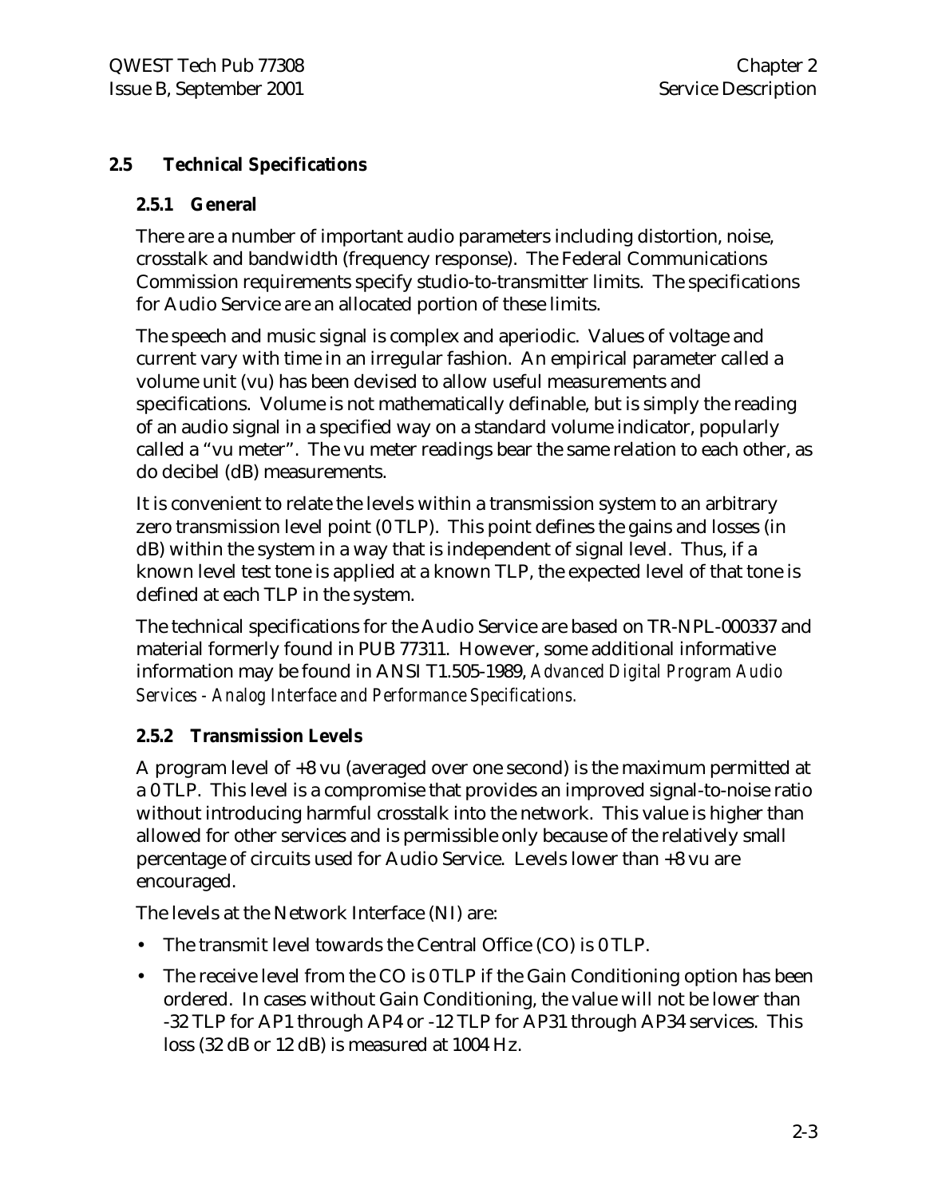## 2.5 Technical Specifications

### 2.5.1 General

There are a number of important audio parameters including distortion, noise, crosstalk and bandwidth (frequency response). The Federal Communications Commission requirements specify studio-to-transmitter limits. The specifications for Audio Service are an allocated portion of these limits.

The speech and music signal is complex and aperiodic. Values of voltage and current vary with time in an irregular fashion. An empirical parameter called a volume unit (vu) has been devised to allow useful measurements and specifications. Volume is not mathematically definable, but is simply the reading of an audio signal in a specified way on a standard volume indicator, popularly called a "vu meter". The vu meter readings bear the same relation to each other, as do decibel (dB) measurements.

It is convenient to relate the levels within a transmission system to an arbitrary zero transmission level point (0 TLP). This point defines the gains and losses (in dB) within the system in a way that is independent of signal level. Thus, if a known level test tone is applied at a known TLP, the expected level of that tone is defined at each TLP in the system.

The technical specifications for the Audio Service are based on TR-NPL-000337 and material formerly found in PUB 77311. However, some additional informative information may be found in ANSI T1.505-1989, *Advanced Digital Program Audio Services - Analog Interface and Performance Specifications.*

### 2.5.2 Transmission Levels

A program level of +8 vu (averaged over one second) is the maximum permitted at a 0 TLP. This level is a compromise that provides an improved signal-to-noise ratio without introducing harmful crosstalk into the network. This value is higher than allowed for other services and is permissible only because of the relatively small percentage of circuits used for Audio Service. Levels lower than +8 vu are encouraged.

The levels at the Network Interface (NI) are:

- The transmit level towards the Central Office (CO) is 0 TLP.
- The receive level from the CO is 0 TLP if the Gain Conditioning option has been ordered. In cases without Gain Conditioning, the value will not be lower than -32 TLP for AP1 through AP4 or -12 TLP for AP31 through AP34 services. This loss (32 dB or 12 dB) is measured at 1004 Hz.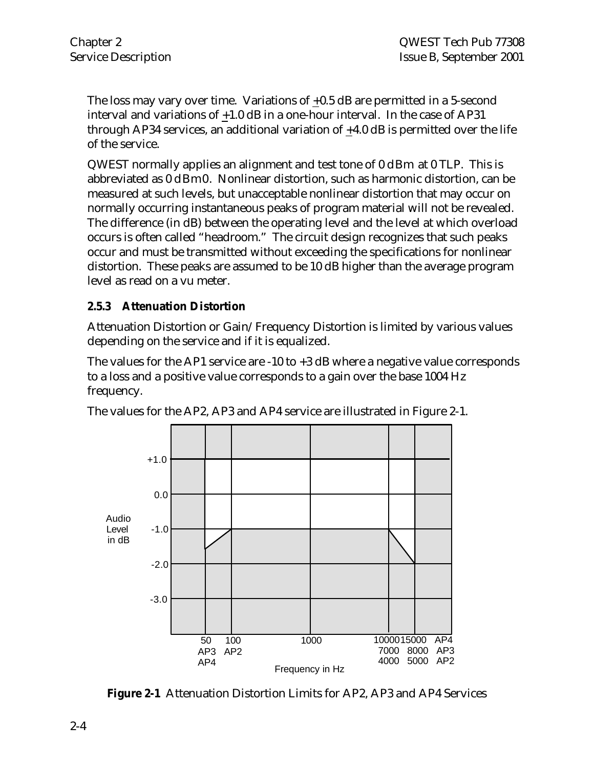The loss may vary over time. Variations of ±0.5 dB are permitted in a 5-second interval and variations of ±1.0 dB in a one-hour interval. In the case of AP31 through AP34 services, an additional variation of ±4.0 dB is permitted over the life of the service.

QWEST normally applies an alignment and test tone of 0 dBm at 0 TLP. This is abbreviated as 0 dBm0. Nonlinear distortion, such as harmonic distortion, can be measured at such levels, but unacceptable nonlinear distortion that may occur on normally occurring instantaneous peaks of program material will not be revealed. The difference (in dB) between the operating level and the level at which overload occurs is often called "headroom." The circuit design recognizes that such peaks occur and must be transmitted without exceeding the specifications for nonlinear distortion. These peaks are assumed to be 10 dB higher than the average program level as read on a vu meter.

### 2.5.3 Attenuation Distortion

Attenuation Distortion or Gain/Frequency Distortion is limited by various values depending on the service and if it is equalized.

The values for the AP1 service are -10 to +3 dB where a negative value corresponds to a loss and a positive value corresponds to a gain over the base 1004 Hz frequency.

The values for the AP2, AP3 and AP4 service are illustrated in Figure 2-1.

**Figure 2-1** Attenuation Distortion Limits for AP2, AP3 and AP4 Services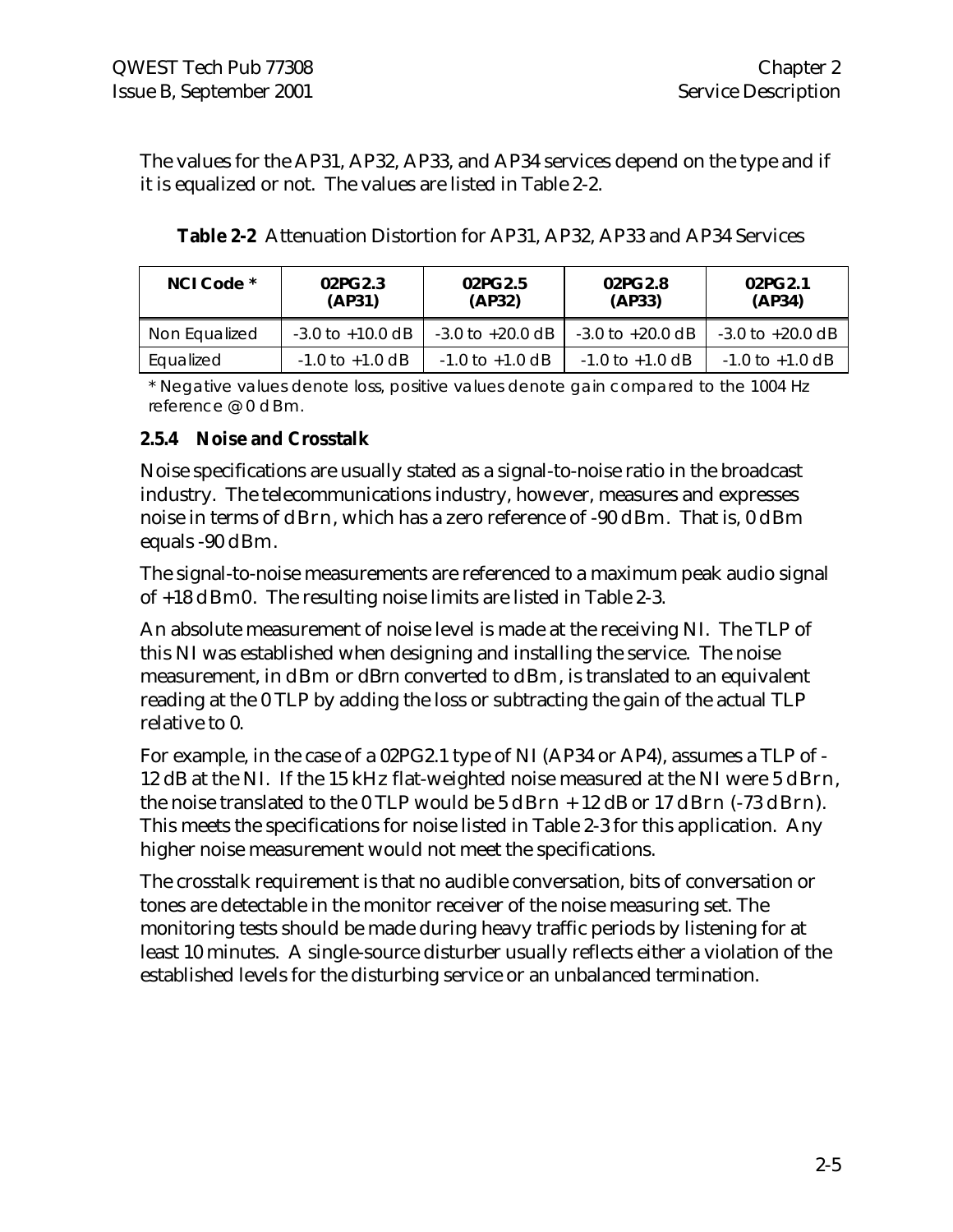The values for the AP31, AP32, AP33, and AP34 services depend on the type and if it is equalized or not. The values are listed in Table 2-2.

**Table 2-2** Attenuation Distortion for AP31, AP32, AP33 and AP34 Services

| NCI Code * | 02PG2.3 (AP31) | 02PG2.5 (AP32) | 02PG2.8 (AP33) | 02PG2.1 (AP34) |
|---|---|---|---|---|
| Non Equalized | -3.0 to +10.0 dB | -3.0 to +20.0 dB | -3.0 to +20.0 dB | -3.0 to +20.0 dB |
| Equalized | -1.0 to +1.0 dB | -1.0 to +1.0 dB | -1.0 to +1.0 dB | -1.0 to +1.0 dB |

* Negative values denote loss, positive values denote gain compared to the 1004 Hz reference @ 0 dBm.

### 2.5.4 Noise and Crosstalk

Noise specifications are usually stated as a signal-to-noise ratio in the broadcast industry. The telecommunications industry, however, measures and expresses noise in terms of dBrn, which has a zero reference of -90 dBm. That is, 0 dBm equals -90 dBm.

The signal-to-noise measurements are referenced to a maximum peak audio signal of +18 dBm0. The resulting noise limits are listed in Table 2-3.

An absolute measurement of noise level is made at the receiving NI. The TLP of this NI was established when designing and installing the service. The noise measurement, in dBm or dBrn converted to dBm, is translated to an equivalent reading at the 0 TLP by adding the loss or subtracting the gain of the actual TLP relative to 0.

For example, in the case of a 02PG2.1 type of NI (AP34 or AP4), assumes a TLP of -12 dB at the NI. If the 15 kHz flat-weighted noise measured at the NI were 5 dBrn, the noise translated to the 0 TLP would be 5 dBrn + 12 dB or 17 dBrn (-73 dBrn). This meets the specifications for noise listed in Table 2-3 for this application. Any higher noise measurement would not meet the specifications.

The crosstalk requirement is that no audible conversation, bits of conversation or tones are detectable in the monitor receiver of the noise measuring set. The monitoring tests should be made during heavy traffic periods by listening for at least 10 minutes. A single-source disturber usually reflects either a violation of the established levels for the disturbing service or an unbalanced termination.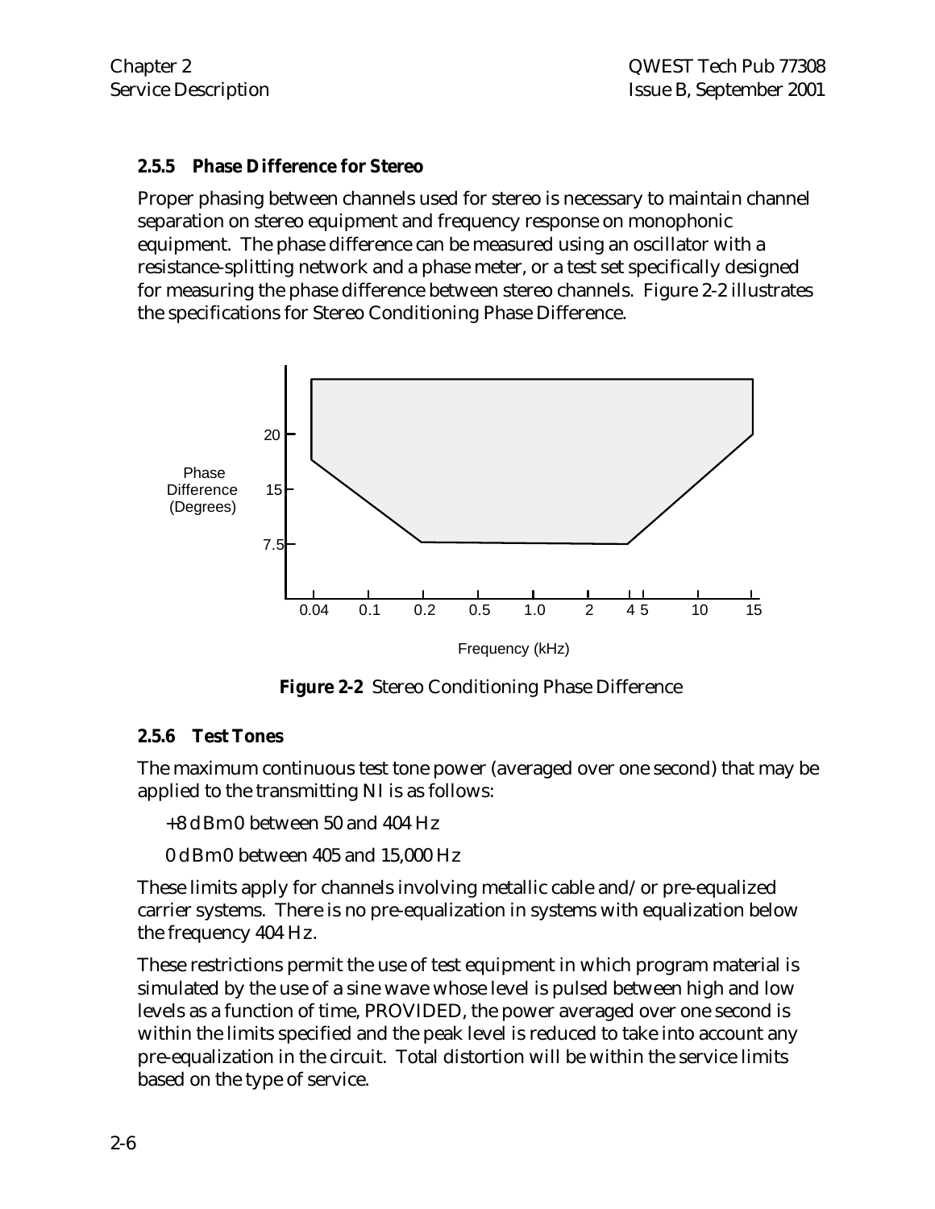### 2.5.5 Phase Difference for Stereo

Proper phasing between channels used for stereo is necessary to maintain channel separation on stereo equipment and frequency response on monophonic equipment. The phase difference can be measured using an oscillator with a resistance-splitting network and a phase meter, or a test set specifically designed for measuring the phase difference between stereo channels. Figure 2-2 illustrates the specifications for Stereo Conditioning Phase Difference.

**Figure 2-2** Stereo Conditioning Phase Difference

### 2.5.6 Test Tones

The maximum continuous test tone power (averaged over one second) that may be applied to the transmitting NI is as follows:

+8 dBm0 between 50 and 404 Hz

0 dBm0 between 405 and 15,000 Hz

These limits apply for channels involving metallic cable and/or pre-equalized carrier systems. There is no pre-equalization in systems with equalization below the frequency 404 Hz.

These restrictions permit the use of test equipment in which program material is simulated by the use of a sine wave whose level is pulsed between high and low levels as a function of time, PROVIDED, the power averaged over one second is within the limits specified and the peak level is reduced to take into account any pre-equalization in the circuit. Total distortion will be within the service limits based on the type of service.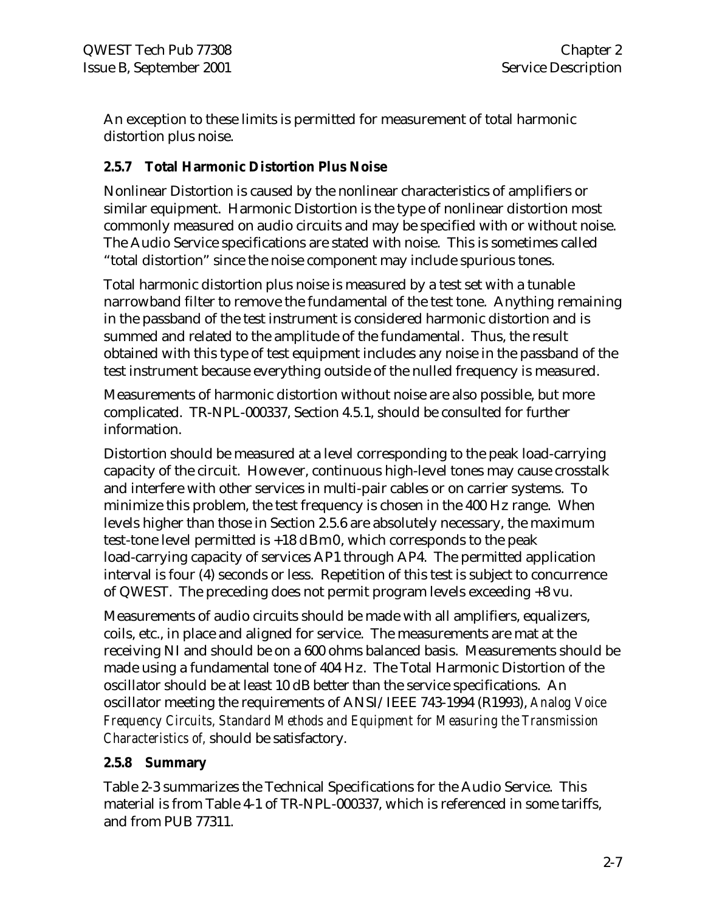An exception to these limits is permitted for measurement of total harmonic distortion plus noise.

### 2.5.7 Total Harmonic Distortion Plus Noise

Nonlinear Distortion is caused by the nonlinear characteristics of amplifiers or similar equipment. Harmonic Distortion is the type of nonlinear distortion most commonly measured on audio circuits and may be specified with or without noise. The Audio Service specifications are stated with noise. This is sometimes called "total distortion" since the noise component may include spurious tones.

Total harmonic distortion plus noise is measured by a test set with a tunable narrowband filter to remove the fundamental of the test tone. Anything remaining in the passband of the test instrument is considered harmonic distortion and is summed and related to the amplitude of the fundamental. Thus, the result obtained with this type of test equipment includes any noise in the passband of the test instrument because everything outside of the nulled frequency is measured.

Measurements of harmonic distortion without noise are also possible, but more complicated. TR-NPL-000337, Section 4.5.1, should be consulted for further information.

Distortion should be measured at a level corresponding to the peak load-carrying capacity of the circuit. However, continuous high-level tones may cause crosstalk and interfere with other services in multi-pair cables or on carrier systems. To minimize this problem, the test frequency is chosen in the 400 Hz range. When levels higher than those in Section 2.5.6 are absolutely necessary, the maximum test-tone level permitted is +18 dBm0, which corresponds to the peak load-carrying capacity of services AP1 through AP4. The permitted application interval is four (4) seconds or less. Repetition of this test is subject to concurrence of QWEST. The preceding does not permit program levels exceeding +8 vu.

Measurements of audio circuits should be made with all amplifiers, equalizers, coils, etc., in place and aligned for service. The measurements are mat at the receiving NI and should be on a 600 ohms balanced basis. Measurements should be made using a fundamental tone of 404 Hz. The Total Harmonic Distortion of the oscillator should be at least 10 dB better than the service specifications. An oscillator meeting the requirements of ANSI/IEEE 743-1994 (R1993), *Analog Voice Frequency Circuits, Standard Methods and Equipment for Measuring the Transmission Characteristics of,* should be satisfactory.

### 2.5.8 Summary

Table 2-3 summarizes the Technical Specifications for the Audio Service. This material is from Table 4-1 of TR-NPL-000337, which is referenced in some tariffs, and from PUB 77311.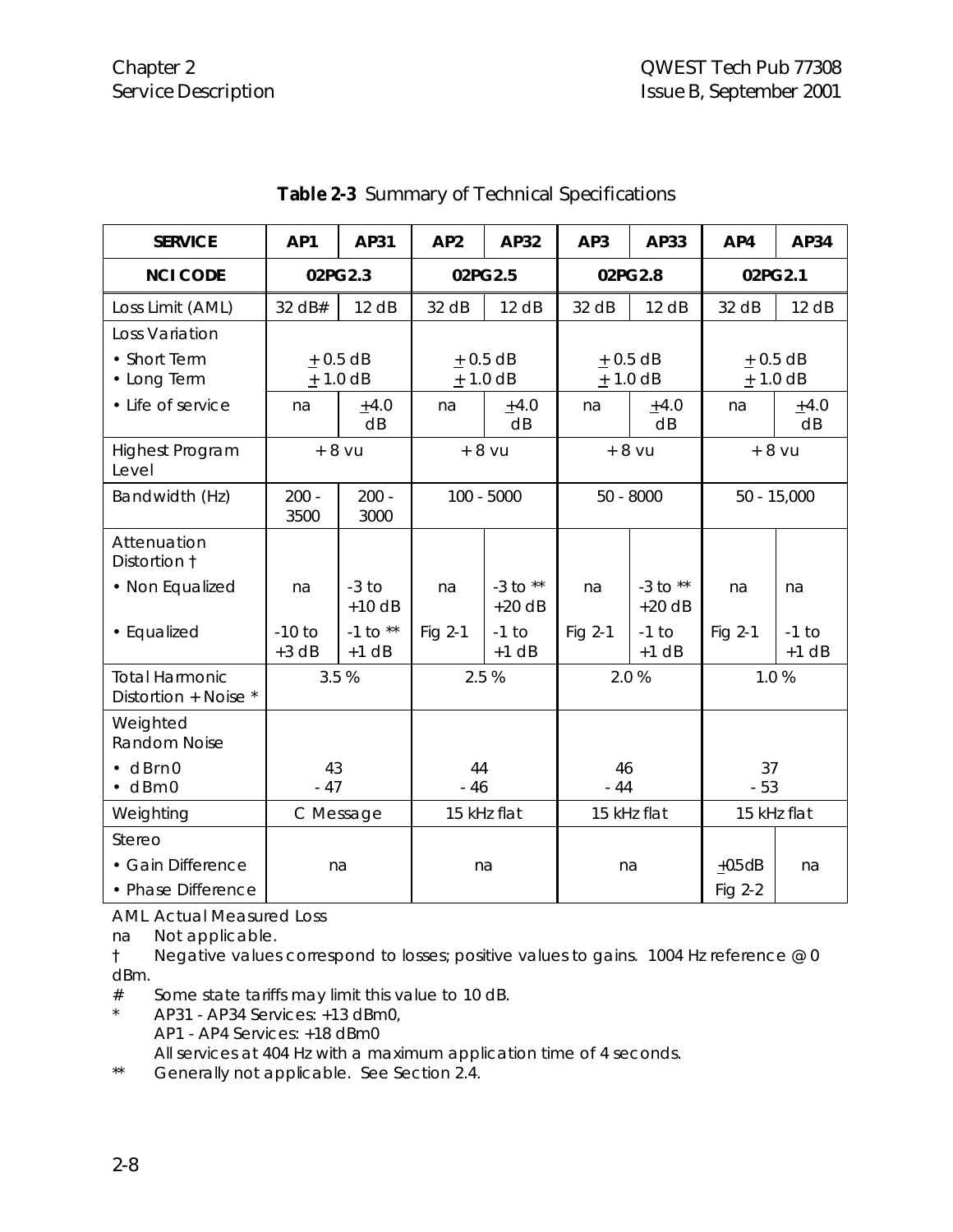**Table 2-3** Summary of Technical Specifications

| SERVICE | AP1 | AP31 | AP2 | AP32 | AP3 | AP33 | AP4 | AP34 |
|---|---|---|---|---|---|---|---|---|
| **NCI CODE** | 02PG2.3 | | 02PG2.5 | | 02PG2.8 | | 02PG2.1 | |
| Loss Limit (AML) | 32 dB# | 12 dB | 32 dB | 12 dB | 32 dB | 12 dB | 32 dB | 12 dB |
| Loss Variation | | | | | | | | |
| • Short Term<br>• Long Term | ± 0.5 dB<br>± 1.0 dB | | ± 0.5 dB<br>± 1.0 dB | | ± 0.5 dB<br>± 1.0 dB | | ± 0.5 dB<br>± 1.0 dB | |
| • Life of service | na | ±4.0 dB | na | ±4.0 dB | na | ±4.0 dB | na | ±4.0 dB |
| Highest Program Level | + 8 vu | | + 8 vu | | + 8 vu | | + 8 vu | |
| Bandwidth (Hz) | 200 - 3500 | 200 - 3000 | 100 - 5000 | | 50 - 8000 | | 50 - 15,000 | |
| Attenuation Distortion † | | | | | | | | |
| • Non Equalized | na | -3 to +10 dB | na | -3 to ** +20 dB | na | -3 to ** +20 dB | na | na |
| • Equalized | -10 to +3 dB | -1 to ** +1 dB | Fig 2-1 | -1 to +1 dB | Fig 2-1 | -1 to +1 dB | Fig 2-1 | -1 to +1 dB |
| Total Harmonic Distortion + Noise * | 3.5 % | | 2.5 % | | 2.0 % | | 1.0 % | |
| Weighted Random Noise | | | | | | | | |
| • dBrn0<br>• dBm0 | 43<br>- 47 | | 44<br>- 46 | | 46<br>- 44 | | 37<br>- 53 | |
| Weighting | C Message | | 15 kHz flat | | 15 kHz flat | | 15 kHz flat | |
| Stereo | | | | | | | | |
| • Gain Difference<br>• Phase Difference | na | | na | | na | | ±0.5dB<br>Fig 2-2 | na |

AML Actual Measured Loss

na Not applicable.

† Negative values correspond to losses; positive values to gains. 1004 Hz reference @ 0 dBm.

# Some state tariffs may limit this value to 10 dB.

* AP31 - AP34 Services: +13 dBm0,
AP1 - AP4 Services: +18 dBm0
All services at 404 Hz with a maximum application time of 4 seconds.

** Generally not applicable. See Section 2.4.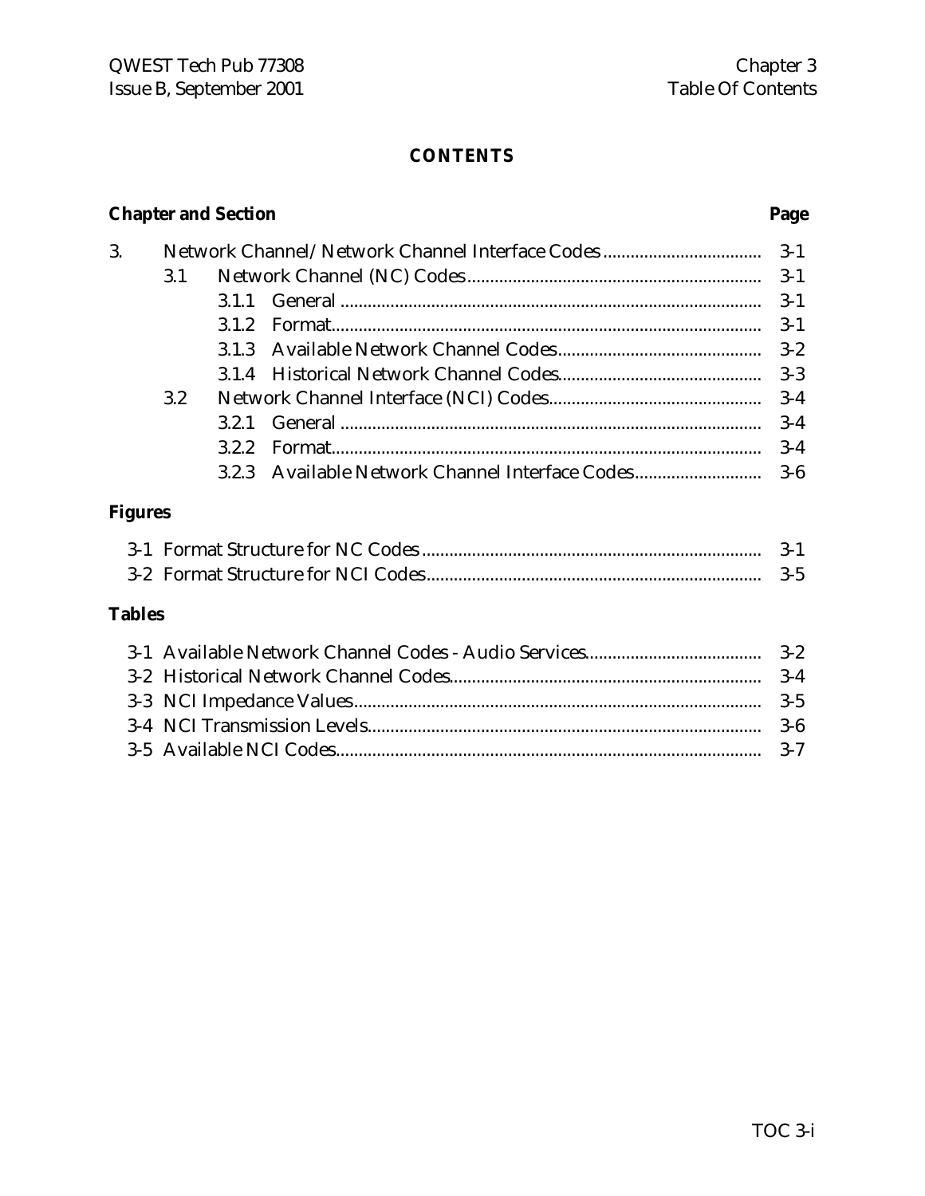**CONTENTS**

| Chapter and Section | | | Page |
|---|---|---|---|
| 3. | Network Channel/ Network Channel Interface Codes | | 3-1 |
| | 3.1 | Network Channel (NC) Codes | 3-1 |
| | | 3.1.1 General | 3-1 |
| | | 3.1.2 Format | 3-1 |
| | | 3.1.3 Available Network Channel Codes | 3-2 |
| | | 3.1.4 Historical Network Channel Codes | 3-3 |
| | 3.2 | Network Channel Interface (NCI) Codes | 3-4 |
| | | 3.2.1 General | 3-4 |
| | | 3.2.2 Format | 3-4 |
| | | 3.2.3 Available Network Channel Interface Codes | 3-6 |

**Figures**

| | |
|---|---|
| 3-1 Format Structure for NC Codes | 3-1 |
| 3-2 Format Structure for NCI Codes | 3-5 |

**Tables**

| | |
|---|---|
| 3-1 Available Network Channel Codes - Audio Services | 3-2 |
| 3-2 Historical Network Channel Codes | 3-4 |
| 3-3 NCI Impedance Values | 3-5 |
| 3-4 NCI Transmission Levels | 3-6 |
| 3-5 Available NCI Codes | 3-7 |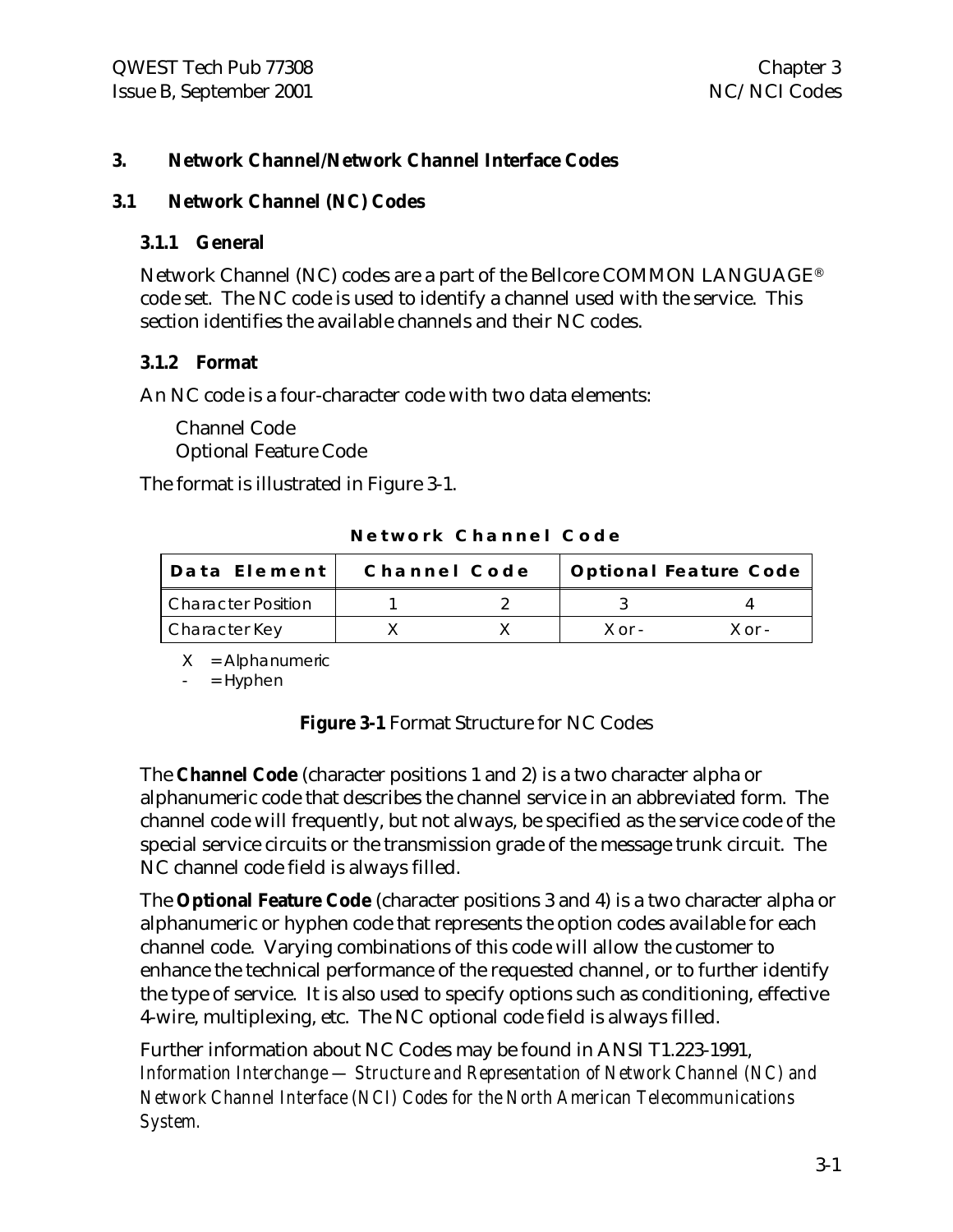# 3. Network Channel/Network Channel Interface Codes

## 3.1 Network Channel (NC) Codes

### 3.1.1 General

Network Channel (NC) codes are a part of the Bellcore COMMON LANGUAGE® code set. The NC code is used to identify a channel used with the service. This section identifies the available channels and their NC codes.

### 3.1.2 Format

An NC code is a four-character code with two data elements:

Channel Code
Optional Feature Code

The format is illustrated in Figure 3-1.

**Network Channel Code**

| Data Element | Channel Code | | Optional Feature Code | |
|---|---|---|---|---|
| Character Position | 1 | 2 | 3 | 4 |
| Character Key | X | X | X or - | X or - |

X = Alphanumeric
\- = Hyphen

**Figure 3-1** Format Structure for NC Codes

The **Channel Code** (character positions 1 and 2) is a two character alpha or alphanumeric code that describes the channel service in an abbreviated form. The channel code will frequently, but not always, be specified as the service code of the special service circuits or the transmission grade of the message trunk circuit. The NC channel code field is always filled.

The **Optional Feature Code** (character positions 3 and 4) is a two character alpha or alphanumeric or hyphen code that represents the option codes available for each channel code. Varying combinations of this code will allow the customer to enhance the technical performance of the requested channel, or to further identify the type of service. It is also used to specify options such as conditioning, effective 4-wire, multiplexing, etc. The NC optional code field is always filled.

Further information about NC Codes may be found in ANSI T1.223-1991, *Information Interchange — Structure and Representation of Network Channel (NC) and Network Channel Interface (NCI) Codes for the North American Telecommunications System.*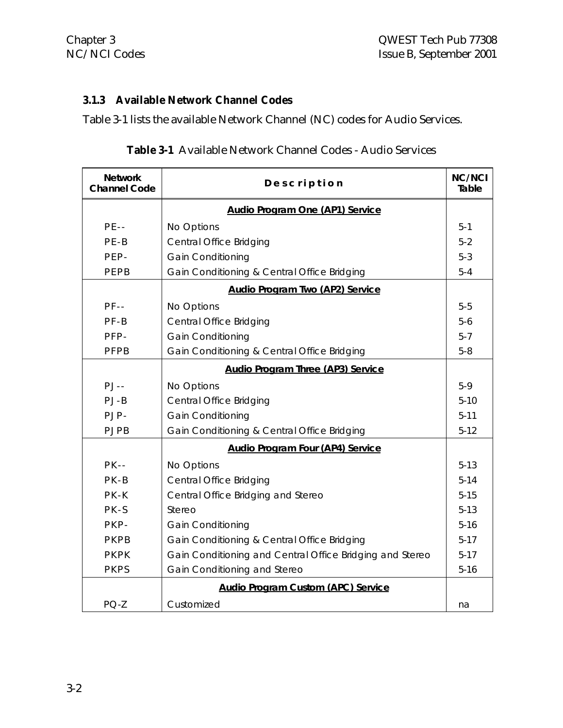### 3.1.3 Available Network Channel Codes

Table 3-1 lists the available Network Channel (NC) codes for Audio Services.

**Table 3-1** Available Network Channel Codes - Audio Services

| Network Channel Code | Description | NC/NCI Table |
|---|---|---|
| | **Audio Program One (AP1) Service** | |
| PE-- | No Options | 5-1 |
| PE-B | Central Office Bridging | 5-2 |
| PEP- | Gain Conditioning | 5-3 |
| PEPB | Gain Conditioning & Central Office Bridging | 5-4 |
| | **Audio Program Two (AP2) Service** | |
| PF-- | No Options | 5-5 |
| PF-B | Central Office Bridging | 5-6 |
| PFP- | Gain Conditioning | 5-7 |
| PFPB | Gain Conditioning & Central Office Bridging | 5-8 |
| | **Audio Program Three (AP3) Service** | |
| PJ-- | No Options | 5-9 |
| PJ-B | Central Office Bridging | 5-10 |
| PJP- | Gain Conditioning | 5-11 |
| PJPB | Gain Conditioning & Central Office Bridging | 5-12 |
| | **Audio Program Four (AP4) Service** | |
| PK-- | No Options | 5-13 |
| PK-B | Central Office Bridging | 5-14 |
| PK-K | Central Office Bridging and Stereo | 5-15 |
| PK-S | Stereo | 5-13 |
| PKP- | Gain Conditioning | 5-16 |
| PKPB | Gain Conditioning & Central Office Bridging | 5-17 |
| PKPK | Gain Conditioning and Central Office Bridging and Stereo | 5-17 |
| PKPS | Gain Conditioning and Stereo | 5-16 |
| | **Audio Program Custom (APC) Service** | |
| PQ-Z | Customized | na |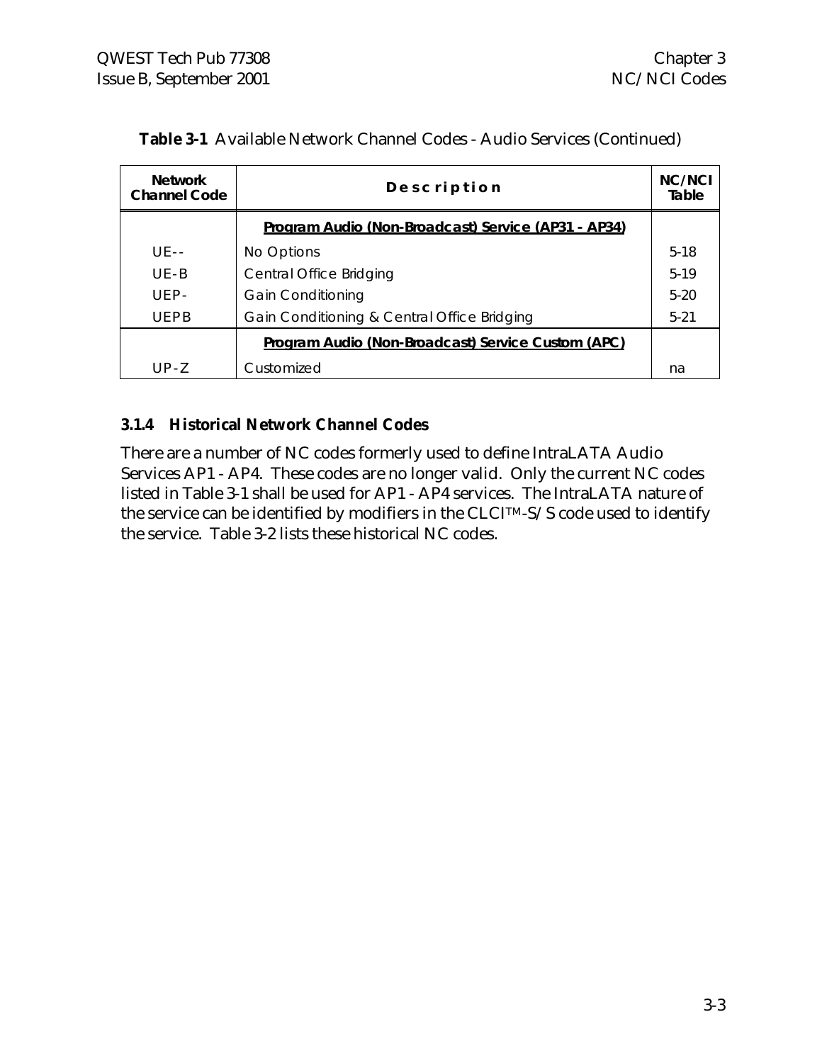**Table 3-1** Available Network Channel Codes - Audio Services (Continued)

| Network Channel Code | Description | NC/NCI Table |
|---|---|---|
| | <u>Program Audio (Non-Broadcast) Service (AP31 - AP34)</u> | |
| UE-- | No Options | 5-18 |
| UE-B | Central Office Bridging | 5-19 |
| UEP- | Gain Conditioning | 5-20 |
| UEPB | Gain Conditioning & Central Office Bridging | 5-21 |
| | <u>Program Audio (Non-Broadcast) Service Custom (APC)</u> | |
| UP-Z | Customized | na |

### 3.1.4 Historical Network Channel Codes

There are a number of NC codes formerly used to define IntraLATA Audio Services AP1 - AP4. These codes are no longer valid. Only the current NC codes listed in Table 3-1 shall be used for AP1 - AP4 services. The IntraLATA nature of the service can be identified by modifiers in the CLCI™-S/S code used to identify the service. Table 3-2 lists these historical NC codes.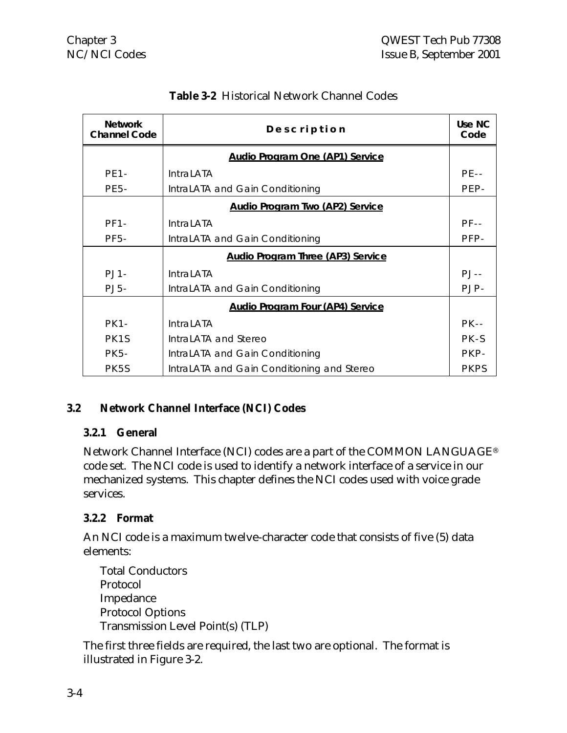**Table 3-2** Historical Network Channel Codes

| Network Channel Code | Description | Use NC Code |
|---|---|---|
| | **Audio Program One (AP1) Service** | |
| PE1- | IntraLATA | PE-- |
| PE5- | IntraLATA and Gain Conditioning | PEP- |
| | **Audio Program Two (AP2) Service** | |
| PF1- | IntraLATA | PF-- |
| PF5- | IntraLATA and Gain Conditioning | PFP- |
| | **Audio Program Three (AP3) Service** | |
| PJ1- | IntraLATA | PJ-- |
| PJ5- | IntraLATA and Gain Conditioning | PJP- |
| | **Audio Program Four (AP4) Service** | |
| PK1- | IntraLATA | PK-- |
| PK1S | IntraLATA and Stereo | PK-S |
| PK5- | IntraLATA and Gain Conditioning | PKP- |
| PK5S | IntraLATA and Gain Conditioning and Stereo | PKPS |

## 3.2 Network Channel Interface (NCI) Codes

### 3.2.1 General

Network Channel Interface (NCI) codes are a part of the COMMON LANGUAGE® code set. The NCI code is used to identify a network interface of a service in our mechanized systems. This chapter defines the NCI codes used with voice grade services.

### 3.2.2 Format

An NCI code is a maximum twelve-character code that consists of five (5) data elements:

Total Conductors
Protocol
Impedance
Protocol Options
Transmission Level Point(s) (TLP)

The first three fields are required, the last two are optional. The format is illustrated in Figure 3-2.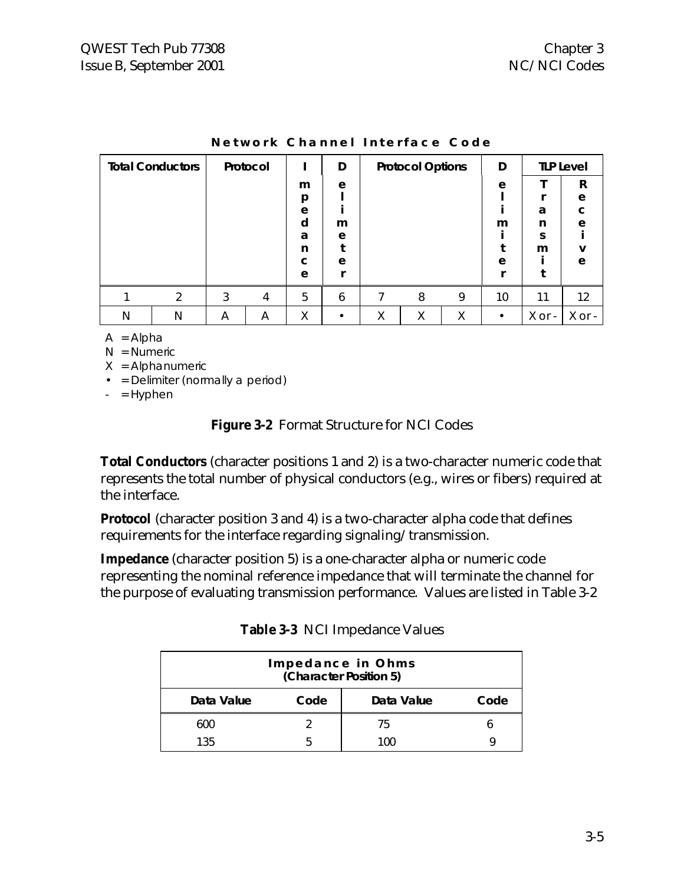**Network Channel Interface Code**

| Total Conductors | | Protocol | | Impedance | Delimeter | Protocol Options | | | Delimeter | TLP Level | |
|---|---|---|---|---|---|---|---|---|---|---|---|
| | | | | | | | | | | Transmit | Receive |
| 1 | 2 | 3 | 4 | 5 | 6 | 7 | 8 | 9 | 10 | 11 | 12 |
| N | N | A | A | X | • | X | X | X | • | X or - | X or - |

A = Alpha
N = Numeric
X = Alphanumeric
• = Delimiter (normally a period)
- = Hyphen

**Figure 3-2** Format Structure for NCI Codes

**Total Conductors** (character positions 1 and 2) is a two-character numeric code that represents the total number of physical conductors (e.g., wires or fibers) required at the interface.

**Protocol** (character position 3 and 4) is a two-character alpha code that defines requirements for the interface regarding signaling/transmission.

**Impedance** (character position 5) is a one-character alpha or numeric code representing the nominal reference impedance that will terminate the channel for the purpose of evaluating transmission performance. Values are listed in Table 3-2

**Table 3-3** NCI Impedance Values

| Impedance in Ohms (Character Position 5) | | | |
|---|---|---|---|
| **Data Value** | **Code** | **Data Value** | **Code** |
| 600 | 2 | 75 | 6 |
| 135 | 5 | 100 | 9 |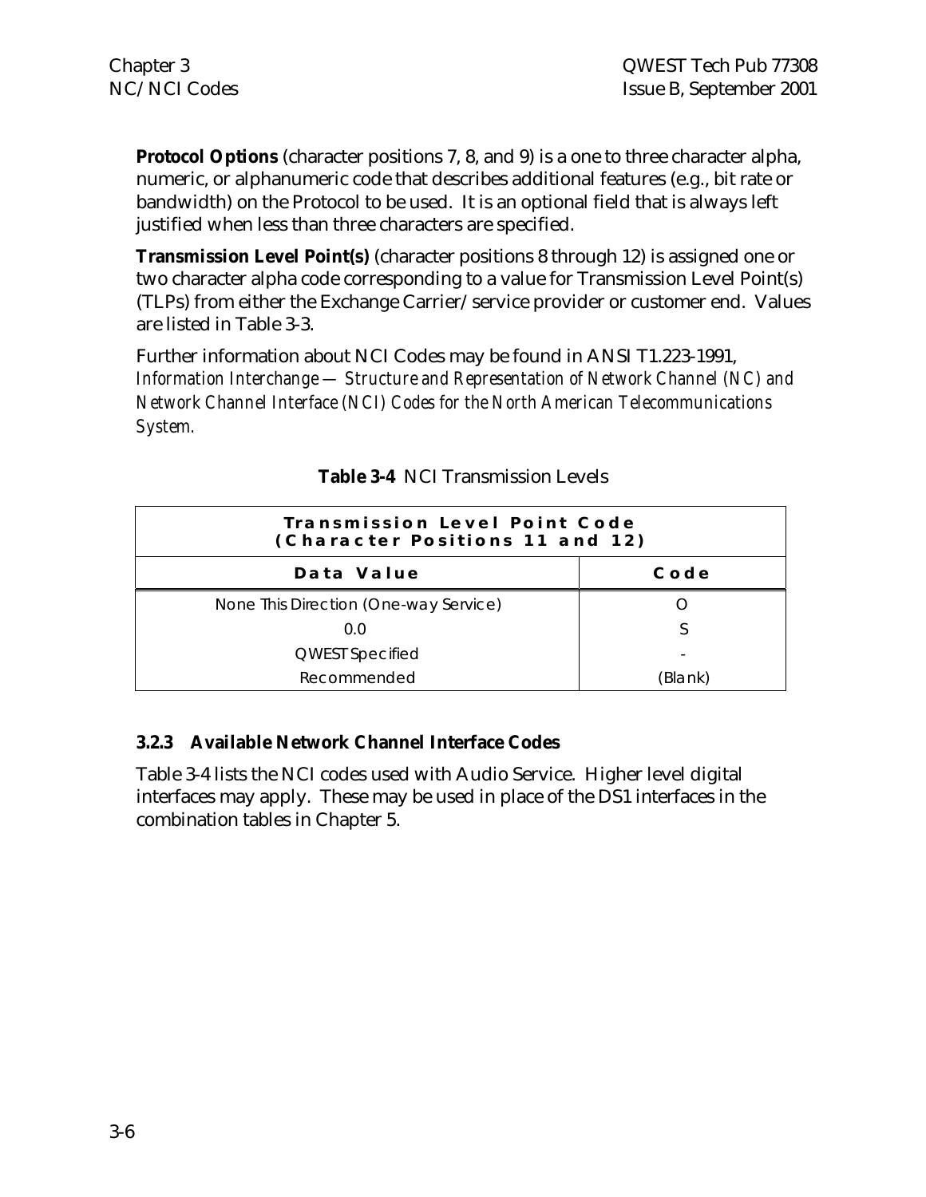**Protocol Options** (character positions 7, 8, and 9) is a one to three character alpha, numeric, or alphanumeric code that describes additional features (e.g., bit rate or bandwidth) on the Protocol to be used. It is an optional field that is always left justified when less than three characters are specified.

**Transmission Level Point(s)** (character positions 8 through 12) is assigned one or two character alpha code corresponding to a value for Transmission Level Point(s) (TLPs) from either the Exchange Carrier/service provider or customer end. Values are listed in Table 3-3.

Further information about NCI Codes may be found in ANSI T1.223-1991, *Information Interchange — Structure and Representation of Network Channel (NC) and Network Channel Interface (NCI) Codes for the North American Telecommunications System.*

**Table 3-4** NCI Transmission Levels

| Transmission Level Point Code (Character Positions 11 and 12) | |
|---|---|
| **Data Value** | **Code** |
| None This Direction (One-way Service) | O |
| 0.0 | S |
| QWEST Specified | - |
| Recommended | (Blank) |

### 3.2.3 Available Network Channel Interface Codes

Table 3-4 lists the NCI codes used with Audio Service. Higher level digital interfaces may apply. These may be used in place of the DS1 interfaces in the combination tables in Chapter 5.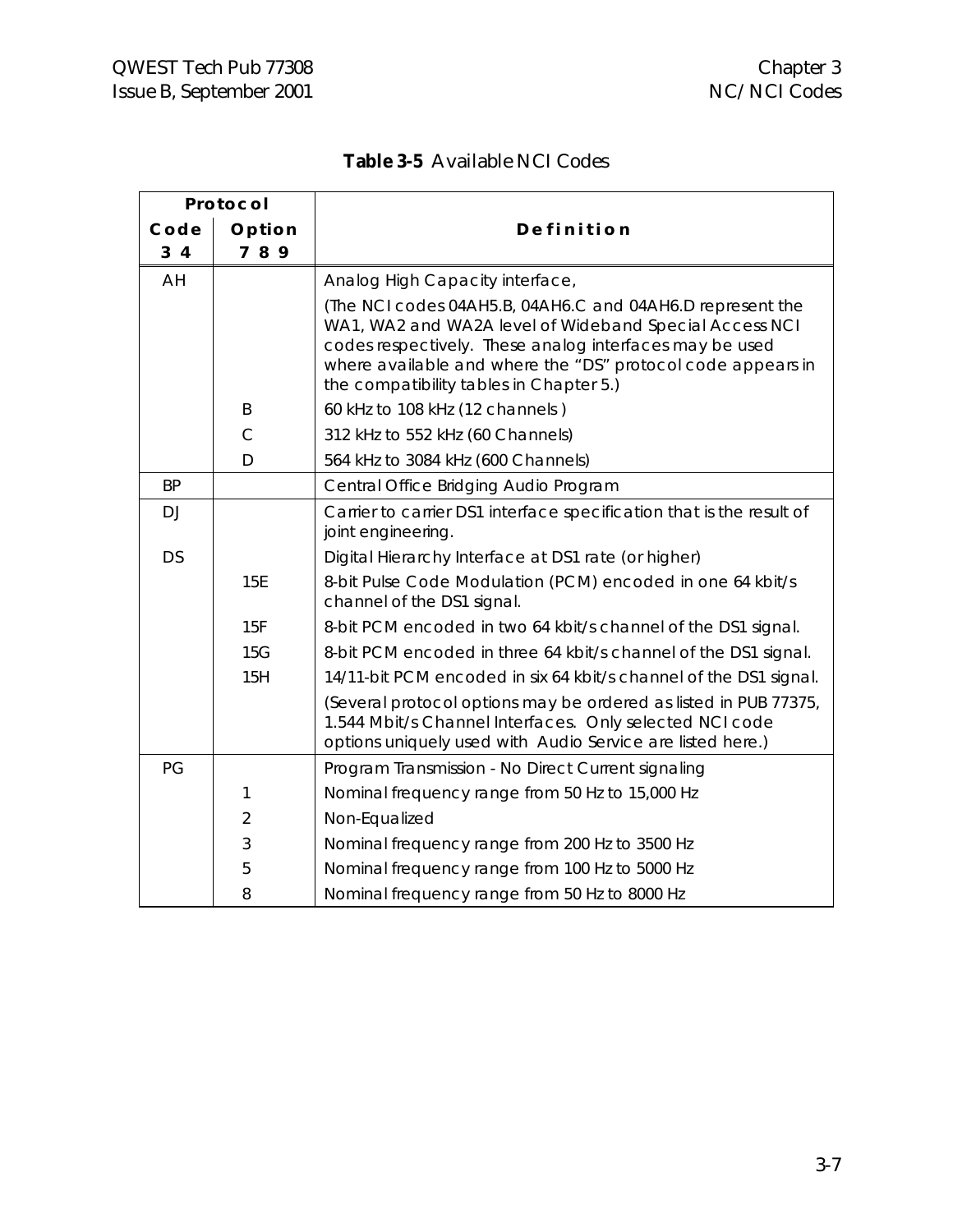**Table 3-5** Available NCI Codes

| Protocol | | Definition |
|---|---|---|
| **Code 3 4** | **Option 7 8 9** | |
| AH | | Analog High Capacity interface, |
| | | (The NCI codes 04AH5.B, 04AH6.C and 04AH6.D represent the WA1, WA2 and WA2A level of Wideband Special Access NCI codes respectively. These analog interfaces may be used where available and where the "DS" protocol code appears in the compatibility tables in Chapter 5.) |
| | B | 60 kHz to 108 kHz (12 channels ) |
| | C | 312 kHz to 552 kHz (60 Channels) |
| | D | 564 kHz to 3084 kHz (600 Channels) |
| BP | | Central Office Bridging Audio Program |
| DJ | | Carrier to carrier DS1 interface specification that is the result of joint engineering. |
| DS | | Digital Hierarchy Interface at DS1 rate (or higher) |
| | 15E | 8-bit Pulse Code Modulation (PCM) encoded in one 64 kbit/s channel of the DS1 signal. |
| | 15F | 8-bit PCM encoded in two 64 kbit/s channel of the DS1 signal. |
| | 15G | 8-bit PCM encoded in three 64 kbit/s channel of the DS1 signal. |
| | 15H | 14/11-bit PCM encoded in six 64 kbit/s channel of the DS1 signal. |
| | | (Several protocol options may be ordered as listed in PUB 77375, 1.544 Mbit/s Channel Interfaces. Only selected NCI code options uniquely used with Audio Service are listed here.) |
| PG | | Program Transmission - No Direct Current signaling |
| | 1 | Nominal frequency range from 50 Hz to 15,000 Hz |
| | 2 | Non-Equalized |
| | 3 | Nominal frequency range from 200 Hz to 3500 Hz |
| | 5 | Nominal frequency range from 100 Hz to 5000 Hz |
| | 8 | Nominal frequency range from 50 Hz to 8000 Hz |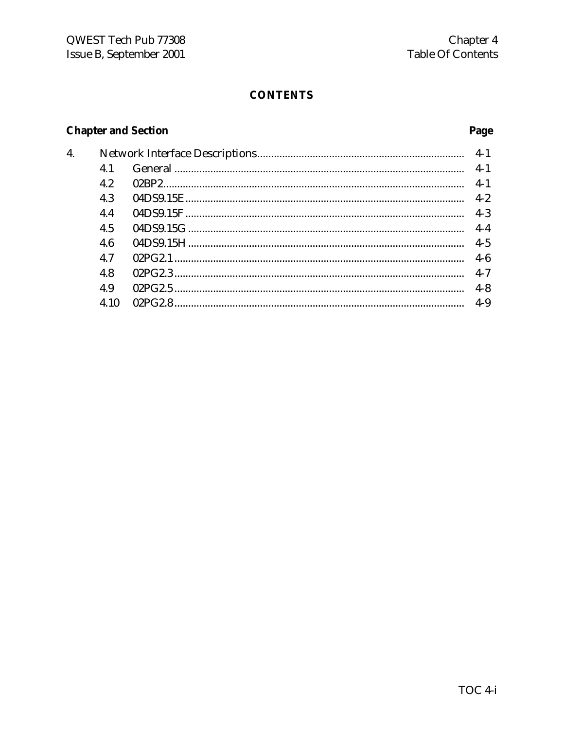# CONTENTS

| Chapter and Section | | Page |
|---|---|---|
| 4. | Network Interface Descriptions | 4-1 |
| 4.1 | General | 4-1 |
| 4.2 | 02BP2 | 4-1 |
| 4.3 | 04DS9.15E | 4-2 |
| 4.4 | 04DS9.15F | 4-3 |
| 4.5 | 04DS9.15G | 4-4 |
| 4.6 | 04DS9.15H | 4-5 |
| 4.7 | 02PG2.1 | 4-6 |
| 4.8 | 02PG2.3 | 4-7 |
| 4.9 | 02PG2.5 | 4-8 |
| 4.10 | 02PG2.8 | 4-9 |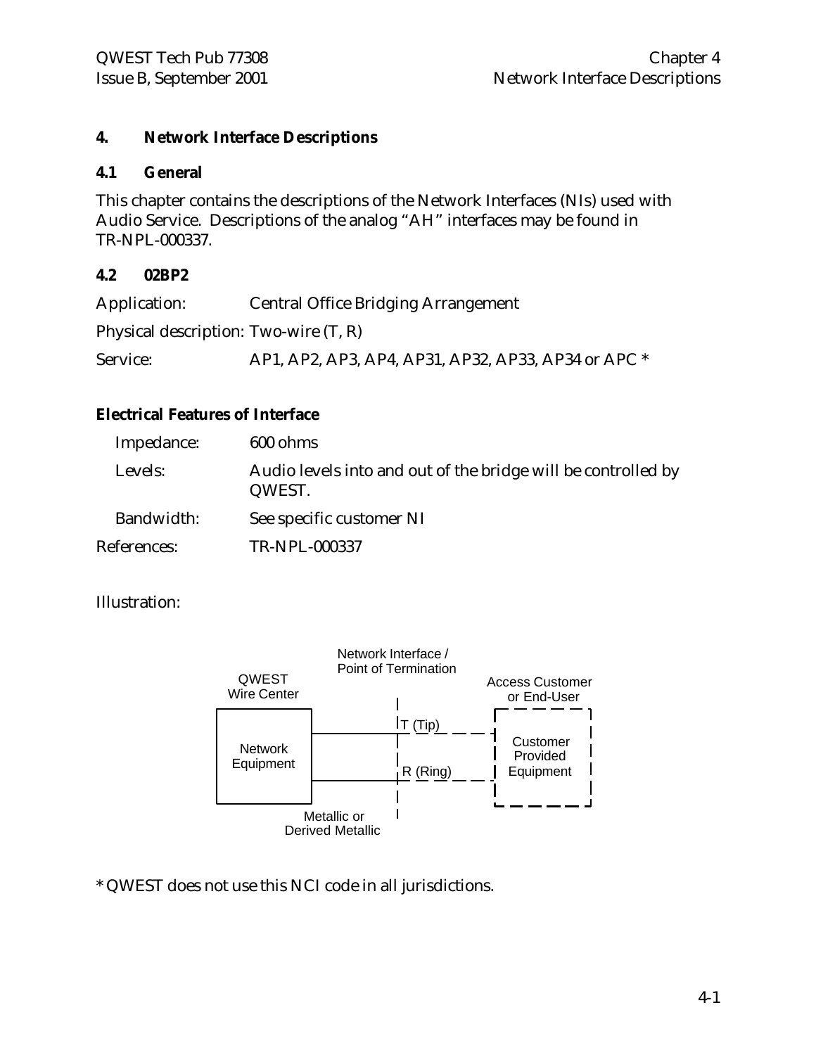# 4. Network Interface Descriptions

## 4.1 General

This chapter contains the descriptions of the Network Interfaces (NIs) used with Audio Service. Descriptions of the analog "AH" interfaces may be found in TR-NPL-000337.

## 4.2 02BP2

Application: Central Office Bridging Arrangement

Physical description: Two-wire (T, R)

Service: AP1, AP2, AP3, AP4, AP31, AP32, AP33, AP34 or APC *

### Electrical Features of Interface

Impedance: 600 ohms

Levels: Audio levels into and out of the bridge will be controlled by QWEST.

Bandwidth: See specific customer NI

References: TR-NPL-000337

Illustration:

Network Interface / Point of Termination

QWEST Wire Center

Network Equipment

T (Tip)

R (Ring)

Access Customer or End-User

Customer Provided Equipment

Metallic or Derived Metallic

* QWEST does not use this NCI code in all jurisdictions.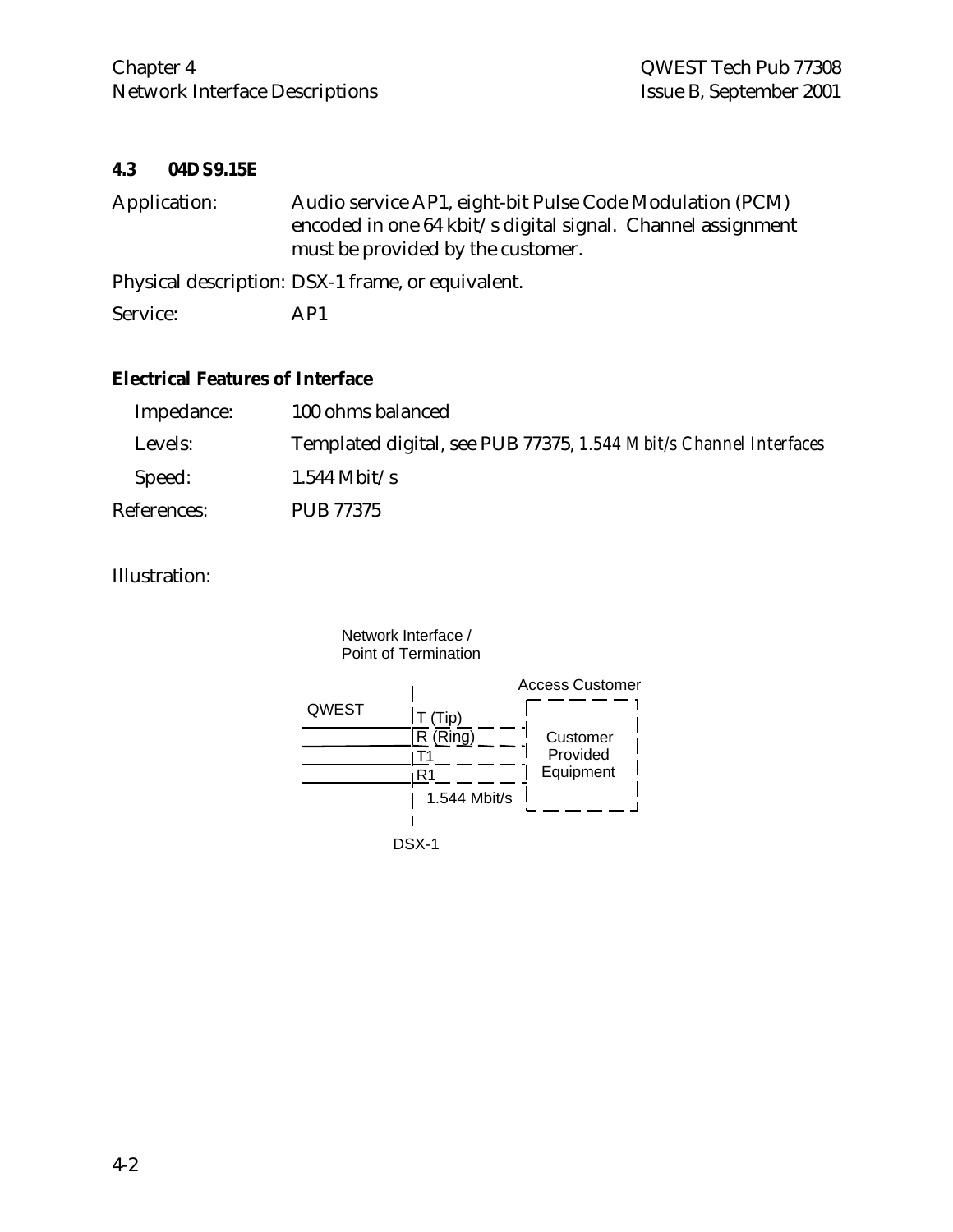## 4.3 04DS9.15E

Application: Audio service AP1, eight-bit Pulse Code Modulation (PCM) encoded in one 64 kbit/s digital signal. Channel assignment must be provided by the customer.

Physical description: DSX-1 frame, or equivalent.

Service: AP1

### Electrical Features of Interface

Impedance: 100 ohms balanced

Levels: Templated digital, see PUB 77375, *1.544 Mbit/s Channel Interfaces*

Speed: 1.544 Mbit/s

References: PUB 77375

Illustration:

Network Interface / Point of Termination

Access Customer

QWEST

T (Tip)

R (Ring)

T1

R1

1.544 Mbit/s

Customer Provided Equipment

DSX-1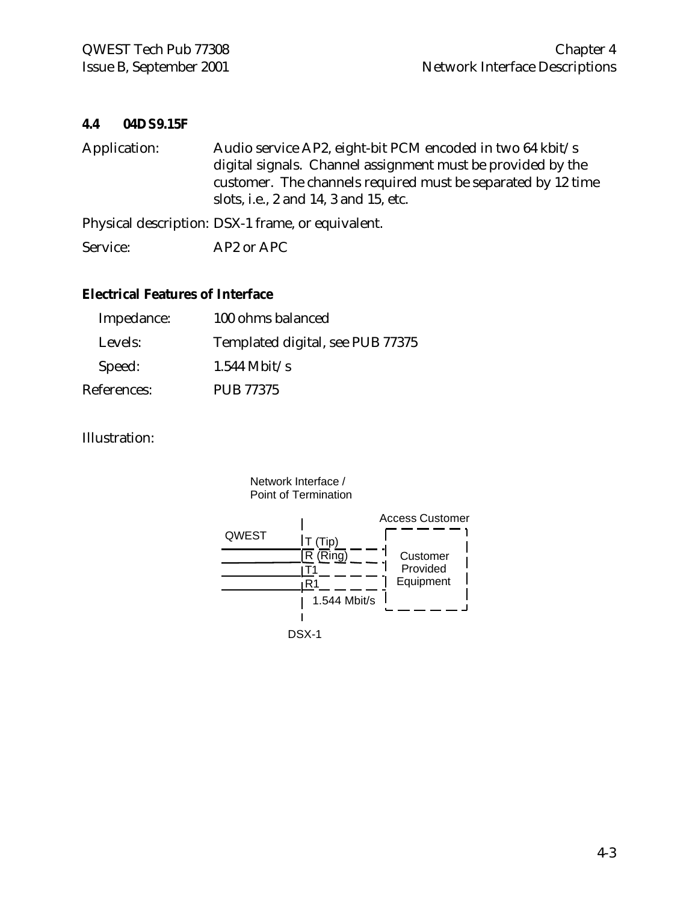## 4.4 04DS9.15F

Application: Audio service AP2, eight-bit PCM encoded in two 64 kbit/s digital signals. Channel assignment must be provided by the customer. The channels required must be separated by 12 time slots, i.e., 2 and 14, 3 and 15, etc.

Physical description: DSX-1 frame, or equivalent.

Service: AP2 or APC

### Electrical Features of Interface

Impedance: 100 ohms balanced

Levels: Templated digital, see PUB 77375

Speed: 1.544 Mbit/s

References: PUB 77375

Illustration:

Network Interface / Point of Termination

Access Customer

QWEST

T (Tip)
R (Ring)
T1
R1

Customer Provided Equipment

1.544 Mbit/s

DSX-1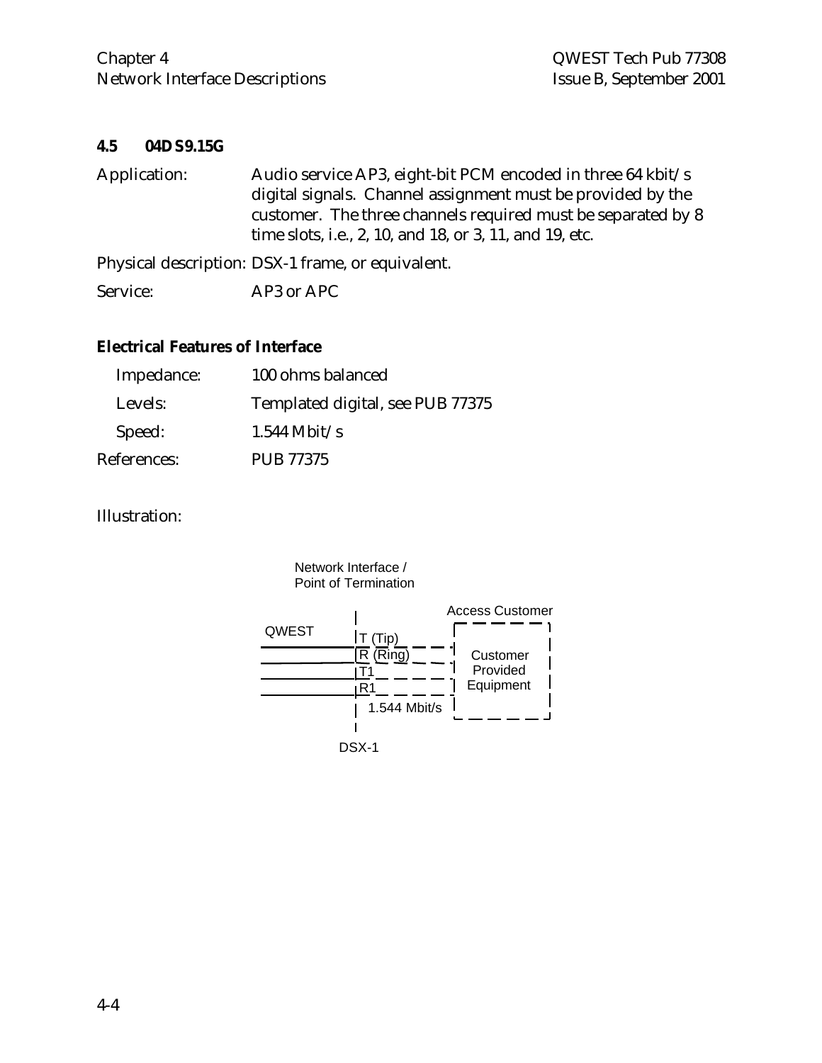## 4.5 04DS9.15G

Application: Audio service AP3, eight-bit PCM encoded in three 64 kbit/s digital signals. Channel assignment must be provided by the customer. The three channels required must be separated by 8 time slots, i.e., 2, 10, and 18, or 3, 11, and 19, etc.

Physical description: DSX-1 frame, or equivalent.

Service: AP3 or APC

### Electrical Features of Interface

Impedance: 100 ohms balanced

Levels: Templated digital, see PUB 77375

Speed: 1.544 Mbit/s

References: PUB 77375

Illustration:

Network Interface / Point of Termination

Access Customer

QWEST

T (Tip)

R (Ring)

T1

R1

1.544 Mbit/s

Customer Provided Equipment

DSX-1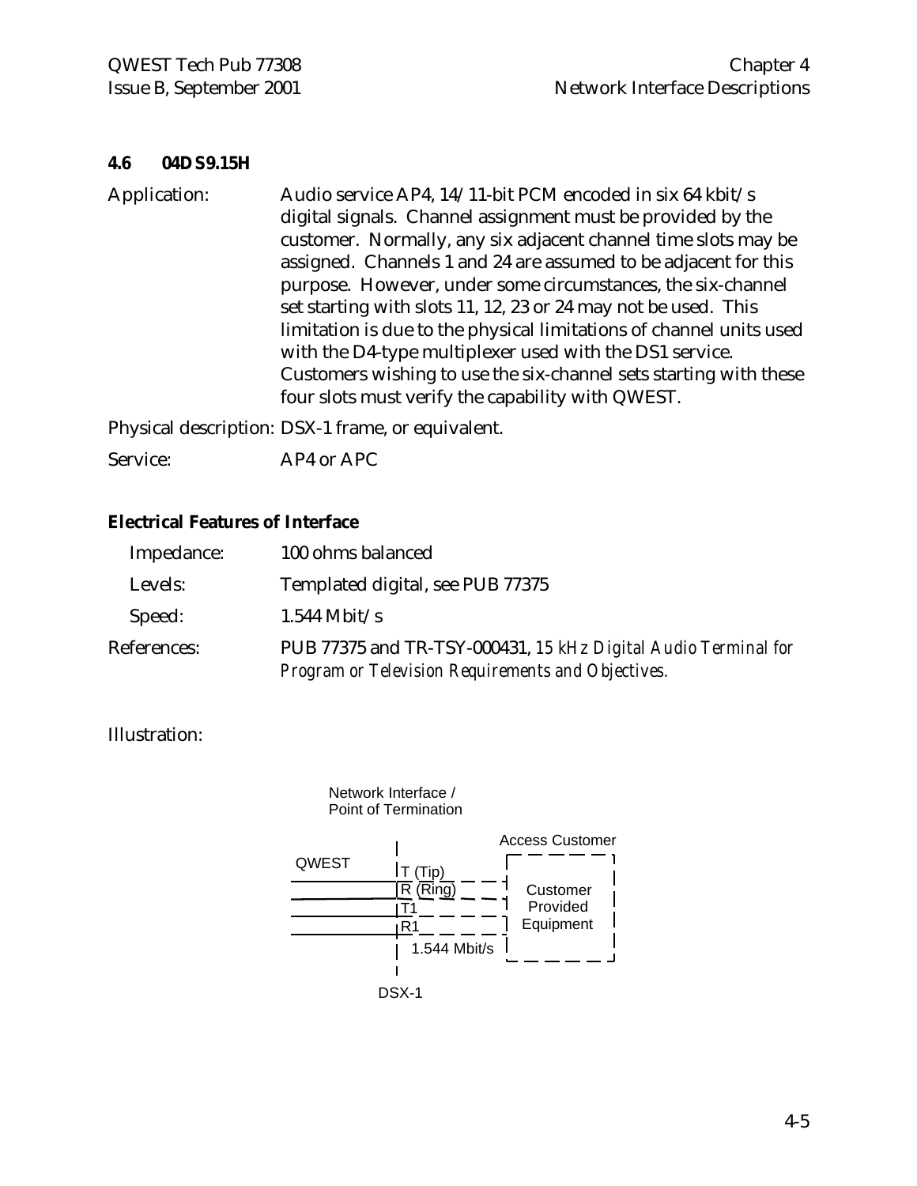### 4.6 04DS9.15H

Application: Audio service AP4, 14/11-bit PCM encoded in six 64 kbit/s digital signals. Channel assignment must be provided by the customer. Normally, any six adjacent channel time slots may be assigned. Channels 1 and 24 are assumed to be adjacent for this purpose. However, under some circumstances, the six-channel set starting with slots 11, 12, 23 or 24 may not be used. This limitation is due to the physical limitations of channel units used with the D4-type multiplexer used with the DS1 service. Customers wishing to use the six-channel sets starting with these four slots must verify the capability with QWEST.

Physical description: DSX-1 frame, or equivalent.

Service: AP4 or APC

**Electrical Features of Interface**

Impedance: 100 ohms balanced

Levels: Templated digital, see PUB 77375

Speed: 1.544 Mbit/s

References: PUB 77375 and TR-TSY-000431, *15 kHz Digital Audio Terminal for Program or Television Requirements and Objectives.*

Illustration:

Network Interface / Point of Termination

QWEST

T (Tip)
R (Ring)
T1
R1
1.544 Mbit/s

DSX-1

Access Customer

Customer Provided Equipment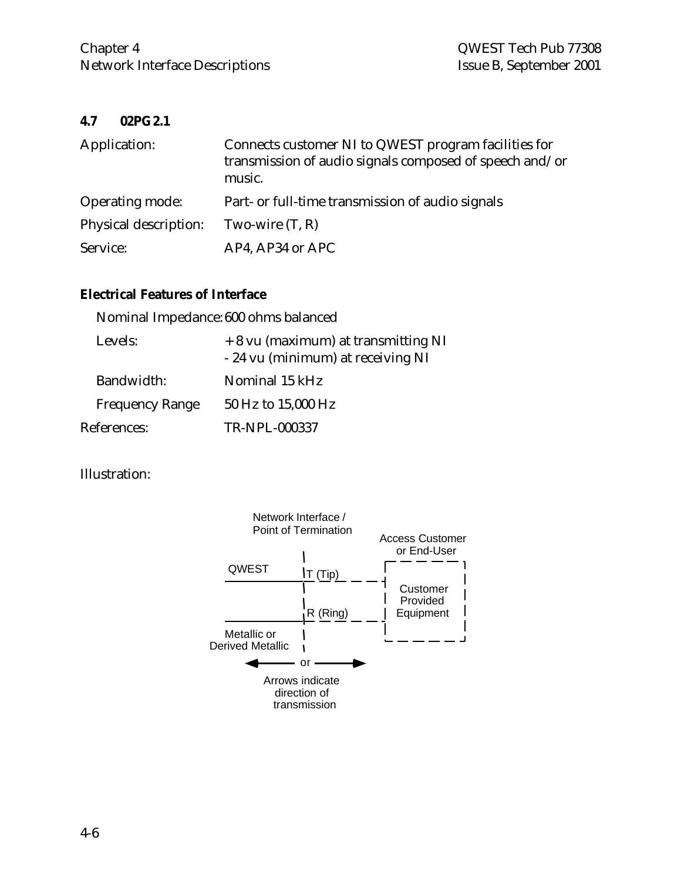## 4.7 02PG2.1

Application: Connects customer NI to QWEST program facilities for transmission of audio signals composed of speech and/or music.

Operating mode: Part- or full-time transmission of audio signals

Physical description: Two-wire (T, R)

Service: AP4, AP34 or APC

### Electrical Features of Interface

Nominal Impedance: 600 ohms balanced

Levels: + 8 vu (maximum) at transmitting NI
- 24 vu (minimum) at receiving NI

Bandwidth: Nominal 15 kHz

Frequency Range 50 Hz to 15,000 Hz

References: TR-NPL-000337

Illustration:

Network Interface / Point of Termination

QWEST

T (Tip)

R (Ring)

Metallic or Derived Metallic

Access Customer or End-User

Customer Provided Equipment

or

Arrows indicate direction of transmission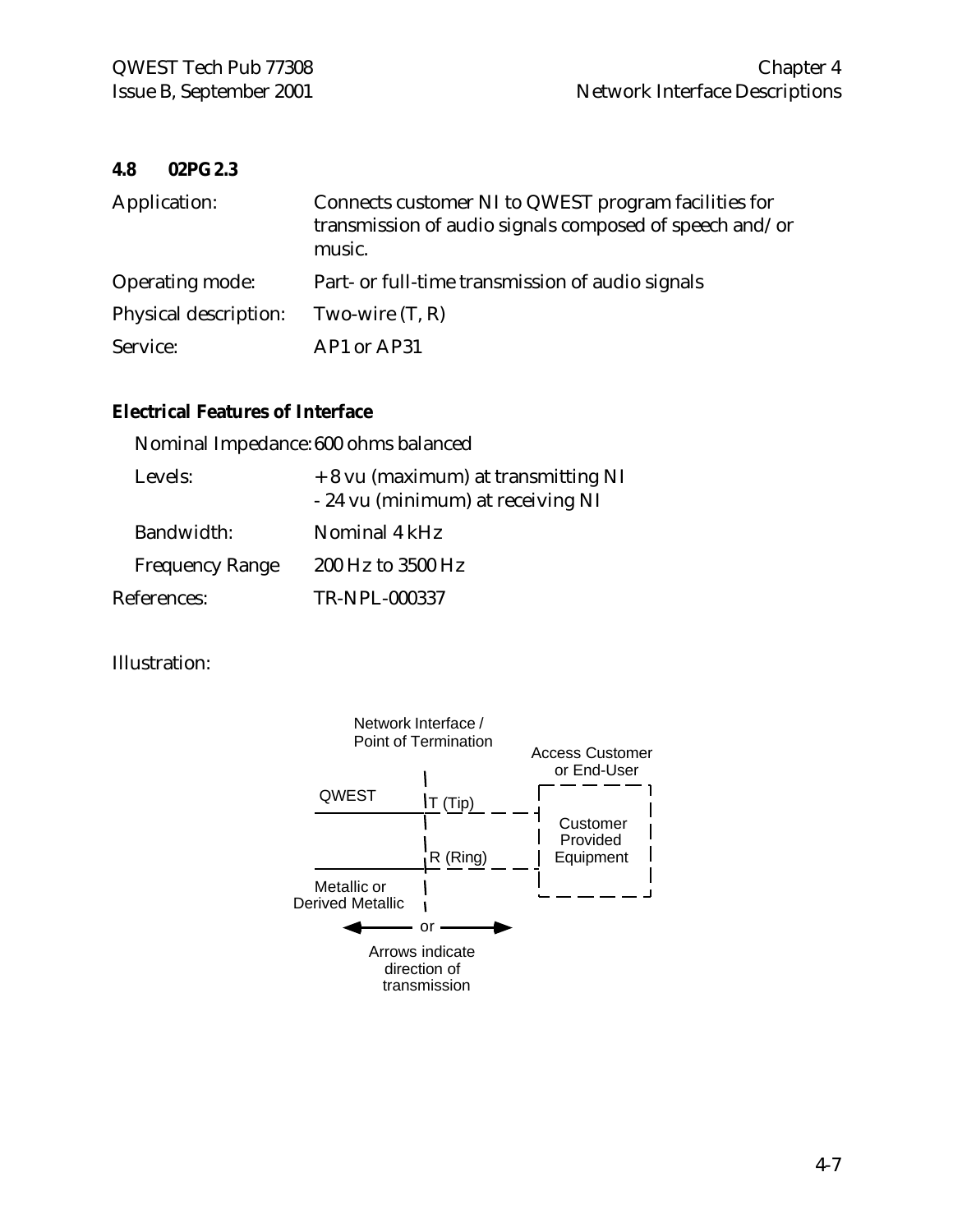### 4.8 02PG2.3

Application: Connects customer NI to QWEST program facilities for transmission of audio signals composed of speech and/or music.

Operating mode: Part- or full-time transmission of audio signals

Physical description: Two-wire (T, R)

Service: AP1 or AP31

**Electrical Features of Interface**

Nominal Impedance: 600 ohms balanced

Levels: + 8 vu (maximum) at transmitting NI
- 24 vu (minimum) at receiving NI

Bandwidth: Nominal 4 kHz

Frequency Range 200 Hz to 3500 Hz

References: TR-NPL-000337

Illustration:

Network Interface / Point of Termination

Access Customer or End-User

QWEST

T (Tip)

R (Ring)

Customer Provided Equipment

Metallic or Derived Metallic

or

Arrows indicate direction of transmission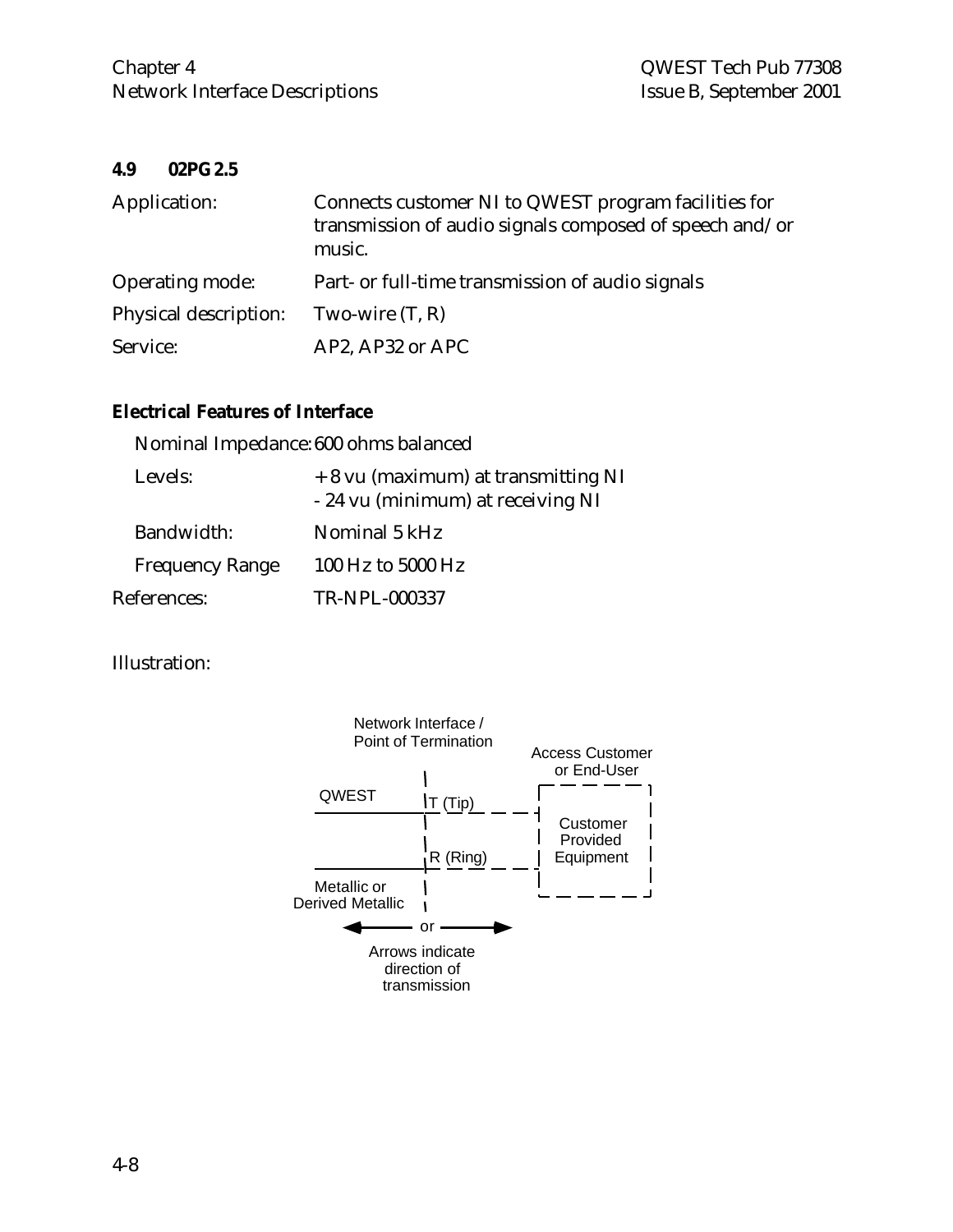### 4.9 02PG2.5

Application: Connects customer NI to QWEST program facilities for transmission of audio signals composed of speech and/or music.

Operating mode: Part- or full-time transmission of audio signals

Physical description: Two-wire (T, R)

Service: AP2, AP32 or APC

**Electrical Features of Interface**

Nominal Impedance: 600 ohms balanced

Levels: + 8 vu (maximum) at transmitting NI
- 24 vu (minimum) at receiving NI

Bandwidth: Nominal 5 kHz

Frequency Range 100 Hz to 5000 Hz

References: TR-NPL-000337

Illustration:

Network Interface / Point of Termination

Access Customer or End-User

QWEST

T (Tip)

R (Ring)

Customer Provided Equipment

Metallic or Derived Metallic

or

Arrows indicate direction of transmission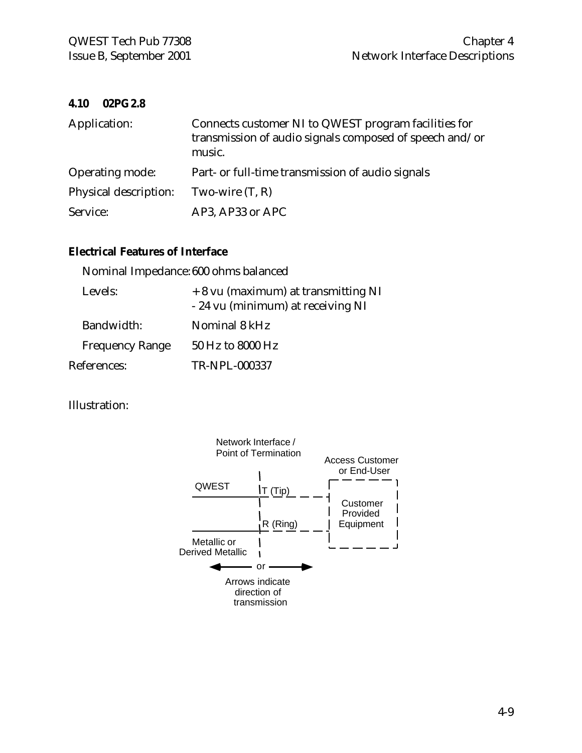## 4.10 02PG2.8

Application: Connects customer NI to QWEST program facilities for transmission of audio signals composed of speech and/or music.

Operating mode: Part- or full-time transmission of audio signals

Physical description: Two-wire (T, R)

Service: AP3, AP33 or APC

### Electrical Features of Interface

Nominal Impedance: 600 ohms balanced

Levels: + 8 vu (maximum) at transmitting NI
- 24 vu (minimum) at receiving NI

Bandwidth: Nominal 8 kHz

Frequency Range 50 Hz to 8000 Hz

References: TR-NPL-000337

Illustration:

Network Interface / Point of Termination

Access Customer or End-User

QWEST

T (Tip)

R (Ring)

Customer Provided Equipment

Metallic or Derived Metallic

or

Arrows indicate direction of transmission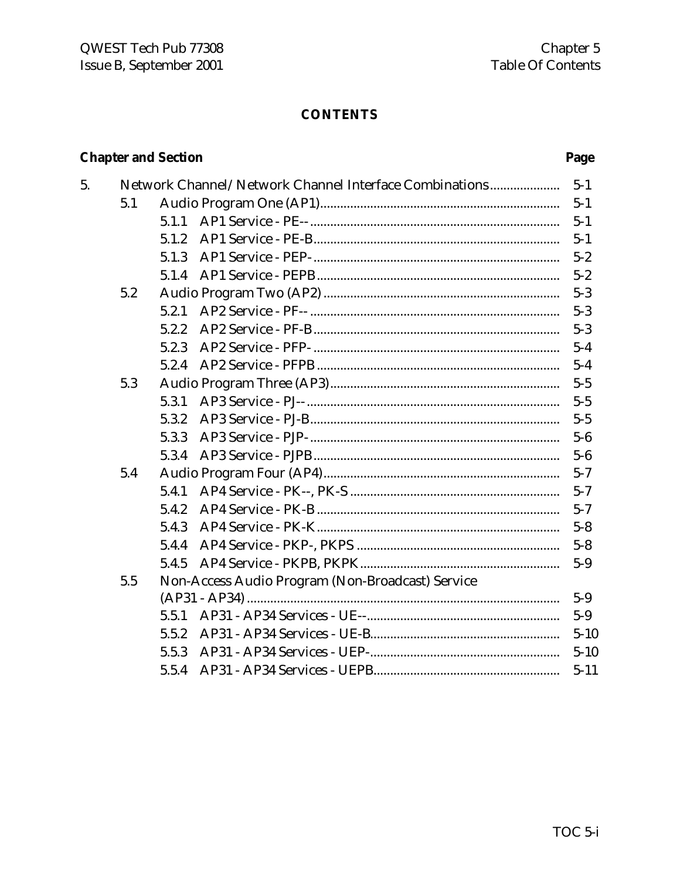# CONTENTS

| Chapter and Section | | | Page |
|---|---|---|---|
| 5. | Network Channel/Network Channel Interface Combinations | | 5-1 |
| | 5.1 | Audio Program One (AP1) | 5-1 |
| | | 5.1.1 AP1 Service - PE-- | 5-1 |
| | | 5.1.2 AP1 Service - PE-B | 5-1 |
| | | 5.1.3 AP1 Service - PEP- | 5-2 |
| | | 5.1.4 AP1 Service - PEPB | 5-2 |
| | 5.2 | Audio Program Two (AP2) | 5-3 |
| | | 5.2.1 AP2 Service - PF-- | 5-3 |
| | | 5.2.2 AP2 Service - PF-B | 5-3 |
| | | 5.2.3 AP2 Service - PFP- | 5-4 |
| | | 5.2.4 AP2 Service - PFPB | 5-4 |
| | 5.3 | Audio Program Three (AP3) | 5-5 |
| | | 5.3.1 AP3 Service - PJ-- | 5-5 |
| | | 5.3.2 AP3 Service - PJ-B | 5-5 |
| | | 5.3.3 AP3 Service - PJP- | 5-6 |
| | | 5.3.4 AP3 Service - PJPB | 5-6 |
| | 5.4 | Audio Program Four (AP4) | 5-7 |
| | | 5.4.1 AP4 Service - PK--, PK-S | 5-7 |
| | | 5.4.2 AP4 Service - PK-B | 5-7 |
| | | 5.4.3 AP4 Service - PK-K | 5-8 |
| | | 5.4.4 AP4 Service - PKP-, PKPS | 5-8 |
| | | 5.4.5 AP4 Service - PKPB, PKPK | 5-9 |
| | 5.5 | Non-Access Audio Program (Non-Broadcast) Service (AP31 - AP34) | 5-9 |
| | | 5.5.1 AP31 - AP34 Services - UE-- | 5-9 |
| | | 5.5.2 AP31 - AP34 Services - UE-B | 5-10 |
| | | 5.5.3 AP31 - AP34 Services - UEP- | 5-10 |
| | | 5.5.4 AP31 - AP34 Services - UEPB | 5-11 |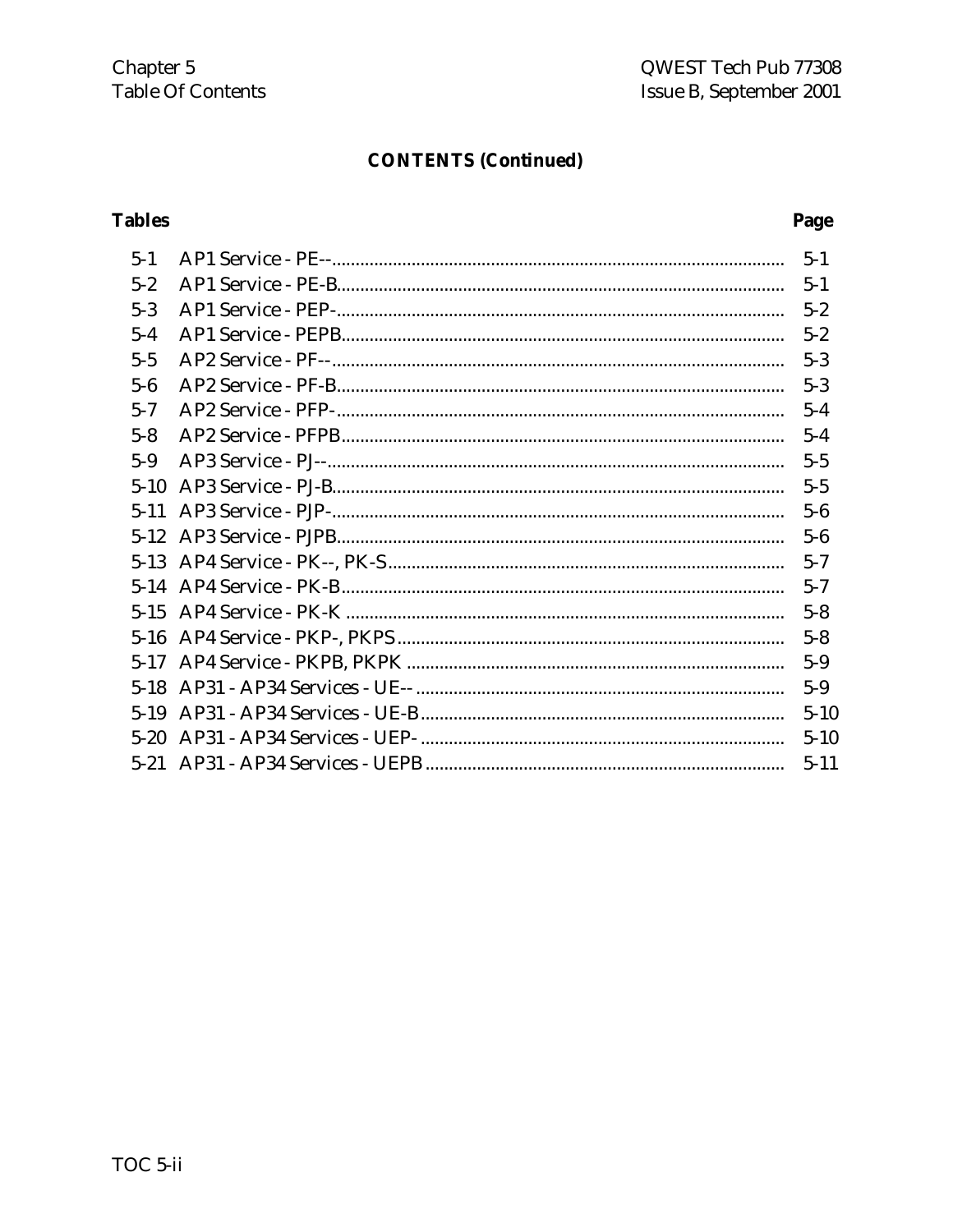## CONTENTS (Continued)

| Tables | | Page |
|---|---|---|
| 5-1 | AP1 Service - PE-- | 5-1 |
| 5-2 | AP1 Service - PE-B | 5-1 |
| 5-3 | AP1 Service - PEP- | 5-2 |
| 5-4 | AP1 Service - PEPB | 5-2 |
| 5-5 | AP2 Service - PF-- | 5-3 |
| 5-6 | AP2 Service - PF-B | 5-3 |
| 5-7 | AP2 Service - PFP- | 5-4 |
| 5-8 | AP2 Service - PFPB | 5-4 |
| 5-9 | AP3 Service - PJ-- | 5-5 |
| 5-10 | AP3 Service - PJ-B | 5-5 |
| 5-11 | AP3 Service - PJP- | 5-6 |
| 5-12 | AP3 Service - PJPB | 5-6 |
| 5-13 | AP4 Service - PK--, PK-S | 5-7 |
| 5-14 | AP4 Service - PK-B | 5-7 |
| 5-15 | AP4 Service - PK-K | 5-8 |
| 5-16 | AP4 Service - PKP-, PKPS | 5-8 |
| 5-17 | AP4 Service - PKPB, PKPK | 5-9 |
| 5-18 | AP31 - AP34 Services - UE-- | 5-9 |
| 5-19 | AP31 - AP34 Services - UE-B | 5-10 |
| 5-20 | AP31 - AP34 Services - UEP- | 5-10 |
| 5-21 | AP31 - AP34 Services - UEPB | 5-11 |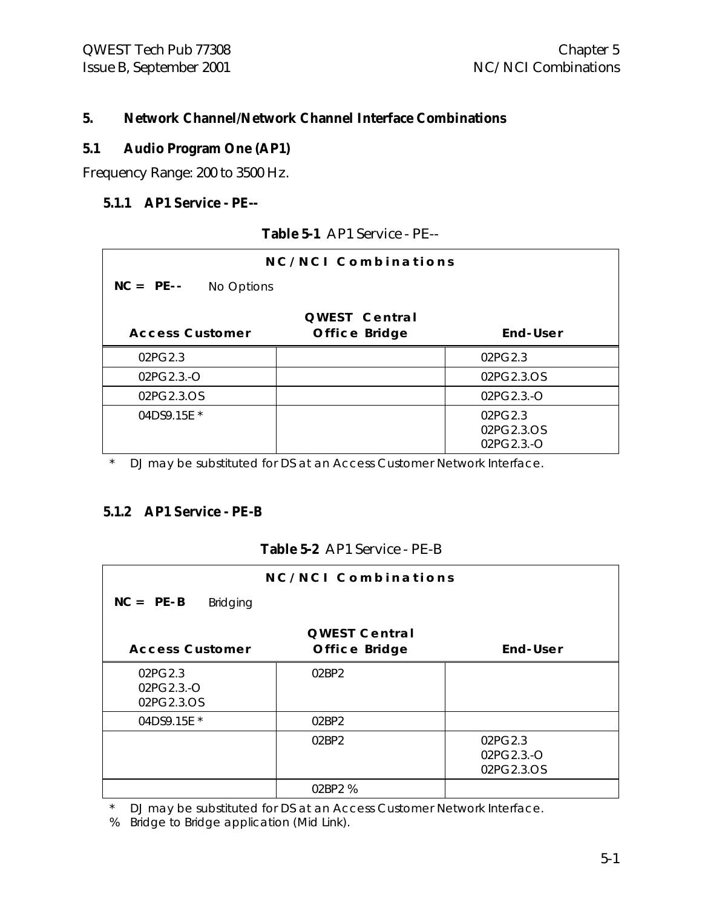# 5. Network Channel/Network Channel Interface Combinations

## 5.1 Audio Program One (AP1)

Frequency Range: 200 to 3500 Hz.

### 5.1.1 AP1 Service - PE--

**Table 5-1** AP1 Service - PE--

| NC/NCI Combinations | | |
|---|---|---|
| **NC = PE--** No Options | | |
| **Access Customer** | **QWEST Central Office Bridge** | **End-User** |
| 02PG2.3 | | 02PG2.3 |
| 02PG2.3.-O | | 02PG2.3.OS |
| 02PG2.3.OS | | 02PG2.3.-O |
| 04DS9.15E * | | 02PG2.3<br>02PG2.3.OS<br>02PG2.3.-O |

\* DJ may be substituted for DS at an Access Customer Network Interface.

### 5.1.2 AP1 Service - PE-B

**Table 5-2** AP1 Service - PE-B

| NC/NCI Combinations | | |
|---|---|---|
| **NC = PE-B** Bridging | | |
| **Access Customer** | **QWEST Central Office Bridge** | **End-User** |
| 02PG2.3<br>02PG2.3.-O<br>02PG2.3.OS | 02BP2 | |
| 04DS9.15E * | 02BP2 | |
| | 02BP2 | 02PG2.3<br>02PG2.3.-O<br>02PG2.3.OS |
| | 02BP2 % | |

\* DJ may be substituted for DS at an Access Customer Network Interface.

% Bridge to Bridge application (Mid Link).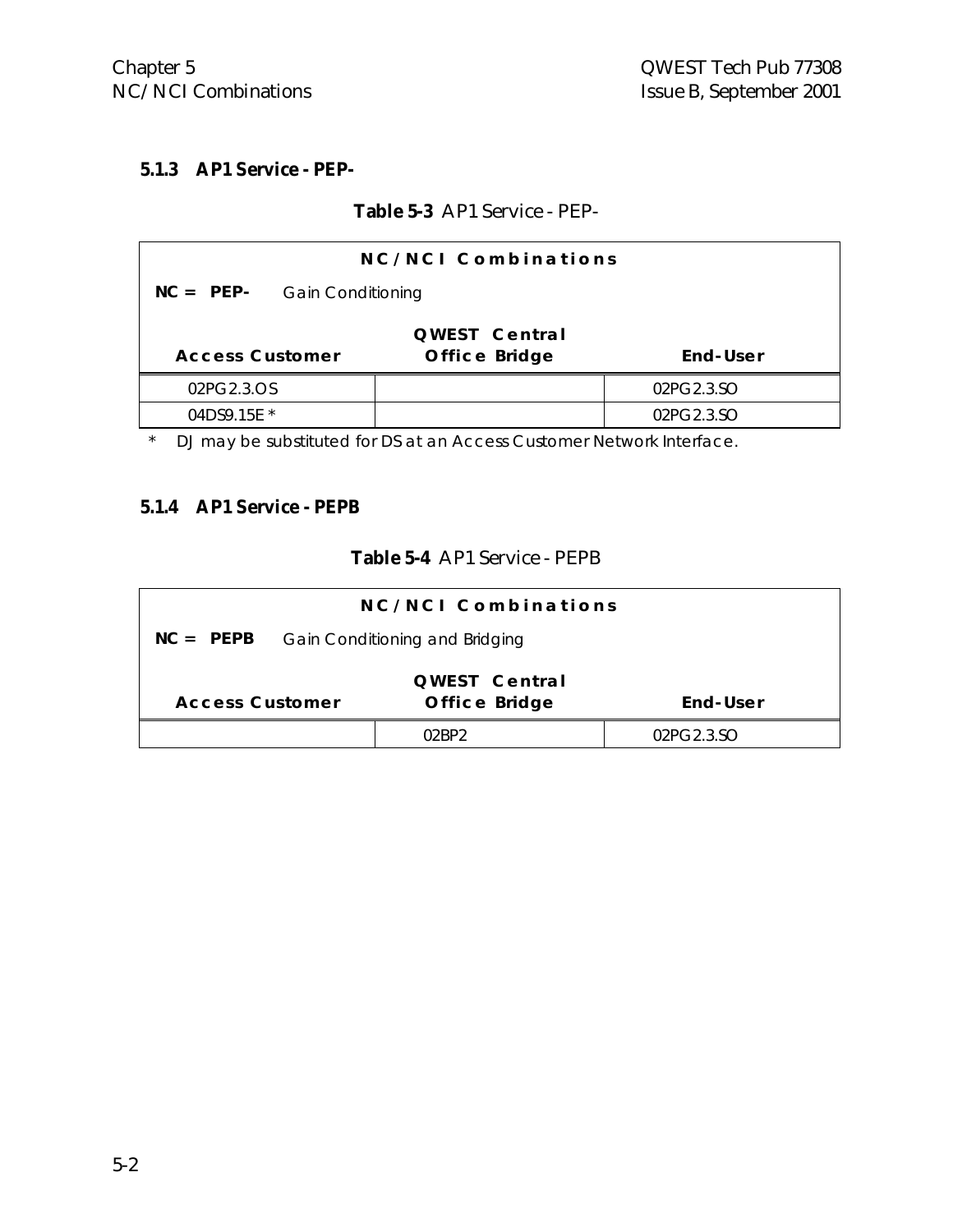### 5.1.3 AP1 Service - PEP-

**Table 5-3** AP1 Service - PEP-

| **NC/NCI Combinations** | | |
|---|---|---|
| **NC = PEP-** Gain Conditioning | | |
| **Access Customer** | **QWEST Central Office Bridge** | **End-User** |
| 02PG2.3.OS | | 02PG2.3.SO |
| 04DS9.15E * | | 02PG2.3.SO |

\* DJ may be substituted for DS at an Access Customer Network Interface.

### 5.1.4 AP1 Service - PEPB

**Table 5-4** AP1 Service - PEPB

| **NC/NCI Combinations** | | |
|---|---|---|
| **NC = PEPB** Gain Conditioning and Bridging | | |
| **Access Customer** | **QWEST Central Office Bridge** | **End-User** |
| | 02BP2 | 02PG2.3.SO |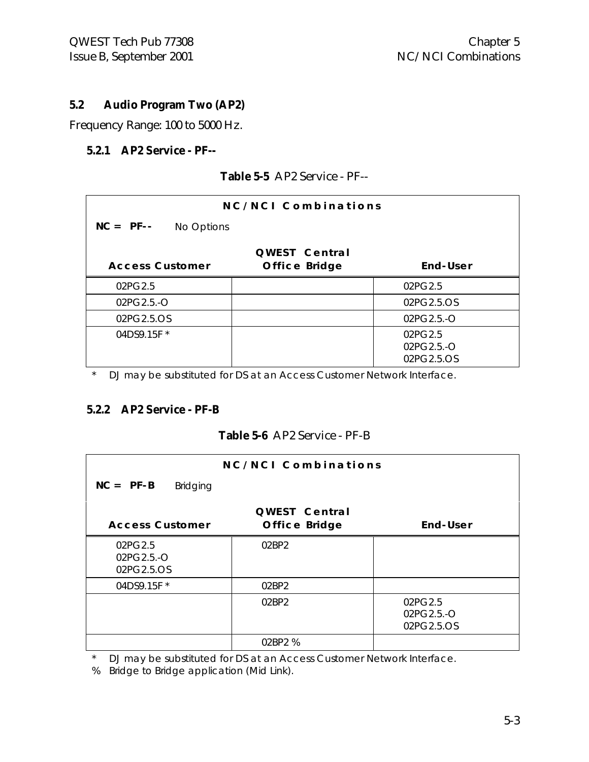## 5.2 Audio Program Two (AP2)

Frequency Range: 100 to 5000 Hz.

### 5.2.1 AP2 Service - PF--

**Table 5-5** AP2 Service - PF--

| NC/NCI Combinations | | |
|---|---|---|
| **NC = PF--** No Options | | |
| **Access Customer** | **QWEST Central Office Bridge** | **End-User** |
| 02PG2.5 | | 02PG2.5 |
| 02PG2.5.-O | | 02PG2.5.OS |
| 02PG2.5.OS | | 02PG2.5.-O |
| 04DS9.15F * | | 02PG2.5<br>02PG2.5.-O<br>02PG2.5.OS |

\* DJ may be substituted for DS at an Access Customer Network Interface.

### 5.2.2 AP2 Service - PF-B

**Table 5-6** AP2 Service - PF-B

| NC/NCI Combinations | | |
|---|---|---|
| **NC = PF-B** Bridging | | |
| **Access Customer** | **QWEST Central Office Bridge** | **End-User** |
| 02PG2.5<br>02PG2.5.-O<br>02PG2.5.OS | 02BP2 | |
| 04DS9.15F * | 02BP2 | |
| | 02BP2 | 02PG2.5<br>02PG2.5.-O<br>02PG2.5.OS |
| | 02BP2 % | |

\* DJ may be substituted for DS at an Access Customer Network Interface.

% Bridge to Bridge application (Mid Link).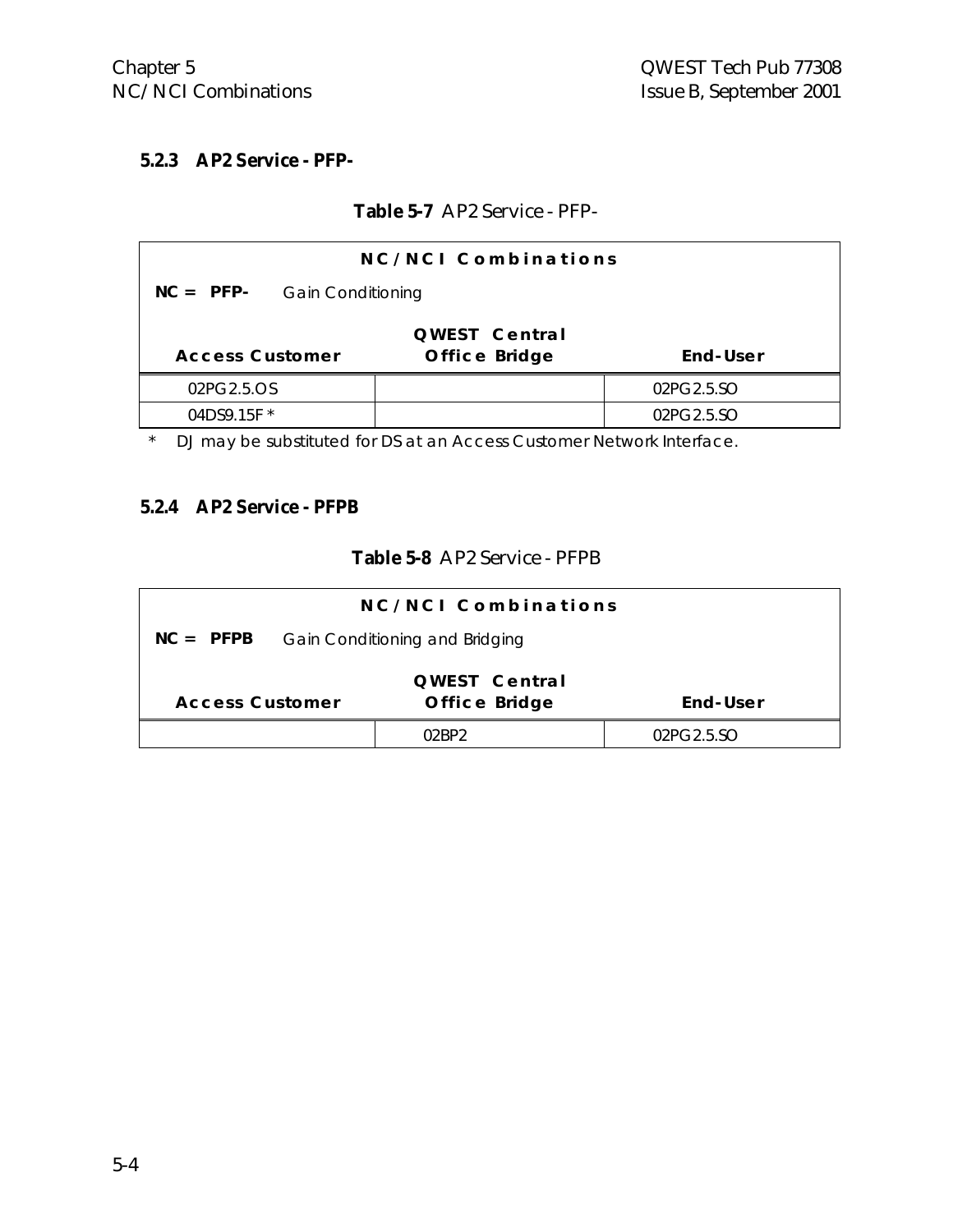### 5.2.3 AP2 Service - PFP-

**Table 5-7** AP2 Service - PFP-

| NC/NCI Combinations | | |
|---|---|---|
| **NC = PFP-** Gain Conditioning | | |
| **Access Customer** | **QWEST Central Office Bridge** | **End-User** |
| 02PG2.5.OS | | 02PG2.5.SO |
| 04DS9.15F * | | 02PG2.5.SO |

\* DJ may be substituted for DS at an Access Customer Network Interface.

### 5.2.4 AP2 Service - PFPB

**Table 5-8** AP2 Service - PFPB

| NC/NCI Combinations | | |
|---|---|---|
| **NC = PFPB** Gain Conditioning and Bridging | | |
| **Access Customer** | **QWEST Central Office Bridge** | **End-User** |
| | 02BP2 | 02PG2.5.SO |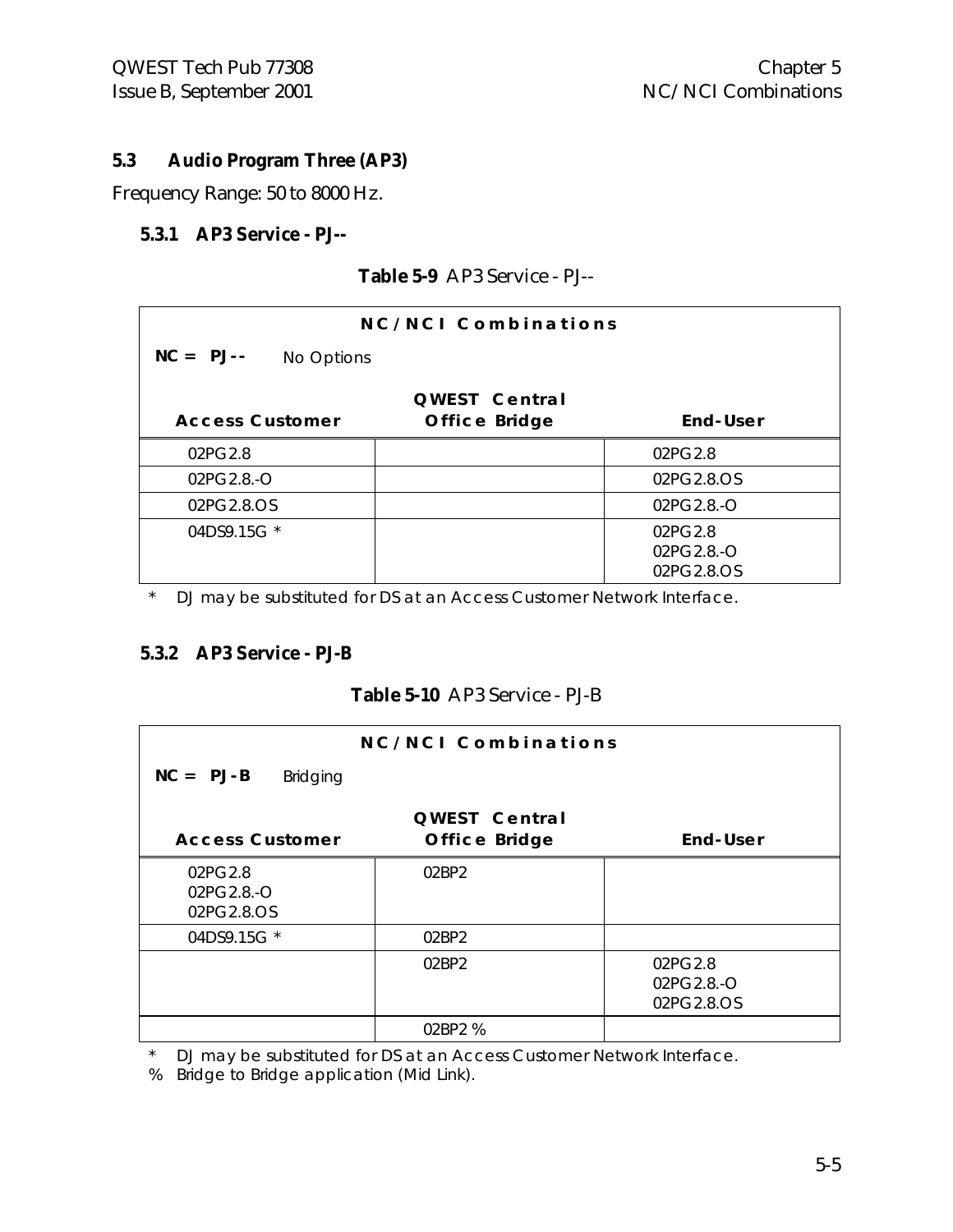## 5.3 Audio Program Three (AP3)

Frequency Range: 50 to 8000 Hz.

### 5.3.1 AP3 Service - PJ--

**Table 5-9** AP3 Service - PJ--

**NC/NCI Combinations**

**NC = PJ--** No Options

| Access Customer | QWEST Central Office Bridge | End-User |
|---|---|---|
| 02PG2.8 | | 02PG2.8 |
| 02PG2.8.-O | | 02PG2.8.OS |
| 02PG2.8.OS | | 02PG2.8.-O |
| 04DS9.15G * | | 02PG2.8<br>02PG2.8.-O<br>02PG2.8.OS |

\* DJ may be substituted for DS at an Access Customer Network Interface.

### 5.3.2 AP3 Service - PJ-B

**Table 5-10** AP3 Service - PJ-B

**NC/NCI Combinations**

**NC = PJ-B** Bridging

| Access Customer | QWEST Central Office Bridge | End-User |
|---|---|---|
| 02PG2.8<br>02PG2.8.-O<br>02PG2.8.OS | 02BP2 | |
| 04DS9.15G * | 02BP2 | |
| | 02BP2 | 02PG2.8<br>02PG2.8.-O<br>02PG2.8.OS |
| | 02BP2 % | |

\* DJ may be substituted for DS at an Access Customer Network Interface.

% Bridge to Bridge application (Mid Link).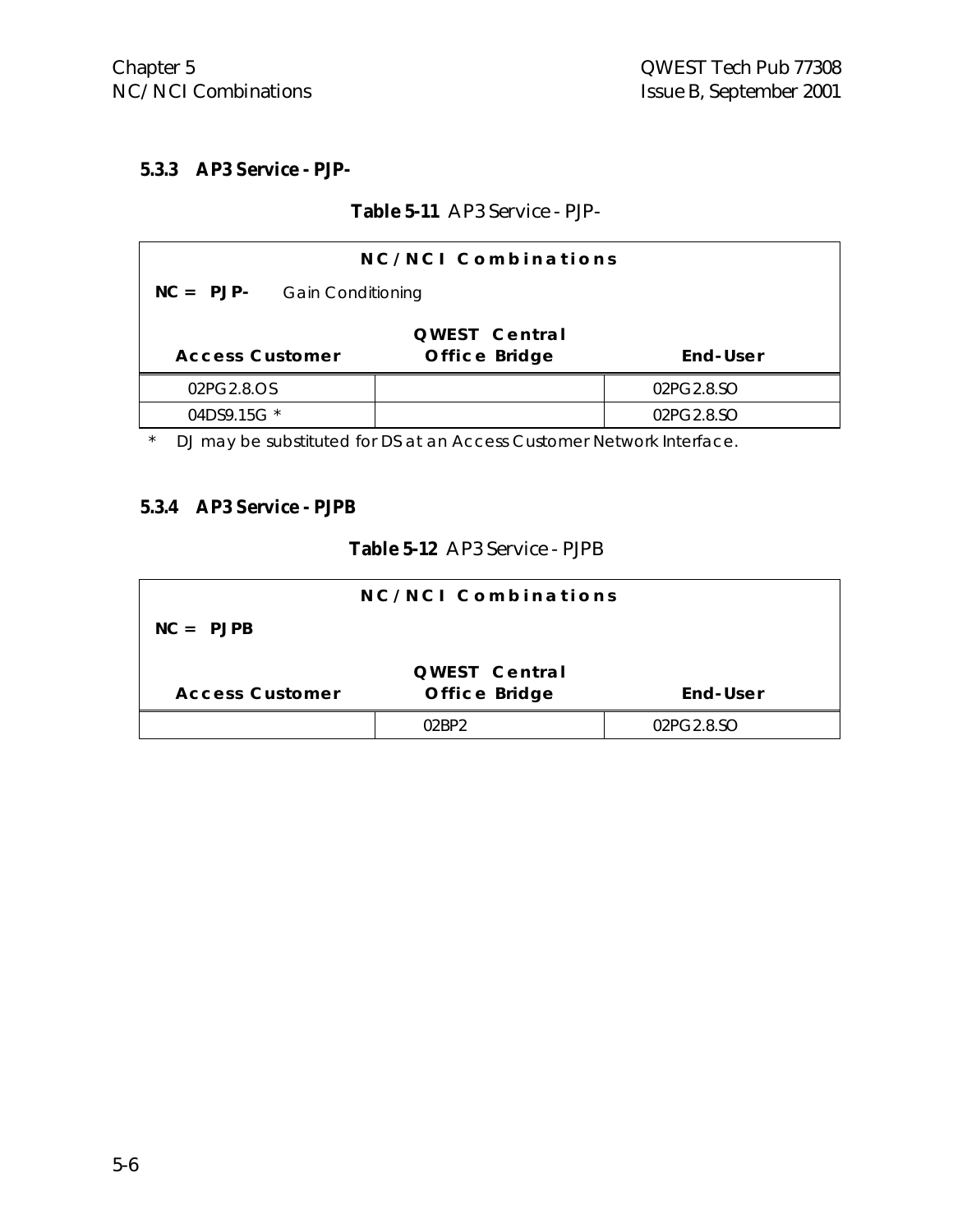### 5.3.3 AP3 Service - PJP-

**Table 5-11** AP3 Service - PJP-

| NC/NCI Combinations | | |
|---|---|---|
| **NC = PJP-** Gain Conditioning | | |
| **Access Customer** | **QWEST Central Office Bridge** | **End-User** |
| 02PG2.8.OS | | 02PG2.8.SO |
| 04DS9.15G * | | 02PG2.8.SO |

\* DJ may be substituted for DS at an Access Customer Network Interface.

### 5.3.4 AP3 Service - PJPB

**Table 5-12** AP3 Service - PJPB

| NC/NCI Combinations | | |
|---|---|---|
| **NC = PJPB** | | |
| **Access Customer** | **QWEST Central Office Bridge** | **End-User** |
| | 02BP2 | 02PG2.8.SO |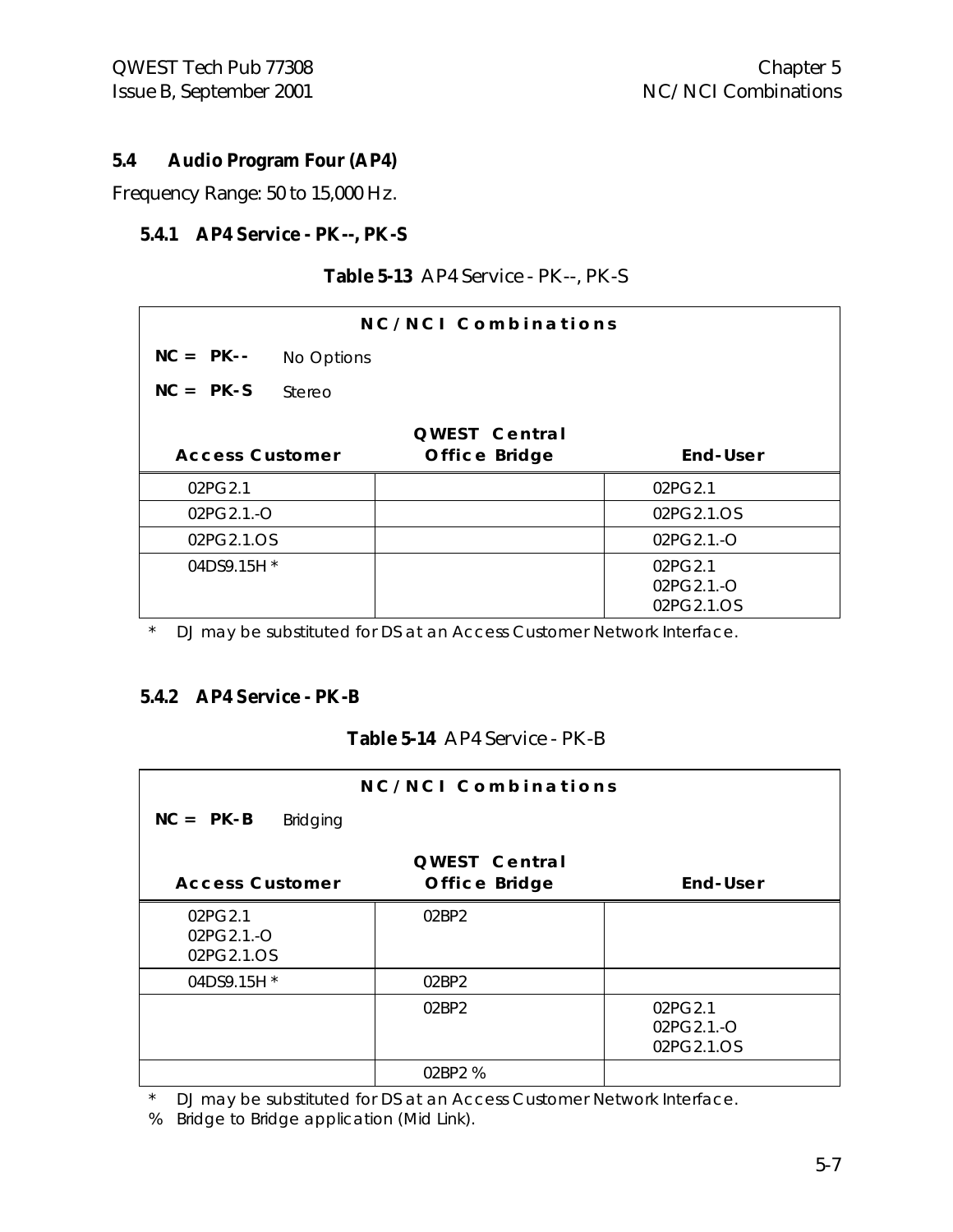## 5.4 Audio Program Four (AP4)

Frequency Range: 50 to 15,000 Hz.

### 5.4.1 AP4 Service - PK--, PK-S

**Table 5-13** AP4 Service - PK--, PK-S

**NC/NCI Combinations**

**NC = PK--** No Options

**NC = PK-S** Stereo

| Access Customer | QWEST Central Office Bridge | End-User |
|---|---|---|
| 02PG2.1 | | 02PG2.1 |
| 02PG2.1.-O | | 02PG2.1.OS |
| 02PG2.1.OS | | 02PG2.1.-O |
| 04DS9.15H * | | 02PG2.1<br>02PG2.1.-O<br>02PG2.1.OS |

\* DJ may be substituted for DS at an Access Customer Network Interface.

### 5.4.2 AP4 Service - PK-B

**Table 5-14** AP4 Service - PK-B

**NC/NCI Combinations**

**NC = PK-B** Bridging

| Access Customer | QWEST Central Office Bridge | End-User |
|---|---|---|
| 02PG2.1<br>02PG2.1.-O<br>02PG2.1.OS | 02BP2 | |
| 04DS9.15H * | 02BP2 | |
| | 02BP2 | 02PG2.1<br>02PG2.1.-O<br>02PG2.1.OS |
| | 02BP2 % | |

\* DJ may be substituted for DS at an Access Customer Network Interface.

% Bridge to Bridge application (Mid Link).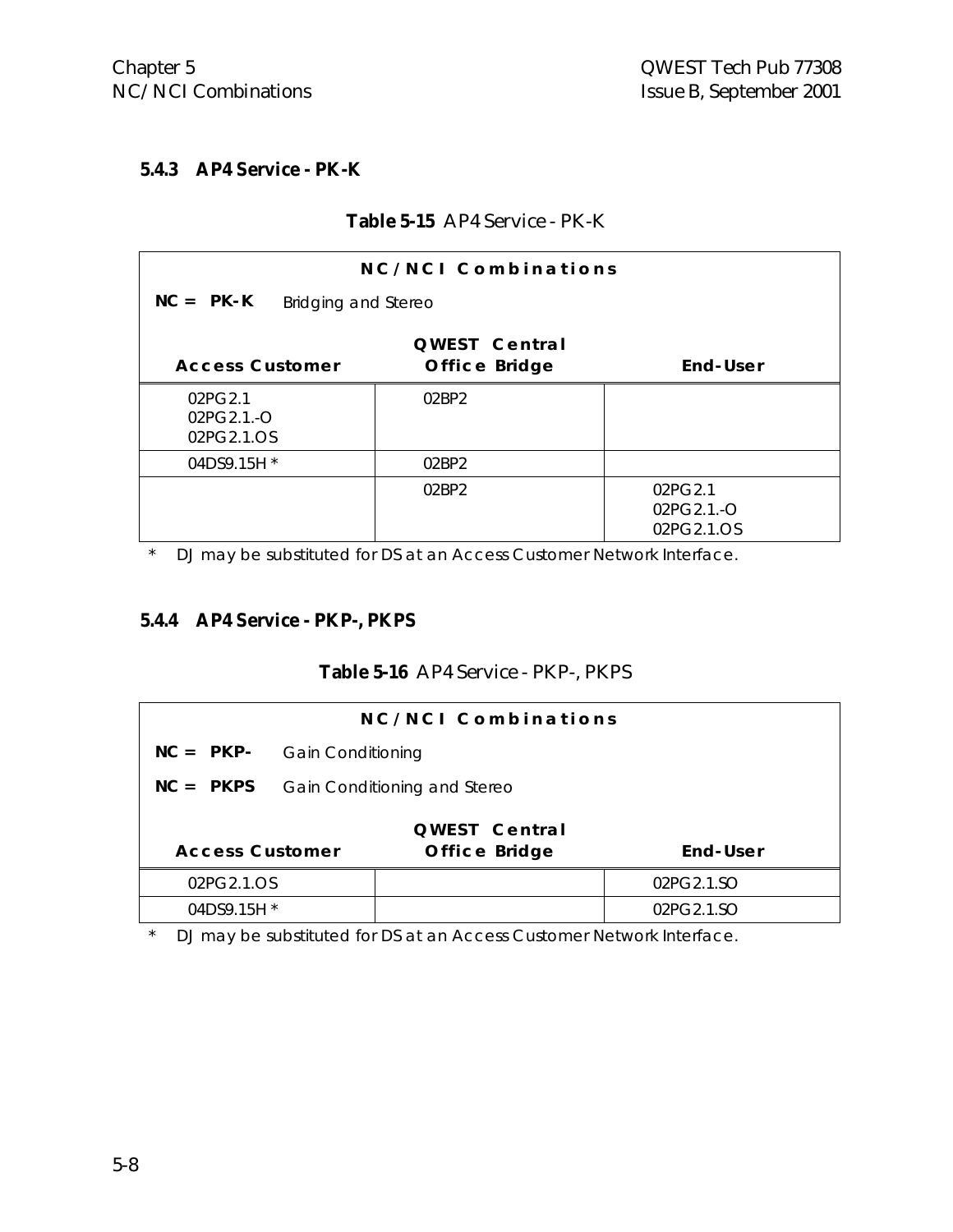### 5.4.3 AP4 Service - PK-K

**Table 5-15** AP4 Service - PK-K

| NC/NCI Combinations | | |
|---|---|---|
| **NC = PK-K** Bridging and Stereo | | |
| **Access Customer** | **QWEST Central Office Bridge** | **End-User** |
| 02PG2.1<br>02PG2.1.-O<br>02PG2.1.OS | 02BP2 | |
| 04DS9.15H * | 02BP2 | |
| | 02BP2 | 02PG2.1<br>02PG2.1.-O<br>02PG2.1.OS |

\* DJ may be substituted for DS at an Access Customer Network Interface.

### 5.4.4 AP4 Service - PKP-, PKPS

**Table 5-16** AP4 Service - PKP-, PKPS

| NC/NCI Combinations | | |
|---|---|---|
| **NC = PKP-** Gain Conditioning | | |
| **NC = PKPS** Gain Conditioning and Stereo | | |
| **Access Customer** | **QWEST Central Office Bridge** | **End-User** |
| 02PG2.1.OS | | 02PG2.1.SO |
| 04DS9.15H * | | 02PG2.1.SO |

\* DJ may be substituted for DS at an Access Customer Network Interface.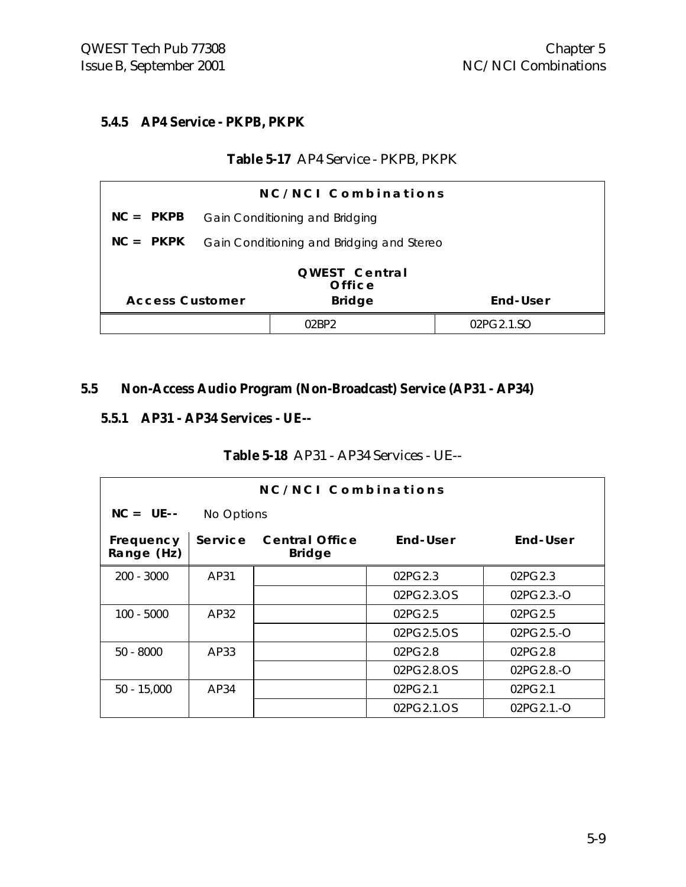### 5.4.5 AP4 Service - PKPB, PKPK

**Table 5-17** AP4 Service - PKPB, PKPK

| NC/NCI Combinations | | |
|---|---|---|
| **NC = PKPB** Gain Conditioning and Bridging | | |
| **NC = PKPK** Gain Conditioning and Bridging and Stereo | | |
| **Access Customer** | **QWEST Central Office Bridge** | **End-User** |
| | 02BP2 | 02PG2.1.SO |

## 5.5 Non-Access Audio Program (Non-Broadcast) Service (AP31 - AP34)

### 5.5.1 AP31 - AP34 Services - UE--

**Table 5-18** AP31 - AP34 Services - UE--

| NC/NCI Combinations | | | | |
|---|---|---|---|---|
| **NC = UE--** No Options | | | | |
| **Frequency Range (Hz)** | **Service** | **Central Office Bridge** | **End-User** | **End-User** |
| 200 - 3000 | AP31 | | 02PG2.3 | 02PG2.3 |
| | | | 02PG2.3.OS | 02PG2.3.-O |
| 100 - 5000 | AP32 | | 02PG2.5 | 02PG2.5 |
| | | | 02PG2.5.OS | 02PG2.5.-O |
| 50 - 8000 | AP33 | | 02PG2.8 | 02PG2.8 |
| | | | 02PG2.8.OS | 02PG2.8.-O |
| 50 - 15,000 | AP34 | | 02PG2.1 | 02PG2.1 |
| | | | 02PG2.1.OS | 02PG2.1.-O |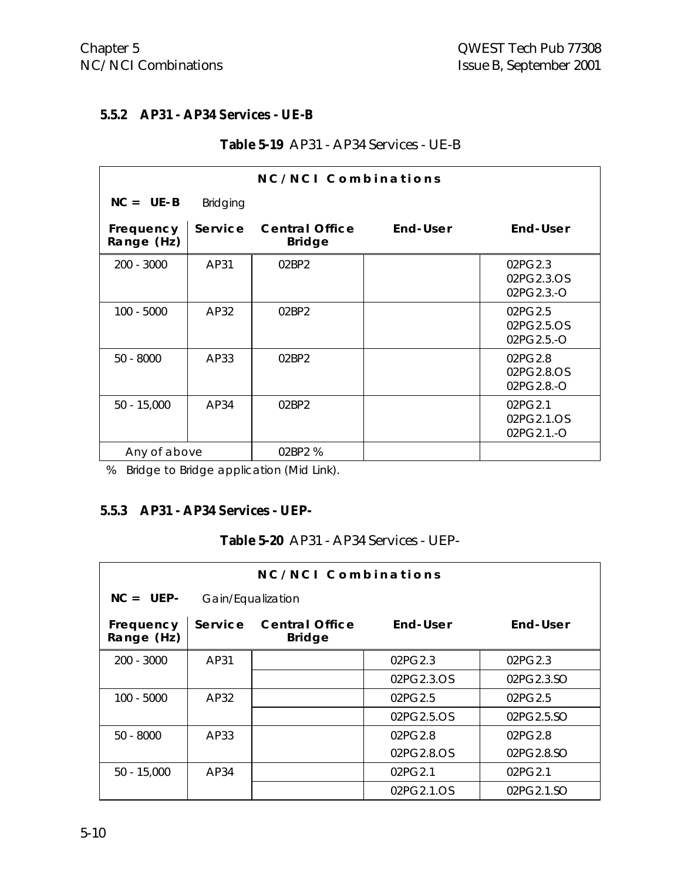### 5.5.2 AP31 - AP34 Services - UE-B

**Table 5-19** AP31 - AP34 Services - UE-B

| NC/NCI Combinations | | | | |
|---|---|---|---|---|
| **NC = UE-B** Bridging | | | | |
| **Frequency Range (Hz)** | **Service** | **Central Office Bridge** | **End-User** | **End-User** |
| 200 - 3000 | AP31 | 02BP2 | | 02PG2.3<br>02PG2.3.OS<br>02PG2.3.-O |
| 100 - 5000 | AP32 | 02BP2 | | 02PG2.5<br>02PG2.5.OS<br>02PG2.5.-O |
| 50 - 8000 | AP33 | 02BP2 | | 02PG2.8<br>02PG2.8.OS<br>02PG2.8.-O |
| 50 - 15,000 | AP34 | 02BP2 | | 02PG2.1<br>02PG2.1.OS<br>02PG2.1.-O |
| Any of above | | 02BP2 % | | |

% Bridge to Bridge application (Mid Link).

### 5.5.3 AP31 - AP34 Services - UEP-

**Table 5-20** AP31 - AP34 Services - UEP-

| NC/NCI Combinations | | | | |
|---|---|---|---|---|
| **NC = UEP-** Gain/Equalization | | | | |
| **Frequency Range (Hz)** | **Service** | **Central Office Bridge** | **End-User** | **End-User** |
| 200 - 3000 | AP31 | | 02PG2.3 | 02PG2.3 |
| | | | 02PG2.3.OS | 02PG2.3.SO |
| 100 - 5000 | AP32 | | 02PG2.5 | 02PG2.5 |
| | | | 02PG2.5.OS | 02PG2.5.SO |
| 50 - 8000 | AP33 | | 02PG2.8 | 02PG2.8 |
| | | | 02PG2.8.OS | 02PG2.8.SO |
| 50 - 15,000 | AP34 | | 02PG2.1 | 02PG2.1 |
| | | | 02PG2.1.OS | 02PG2.1.SO |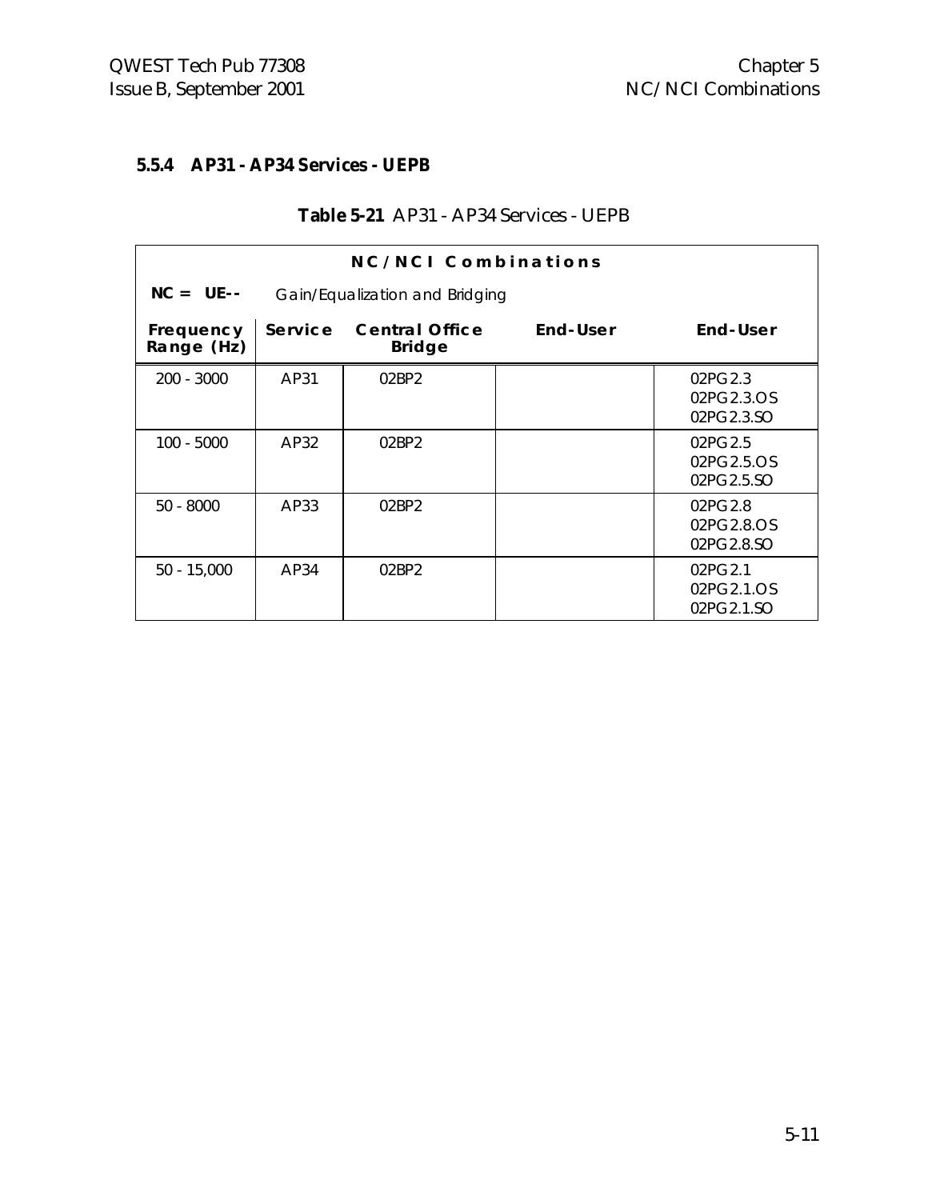### 5.5.4 AP31 - AP34 Services - UEPB

**Table 5-21** AP31 - AP34 Services - UEPB

| NC/NCI Combinations | | | | |
|---|---|---|---|---|
| **NC = UE--** | *Gain/Equalization and Bridging* | | | |
| **Frequency Range (Hz)** | **Service** | **Central Office Bridge** | **End-User** | **End-User** |
| 200 - 3000 | AP31 | 02BP2 | | 02PG2.3<br>02PG2.3.OS<br>02PG2.3.SO |
| 100 - 5000 | AP32 | 02BP2 | | 02PG2.5<br>02PG2.5.OS<br>02PG2.5.SO |
| 50 - 8000 | AP33 | 02BP2 | | 02PG2.8<br>02PG2.8.OS<br>02PG2.8.SO |
| 50 - 15,000 | AP34 | 02BP2 | | 02PG2.1<br>02PG2.1.OS<br>02PG2.1.SO |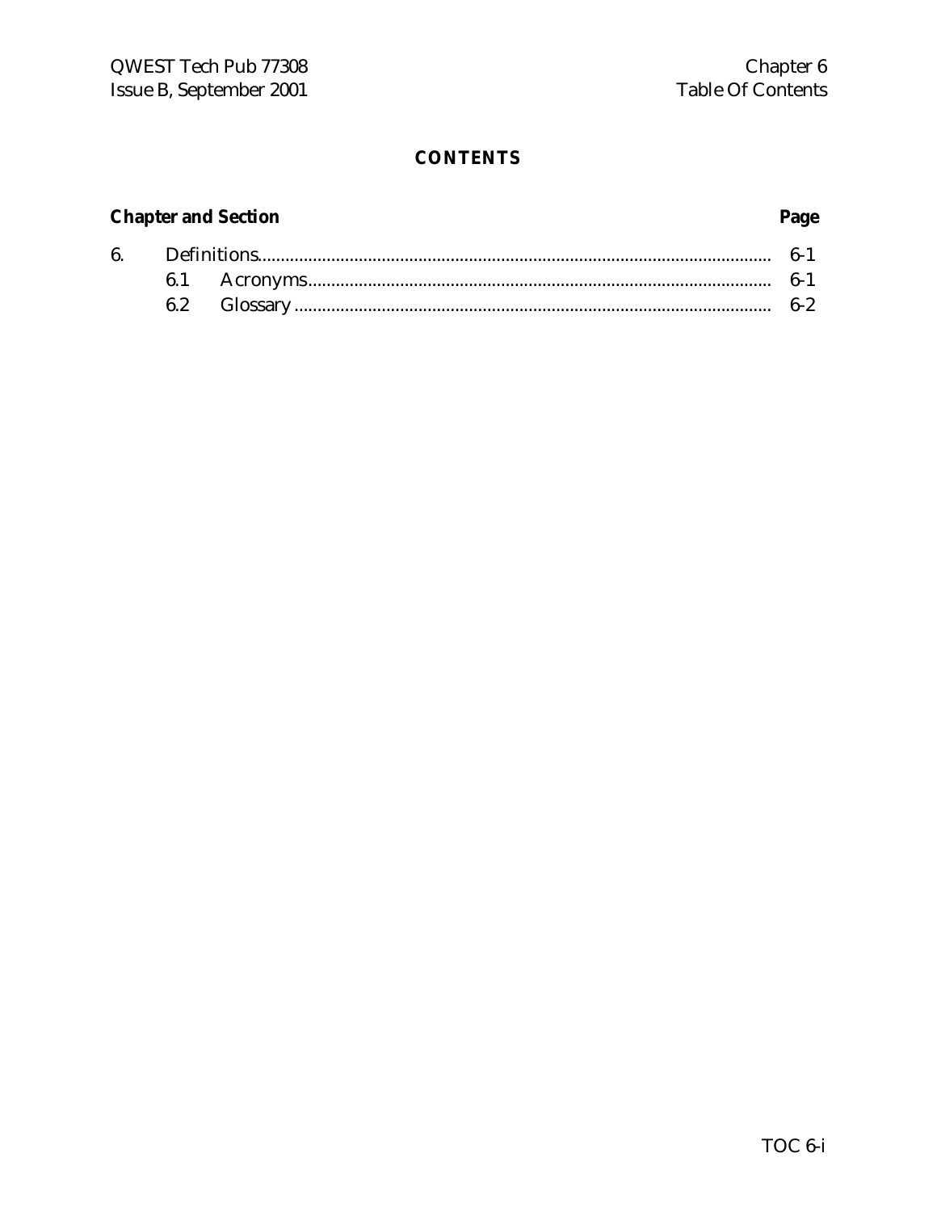# CONTENTS

| Chapter and Section | | Page |
|---|---|---|
| 6. | Definitions | 6-1 |
| | 6.1 Acronyms | 6-1 |
| | 6.2 Glossary | 6-2 |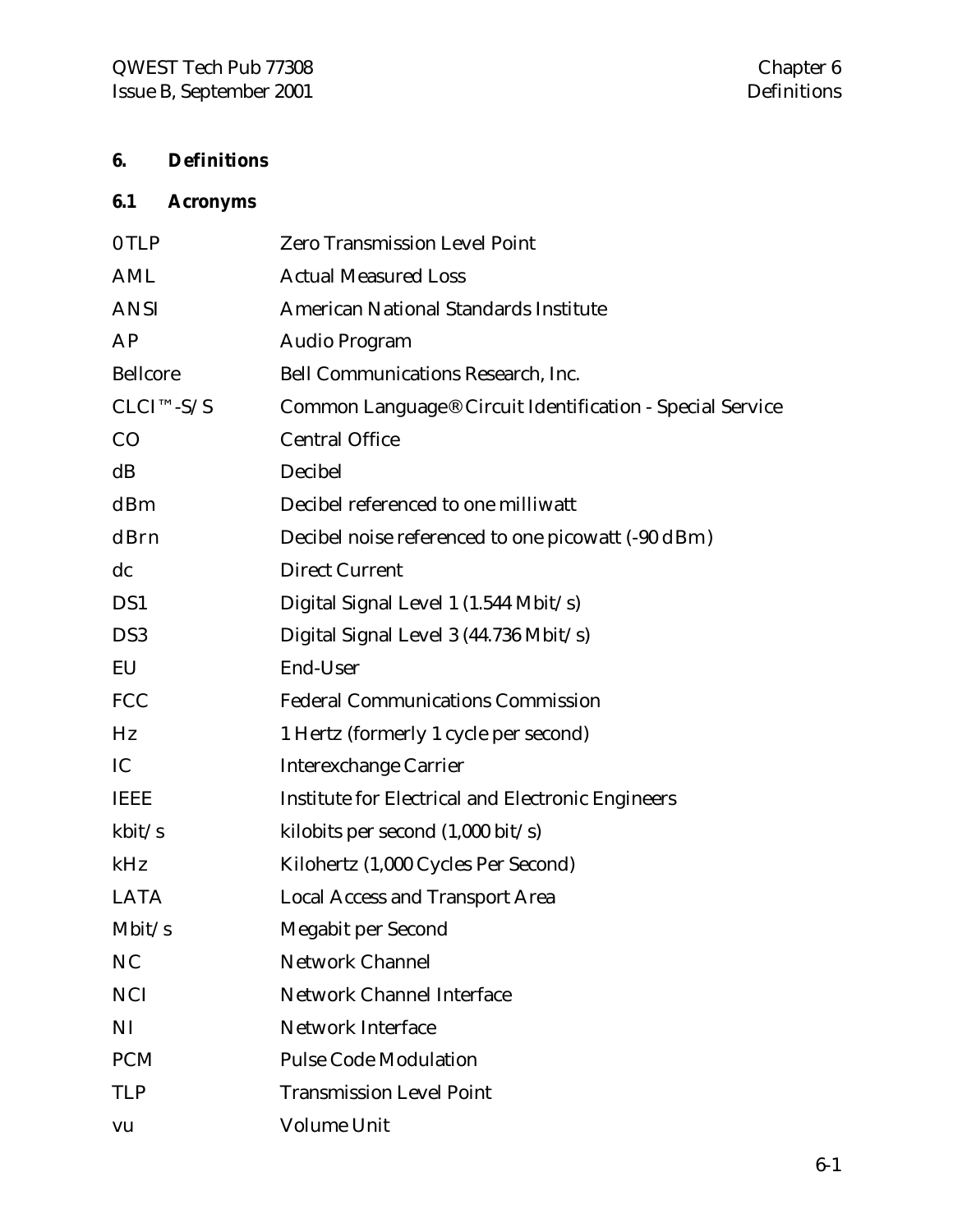# 6. Definitions

## 6.1 Acronyms

| | |
|---|---|
| 0 TLP | Zero Transmission Level Point |
| AML | Actual Measured Loss |
| ANSI | American National Standards Institute |
| AP | Audio Program |
| Bellcore | Bell Communications Research, Inc. |
| CLCI™-S/S | Common Language® Circuit Identification - Special Service |
| CO | Central Office |
| dB | Decibel |
| dBm | Decibel referenced to one milliwatt |
| dBrn | Decibel noise referenced to one picowatt (-90 dBm) |
| dc | Direct Current |
| DS1 | Digital Signal Level 1 (1.544 Mbit/s) |
| DS3 | Digital Signal Level 3 (44.736 Mbit/s) |
| EU | End-User |
| FCC | Federal Communications Commission |
| Hz | 1 Hertz (formerly 1 cycle per second) |
| IC | Interexchange Carrier |
| IEEE | Institute for Electrical and Electronic Engineers |
| kbit/s | kilobits per second (1,000 bit/s) |
| kHz | Kilohertz (1,000 Cycles Per Second) |
| LATA | Local Access and Transport Area |
| Mbit/s | Megabit per Second |
| NC | Network Channel |
| NCI | Network Channel Interface |
| NI | Network Interface |
| PCM | Pulse Code Modulation |
| TLP | Transmission Level Point |
| vu | Volume Unit |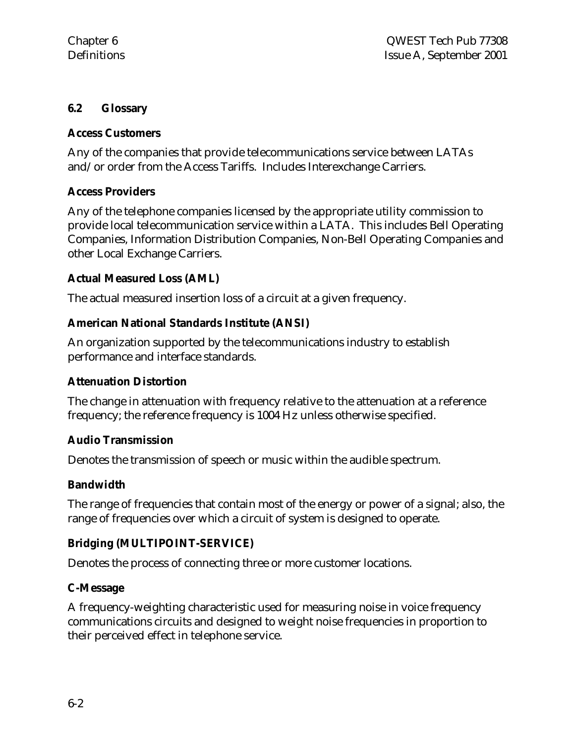## 6.2 Glossary

**Access Customers**

Any of the companies that provide telecommunications service between LATAs and/or order from the Access Tariffs. Includes Interexchange Carriers.

**Access Providers**

Any of the telephone companies licensed by the appropriate utility commission to provide local telecommunication service within a LATA. This includes Bell Operating Companies, Information Distribution Companies, Non-Bell Operating Companies and other Local Exchange Carriers.

**Actual Measured Loss (AML)**

The actual measured insertion loss of a circuit at a given frequency.

**American National Standards Institute (ANSI)**

An organization supported by the telecommunications industry to establish performance and interface standards.

**Attenuation Distortion**

The change in attenuation with frequency relative to the attenuation at a reference frequency; the reference frequency is 1004 Hz unless otherwise specified.

**Audio Transmission**

Denotes the transmission of speech or music within the audible spectrum.

**Bandwidth**

The range of frequencies that contain most of the energy or power of a signal; also, the range of frequencies over which a circuit of system is designed to operate.

**Bridging (MULTIPOINT-SERVICE)**

Denotes the process of connecting three or more customer locations.

**C-Message**

A frequency-weighting characteristic used for measuring noise in voice frequency communications circuits and designed to weight noise frequencies in proportion to their perceived effect in telephone service.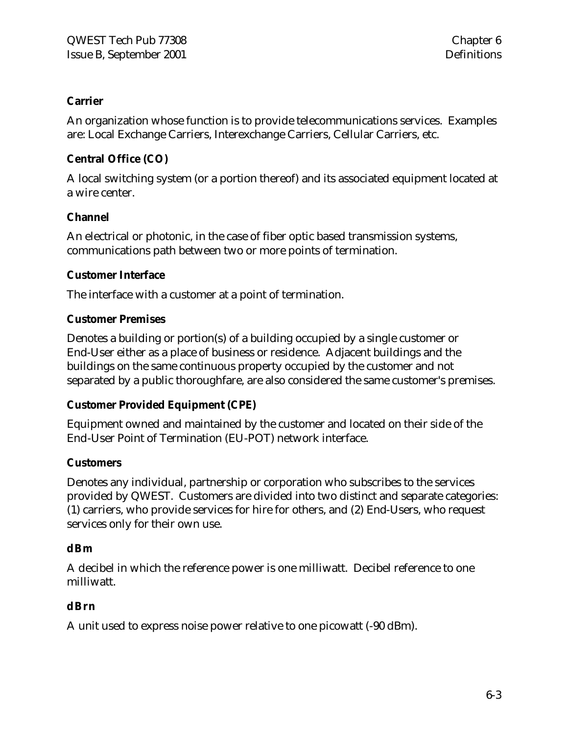**Carrier**

An organization whose function is to provide telecommunications services. Examples are: Local Exchange Carriers, Interexchange Carriers, Cellular Carriers, etc.

**Central Office (CO)**

A local switching system (or a portion thereof) and its associated equipment located at a wire center.

**Channel**

An electrical or photonic, in the case of fiber optic based transmission systems, communications path between two or more points of termination.

**Customer Interface**

The interface with a customer at a point of termination.

**Customer Premises**

Denotes a building or portion(s) of a building occupied by a single customer or End-User either as a place of business or residence. Adjacent buildings and the buildings on the same continuous property occupied by the customer and not separated by a public thoroughfare, are also considered the same customer's premises.

**Customer Provided Equipment (CPE)**

Equipment owned and maintained by the customer and located on their side of the End-User Point of Termination (EU-POT) network interface.

**Customers**

Denotes any individual, partnership or corporation who subscribes to the services provided by QWEST. Customers are divided into two distinct and separate categories: (1) carriers, who provide services for hire for others, and (2) End-Users, who request services only for their own use.

**dBm**

A decibel in which the reference power is one milliwatt. Decibel reference to one milliwatt.

**dBrn**

A unit used to express noise power relative to one picowatt (-90 dBm).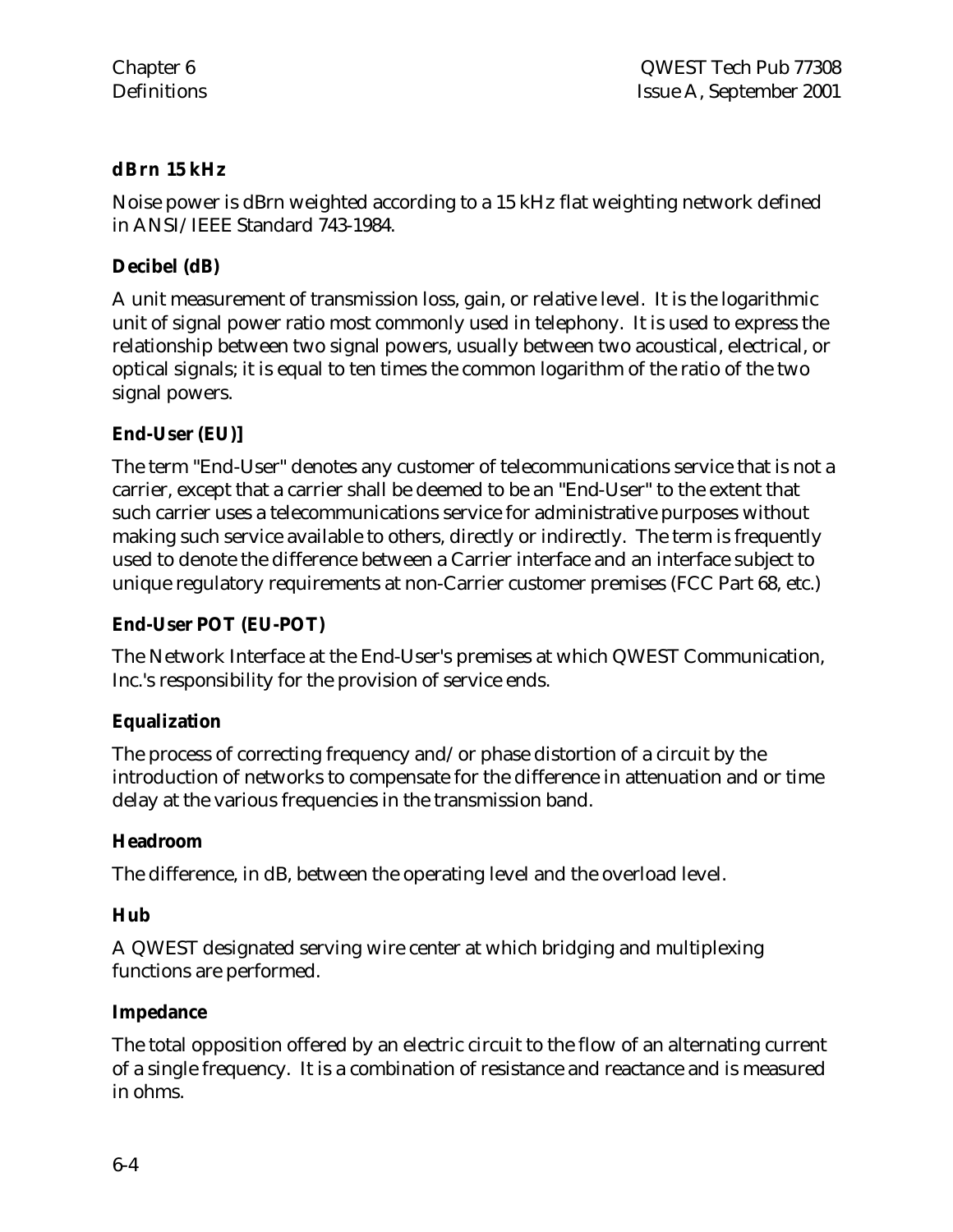**dBrn 15 kHz**

Noise power is dBrn weighted according to a 15 kHz flat weighting network defined in ANSI/IEEE Standard 743-1984.

**Decibel (dB)**

A unit measurement of transmission loss, gain, or relative level. It is the logarithmic unit of signal power ratio most commonly used in telephony. It is used to express the relationship between two signal powers, usually between two acoustical, electrical, or optical signals; it is equal to ten times the common logarithm of the ratio of the two signal powers.

**End-User (EU)]**

The term "End-User" denotes any customer of telecommunications service that is not a carrier, except that a carrier shall be deemed to be an "End-User" to the extent that such carrier uses a telecommunications service for administrative purposes without making such service available to others, directly or indirectly. The term is frequently used to denote the difference between a Carrier interface and an interface subject to unique regulatory requirements at non-Carrier customer premises (FCC Part 68, etc.)

**End-User POT (EU-POT)**

The Network Interface at the End-User's premises at which QWEST Communication, Inc.'s responsibility for the provision of service ends.

**Equalization**

The process of correcting frequency and/or phase distortion of a circuit by the introduction of networks to compensate for the difference in attenuation and or time delay at the various frequencies in the transmission band.

**Headroom**

The difference, in dB, between the operating level and the overload level.

**Hub**

A QWEST designated serving wire center at which bridging and multiplexing functions are performed.

**Impedance**

The total opposition offered by an electric circuit to the flow of an alternating current of a single frequency. It is a combination of resistance and reactance and is measured in ohms.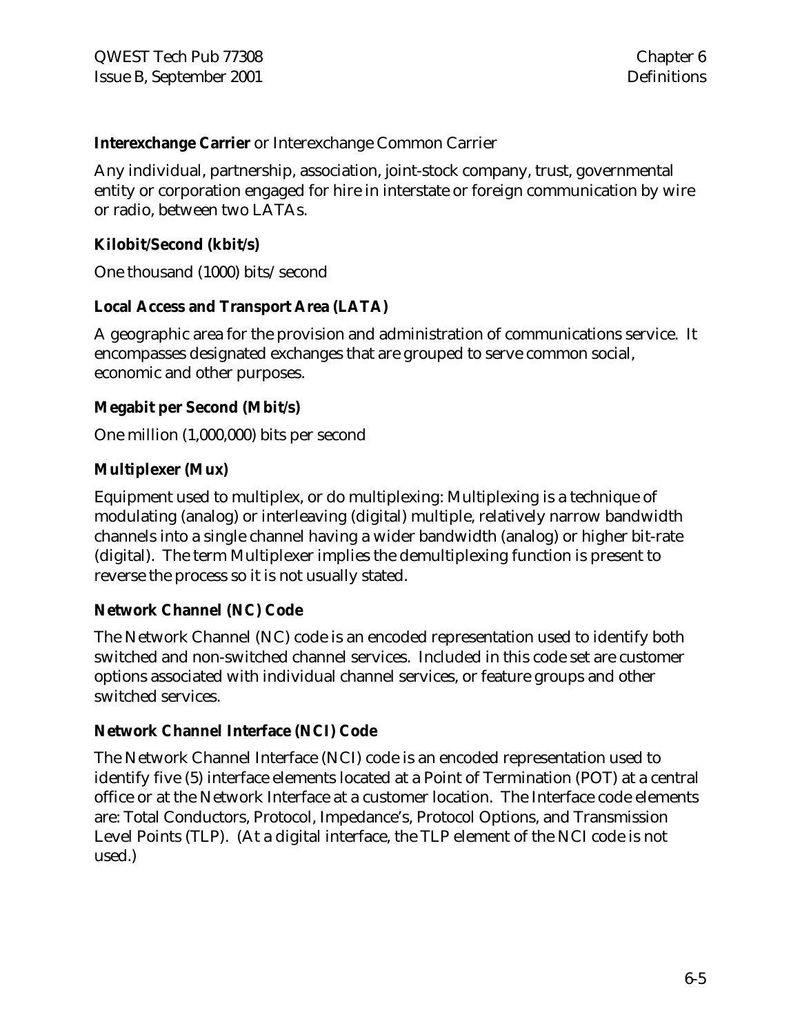**Interexchange Carrier** or Interexchange Common Carrier

Any individual, partnership, association, joint-stock company, trust, governmental entity or corporation engaged for hire in interstate or foreign communication by wire or radio, between two LATAs.

**Kilobit/Second (kbit/s)**

One thousand (1000) bits/ second

**Local Access and Transport Area (LATA)**

A geographic area for the provision and administration of communications service. It encompasses designated exchanges that are grouped to serve common social, economic and other purposes.

**Megabit per Second (Mbit/s)**

One million (1,000,000) bits per second

**Multiplexer (Mux)**

Equipment used to multiplex, or do multiplexing: Multiplexing is a technique of modulating (analog) or interleaving (digital) multiple, relatively narrow bandwidth channels into a single channel having a wider bandwidth (analog) or higher bit-rate (digital). The term Multiplexer implies the demultiplexing function is present to reverse the process so it is not usually stated.

**Network Channel (NC) Code**

The Network Channel (NC) code is an encoded representation used to identify both switched and non-switched channel services. Included in this code set are customer options associated with individual channel services, or feature groups and other switched services.

**Network Channel Interface (NCI) Code**

The Network Channel Interface (NCI) code is an encoded representation used to identify five (5) interface elements located at a Point of Termination (POT) at a central office or at the Network Interface at a customer location. The Interface code elements are: Total Conductors, Protocol, Impedance's, Protocol Options, and Transmission Level Points (TLP). (At a digital interface, the TLP element of the NCI code is not used.)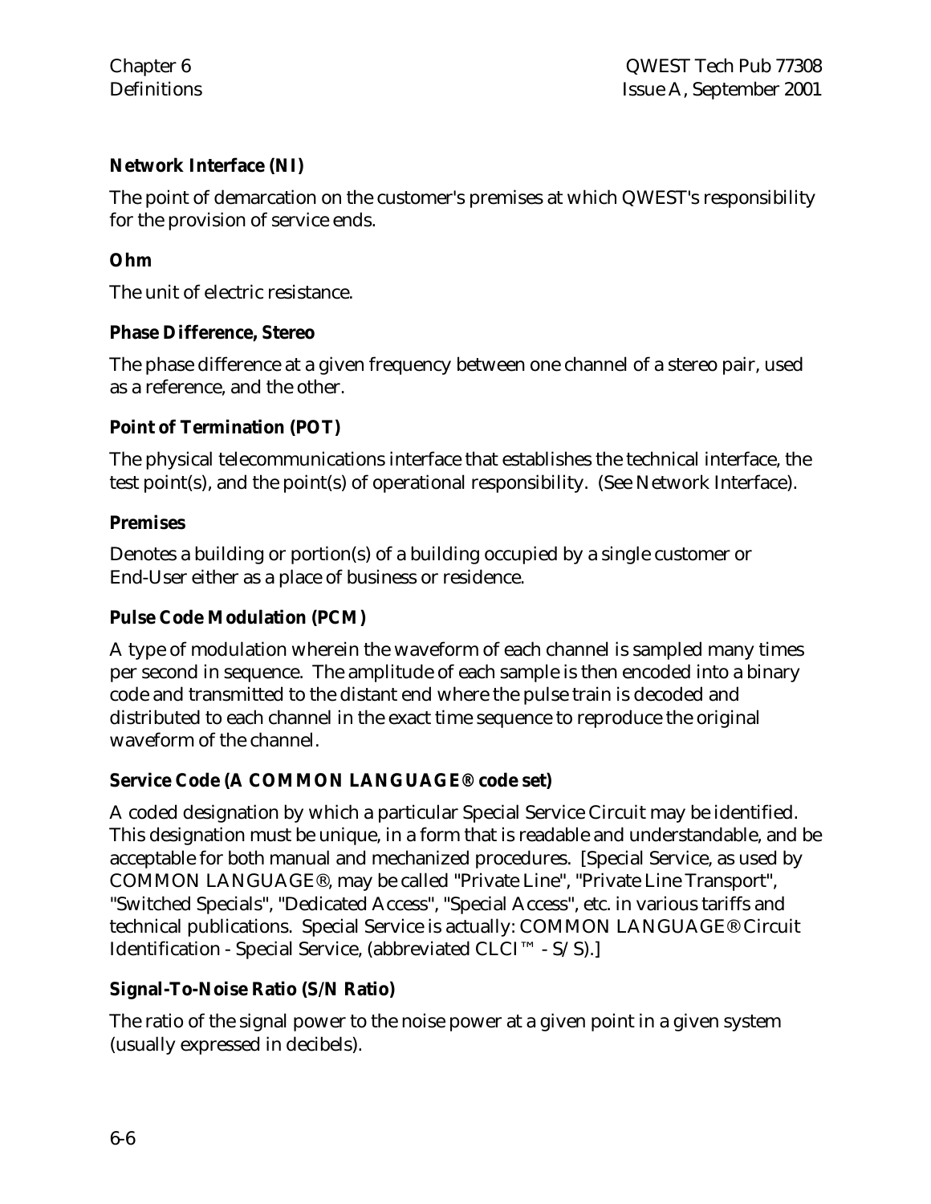**Network Interface (NI)**

The point of demarcation on the customer's premises at which QWEST's responsibility for the provision of service ends.

**Ohm**

The unit of electric resistance.

**Phase Difference, Stereo**

The phase difference at a given frequency between one channel of a stereo pair, used as a reference, and the other.

**Point of Termination (POT)**

The physical telecommunications interface that establishes the technical interface, the test point(s), and the point(s) of operational responsibility. (See Network Interface).

**Premises**

Denotes a building or portion(s) of a building occupied by a single customer or End-User either as a place of business or residence.

**Pulse Code Modulation (PCM)**

A type of modulation wherein the waveform of each channel is sampled many times per second in sequence. The amplitude of each sample is then encoded into a binary code and transmitted to the distant end where the pulse train is decoded and distributed to each channel in the exact time sequence to reproduce the original waveform of the channel.

**Service Code (A COMMON LANGUAGE® code set)**

A coded designation by which a particular Special Service Circuit may be identified. This designation must be unique, in a form that is readable and understandable, and be acceptable for both manual and mechanized procedures. [Special Service, as used by COMMON LANGUAGE®, may be called "Private Line", "Private Line Transport", "Switched Specials", "Dedicated Access", "Special Access", etc. in various tariffs and technical publications. Special Service is actually: COMMON LANGUAGE® Circuit Identification - Special Service, (abbreviated CLCI™ - S/S).]

**Signal-To-Noise Ratio (S/N Ratio)**

The ratio of the signal power to the noise power at a given point in a given system (usually expressed in decibels).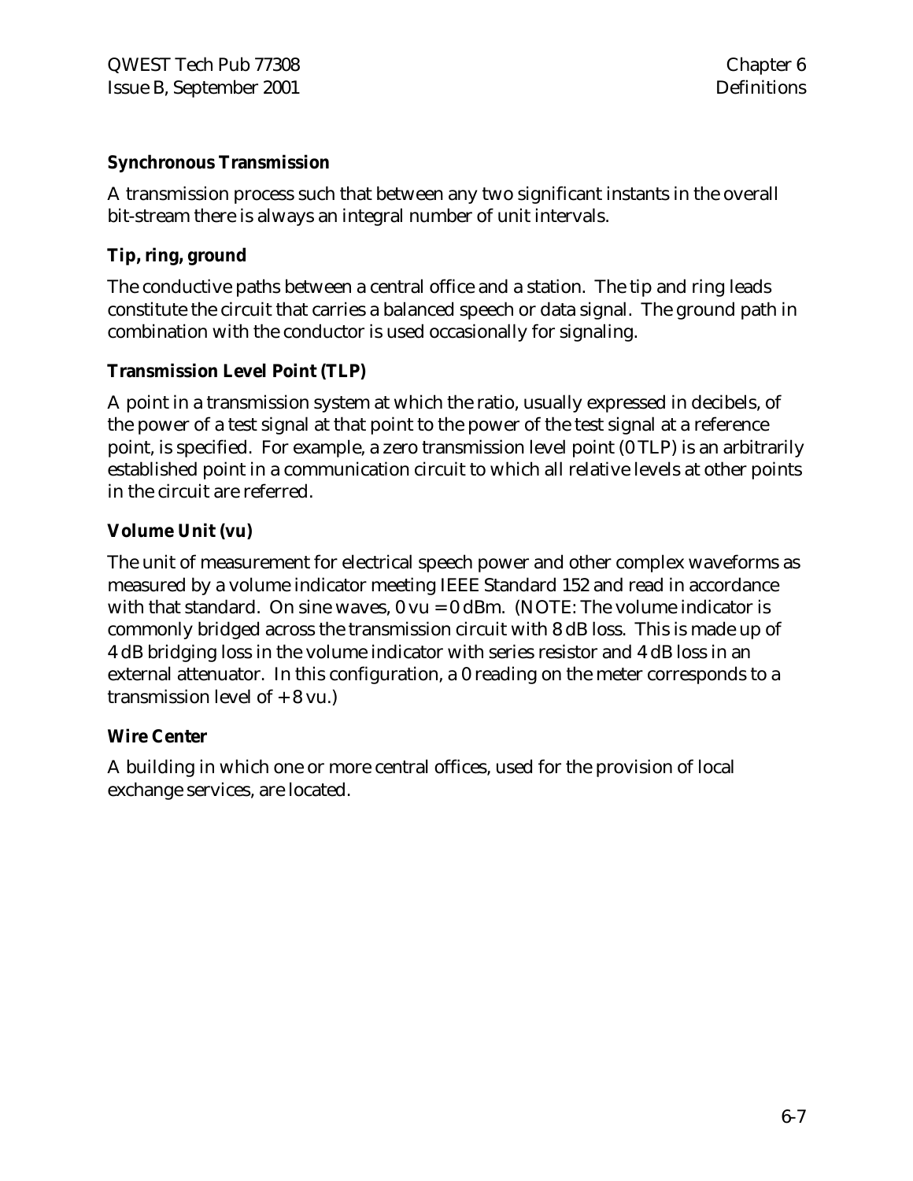**Synchronous Transmission**

A transmission process such that between any two significant instants in the overall bit-stream there is always an integral number of unit intervals.

**Tip, ring, ground**

The conductive paths between a central office and a station. The tip and ring leads constitute the circuit that carries a balanced speech or data signal. The ground path in combination with the conductor is used occasionally for signaling.

**Transmission Level Point (TLP)**

A point in a transmission system at which the ratio, usually expressed in decibels, of the power of a test signal at that point to the power of the test signal at a reference point, is specified. For example, a zero transmission level point (0 TLP) is an arbitrarily established point in a communication circuit to which all relative levels at other points in the circuit are referred.

**Volume Unit (vu)**

The unit of measurement for electrical speech power and other complex waveforms as measured by a volume indicator meeting IEEE Standard 152 and read in accordance with that standard. On sine waves, 0 vu = 0 dBm. (NOTE: The volume indicator is commonly bridged across the transmission circuit with 8 dB loss. This is made up of 4 dB bridging loss in the volume indicator with series resistor and 4 dB loss in an external attenuator. In this configuration, a 0 reading on the meter corresponds to a transmission level of + 8 vu.)

**Wire Center**

A building in which one or more central offices, used for the provision of local exchange services, are located.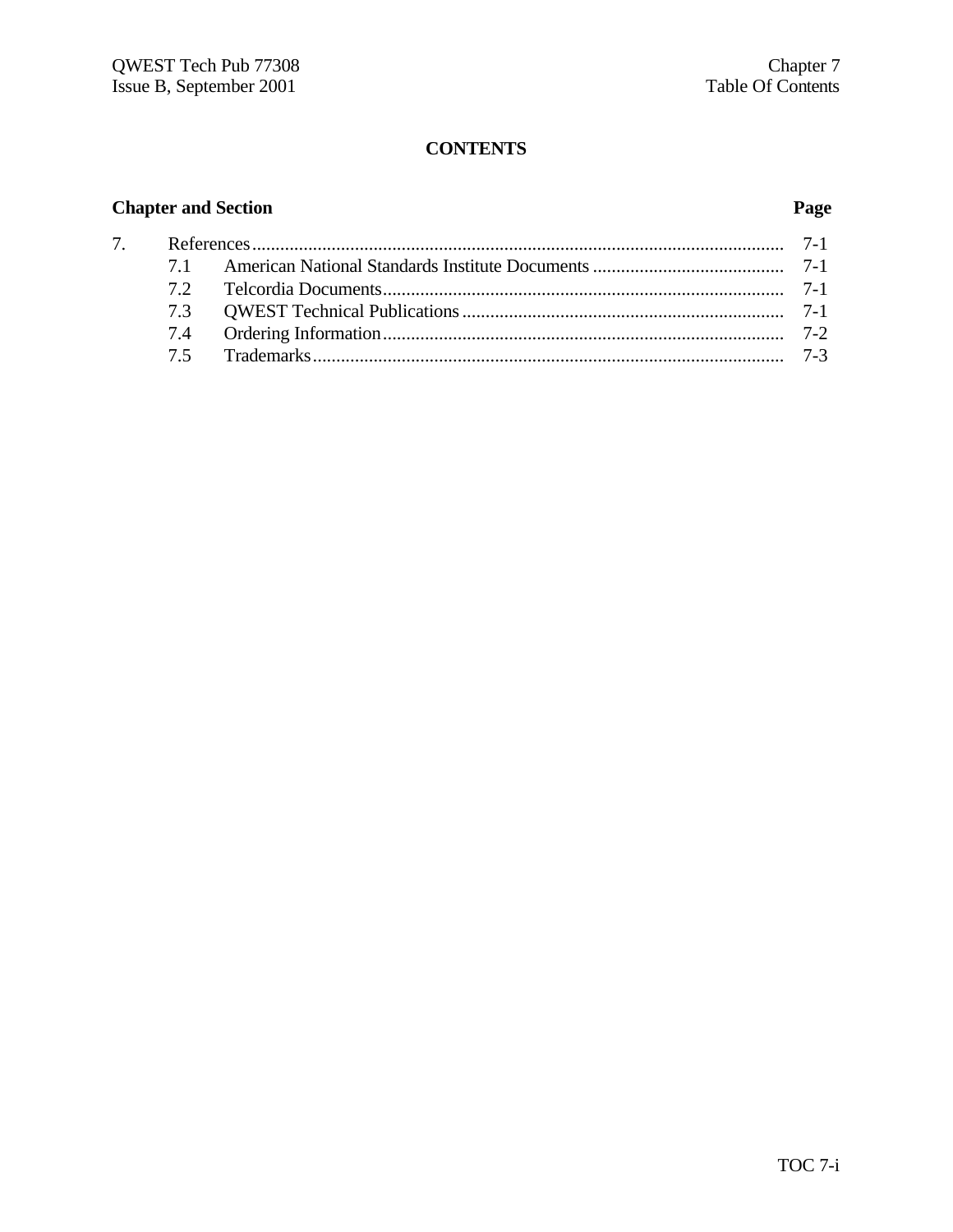## CONTENTS

| Chapter and Section | | Page |
|---|---|---|
| 7. | References | 7-1 |
| 7.1 | American National Standards Institute Documents | 7-1 |
| 7.2 | Telcordia Documents | 7-1 |
| 7.3 | QWEST Technical Publications | 7-1 |
| 7.4 | Ordering Information | 7-2 |
| 7.5 | Trademarks | 7-3 |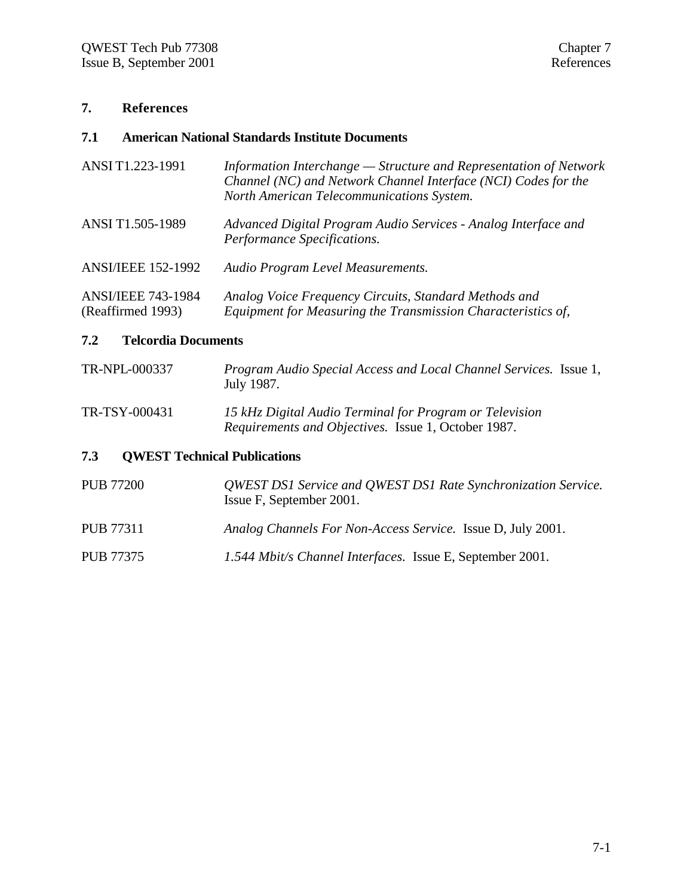# 7. References

## 7.1 American National Standards Institute Documents

ANSI T1.223-1991 — *Information Interchange — Structure and Representation of Network Channel (NC) and Network Channel Interface (NCI) Codes for the North American Telecommunications System.*

ANSI T1.505-1989 — *Advanced Digital Program Audio Services - Analog Interface and Performance Specifications.*

ANSI/IEEE 152-1992 — *Audio Program Level Measurements.*

ANSI/IEEE 743-1984 (Reaffirmed 1993) — *Analog Voice Frequency Circuits, Standard Methods and Equipment for Measuring the Transmission Characteristics of,*

## 7.2 Telcordia Documents

TR-NPL-000337 — *Program Audio Special Access and Local Channel Services.* Issue 1, July 1987.

TR-TSY-000431 — *15 kHz Digital Audio Terminal for Program or Television Requirements and Objectives.* Issue 1, October 1987.

## 7.3 QWEST Technical Publications

PUB 77200 — *QWEST DS1 Service and QWEST DS1 Rate Synchronization Service.* Issue F, September 2001.

PUB 77311 — *Analog Channels For Non-Access Service.* Issue D, July 2001.

PUB 77375 — *1.544 Mbit/s Channel Interfaces.* Issue E, September 2001.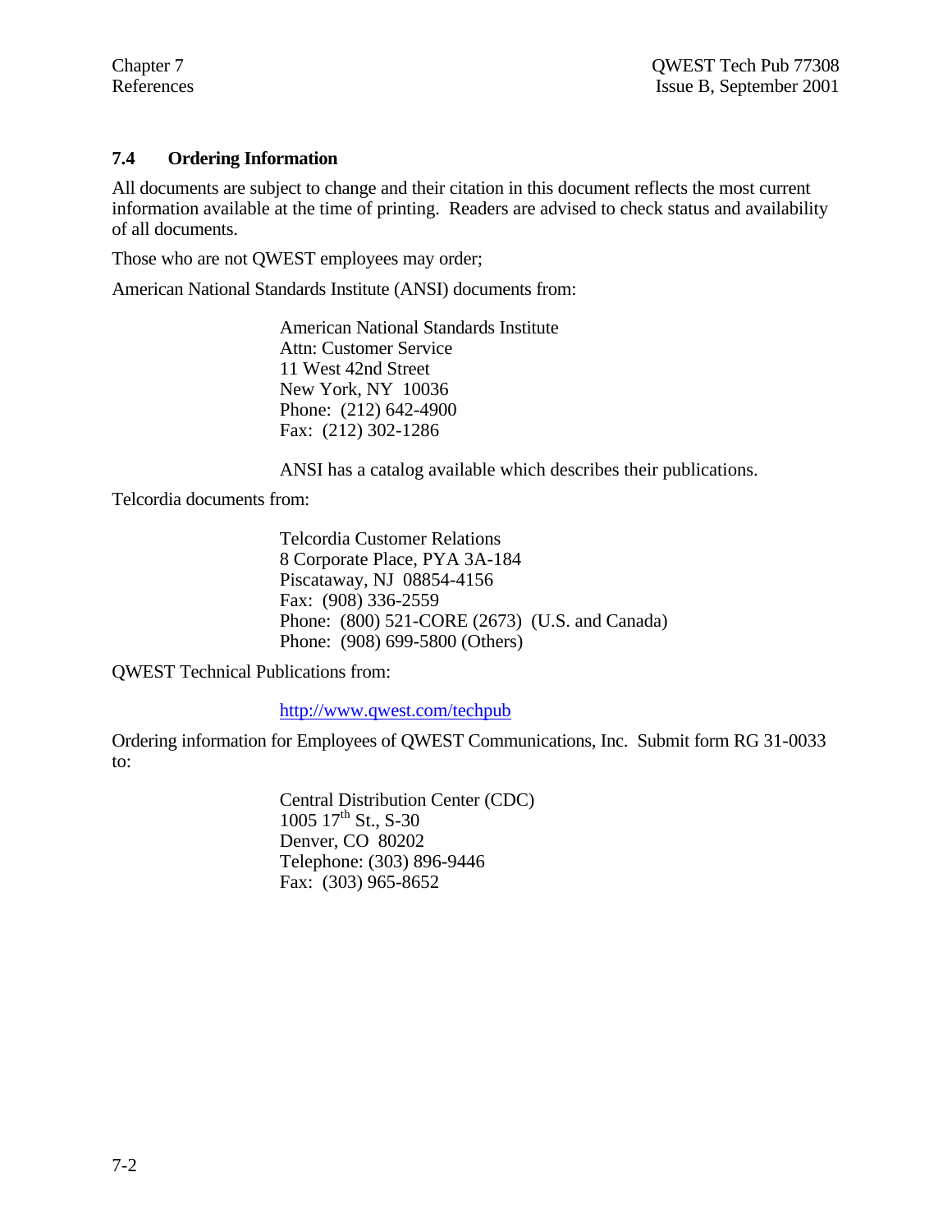## 7.4 Ordering Information

All documents are subject to change and their citation in this document reflects the most current information available at the time of printing. Readers are advised to check status and availability of all documents.

Those who are not QWEST employees may order;

American National Standards Institute (ANSI) documents from:

> American National Standards Institute
> Attn: Customer Service
> 11 West 42nd Street
> New York, NY 10036
> Phone: (212) 642-4900
> Fax: (212) 302-1286
>
> ANSI has a catalog available which describes their publications.

Telcordia documents from:

> Telcordia Customer Relations
> 8 Corporate Place, PYA 3A-184
> Piscataway, NJ 08854-4156
> Fax: (908) 336-2559
> Phone: (800) 521-CORE (2673) (U.S. and Canada)
> Phone: (908) 699-5800 (Others)

QWEST Technical Publications from:

> http://www.qwest.com/techpub

Ordering information for Employees of QWEST Communications, Inc. Submit form RG 31-0033 to:

> Central Distribution Center (CDC)
> 1005 17th St., S-30
> Denver, CO 80202
> Telephone: (303) 896-9446
> Fax: (303) 965-8652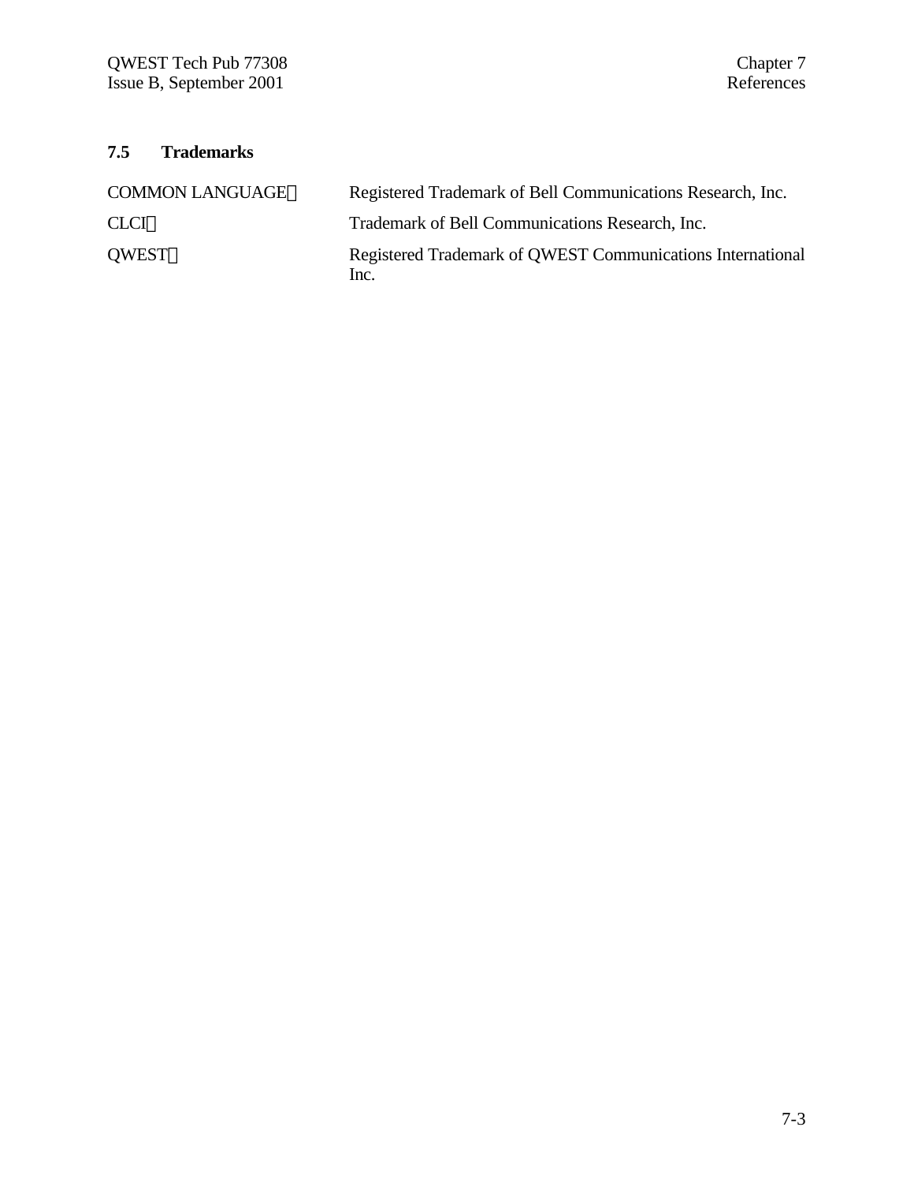## 7.5 Trademarks

| | |
|---|---|
| COMMON LANGUAGE® | Registered Trademark of Bell Communications Research, Inc. |
| CLCI™ | Trademark of Bell Communications Research, Inc. |
| QWEST® | Registered Trademark of QWEST Communications International Inc. |